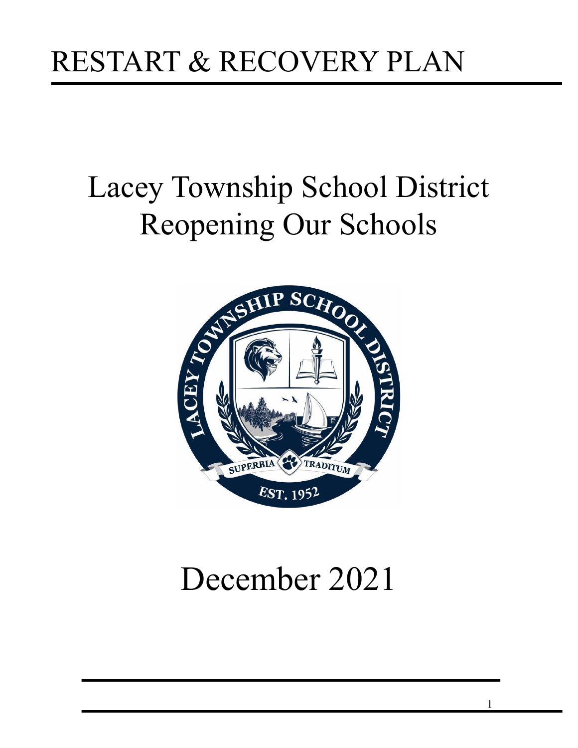# RESTART & RECOVERY PLAN

# Lacey Township School District
# Reopening Our Schools

# December 2021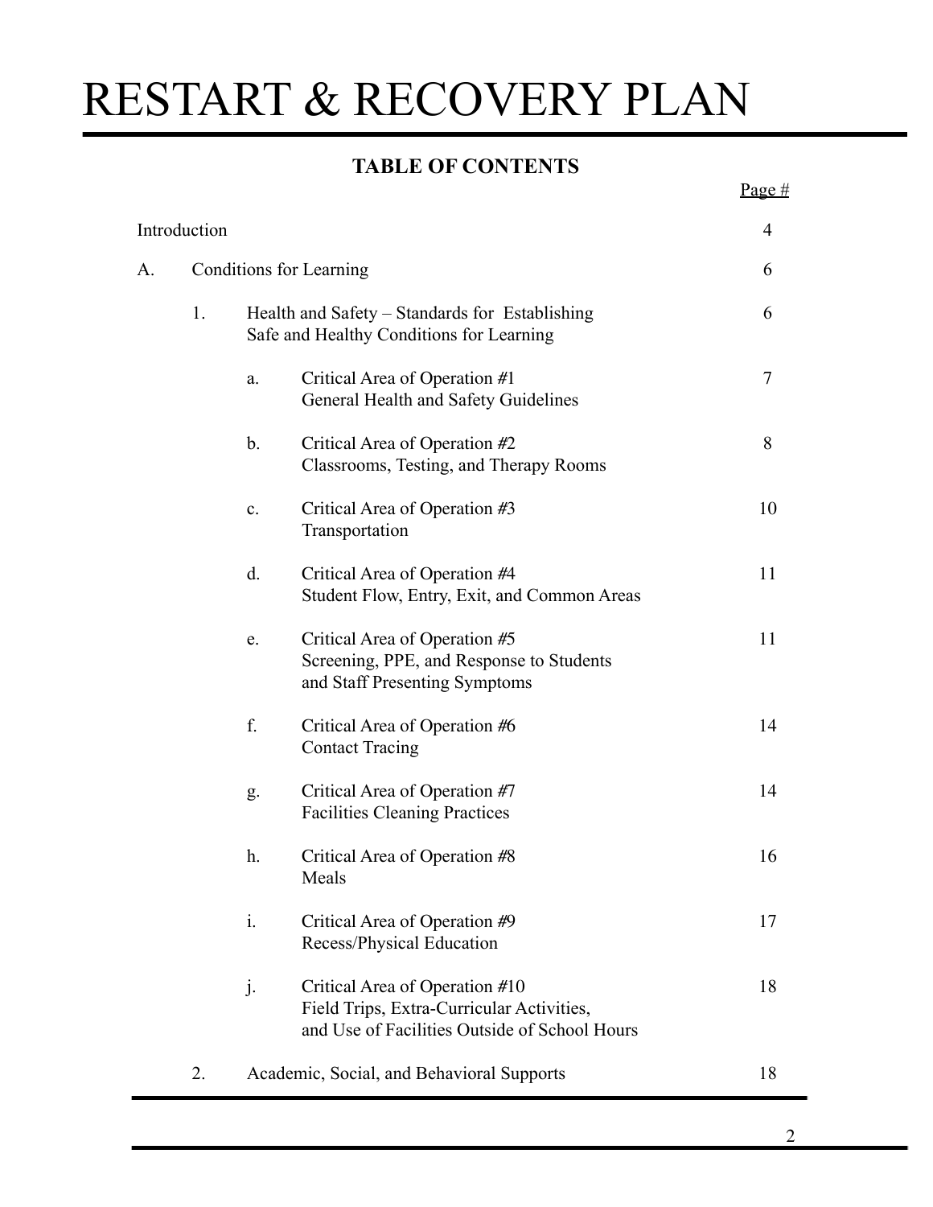# RESTART & RECOVERY PLAN

**TABLE OF CONTENTS**

| | | | | Page # |
|---|---|---|---|---|
| Introduction | | | | 4 |
| A. | Conditions for Learning | | | 6 |
| | 1. | Health and Safety – Standards for Establishing Safe and Healthy Conditions for Learning | | 6 |
| | | a. | Critical Area of Operation #1<br>General Health and Safety Guidelines | 7 |
| | | b. | Critical Area of Operation #2<br>Classrooms, Testing, and Therapy Rooms | 8 |
| | | c. | Critical Area of Operation #3<br>Transportation | 10 |
| | | d. | Critical Area of Operation #4<br>Student Flow, Entry, Exit, and Common Areas | 11 |
| | | e. | Critical Area of Operation #5<br>Screening, PPE, and Response to Students and Staff Presenting Symptoms | 11 |
| | | f. | Critical Area of Operation #6<br>Contact Tracing | 14 |
| | | g. | Critical Area of Operation #7<br>Facilities Cleaning Practices | 14 |
| | | h. | Critical Area of Operation #8<br>Meals | 16 |
| | | i. | Critical Area of Operation #9<br>Recess/Physical Education | 17 |
| | | j. | Critical Area of Operation #10<br>Field Trips, Extra-Curricular Activities, and Use of Facilities Outside of School Hours | 18 |
| | 2. | Academic, Social, and Behavioral Supports | | 18 |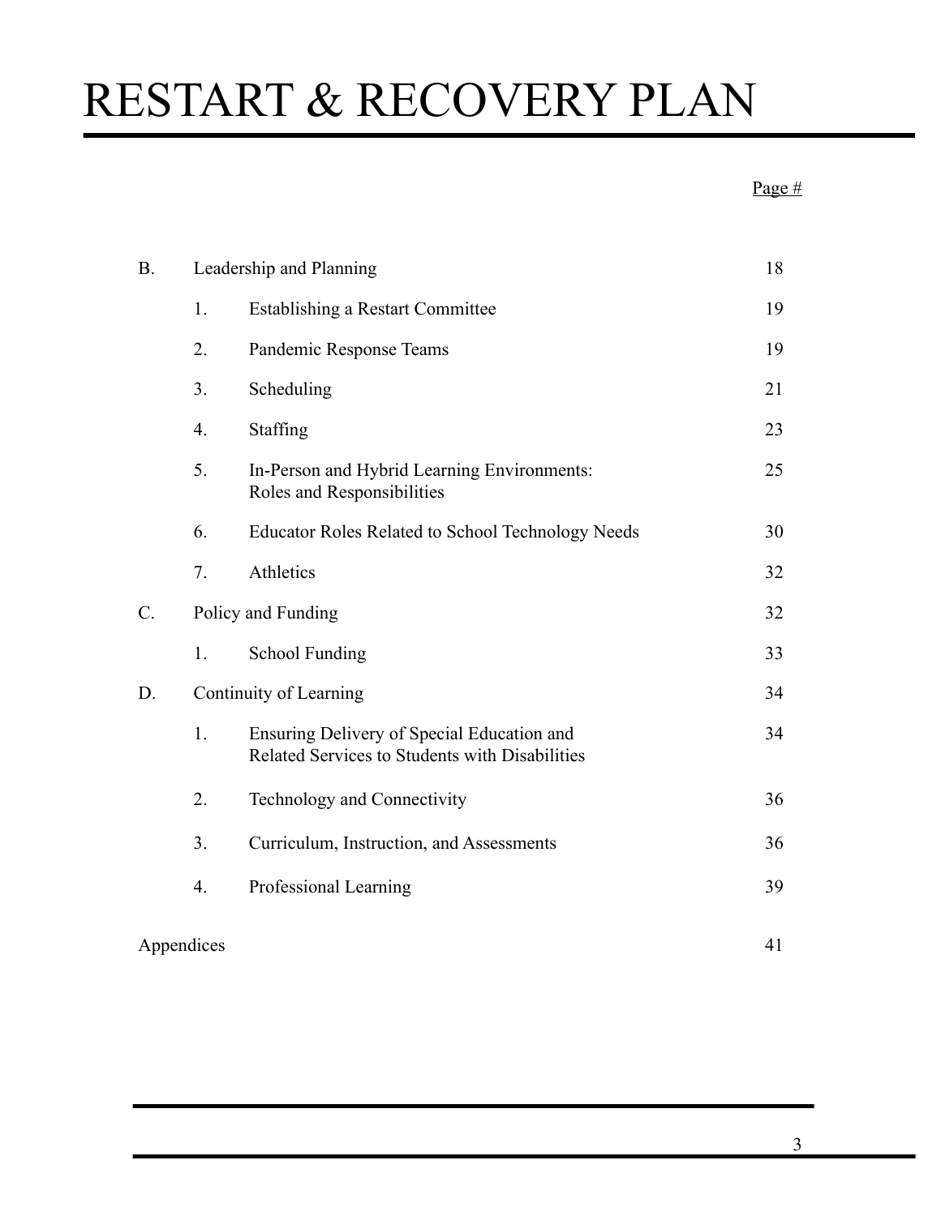# RESTART & RECOVERY PLAN

| | | | Page # |
|---|---|---|---|
| B. | Leadership and Planning | | 18 |
| | 1. | Establishing a Restart Committee | 19 |
| | 2. | Pandemic Response Teams | 19 |
| | 3. | Scheduling | 21 |
| | 4. | Staffing | 23 |
| | 5. | In-Person and Hybrid Learning Environments: Roles and Responsibilities | 25 |
| | 6. | Educator Roles Related to School Technology Needs | 30 |
| | 7. | Athletics | 32 |
| C. | Policy and Funding | | 32 |
| | 1. | School Funding | 33 |
| D. | Continuity of Learning | | 34 |
| | 1. | Ensuring Delivery of Special Education and Related Services to Students with Disabilities | 34 |
| | 2. | Technology and Connectivity | 36 |
| | 3. | Curriculum, Instruction, and Assessments | 36 |
| | 4. | Professional Learning | 39 |
| Appendices | | | 41 |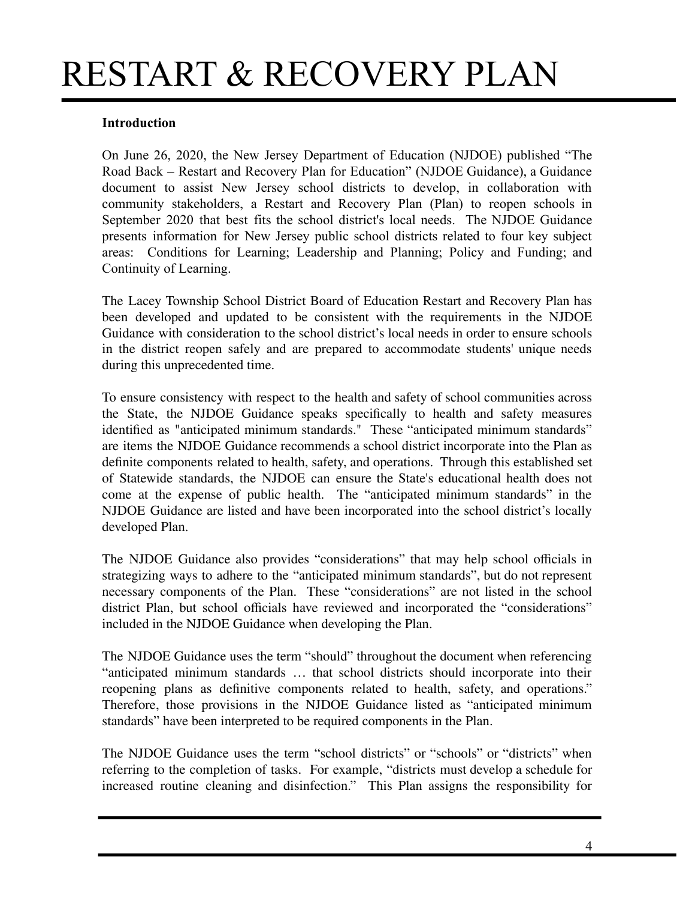# RESTART & RECOVERY PLAN

**Introduction**

On June 26, 2020, the New Jersey Department of Education (NJDOE) published "The Road Back – Restart and Recovery Plan for Education" (NJDOE Guidance), a Guidance document to assist New Jersey school districts to develop, in collaboration with community stakeholders, a Restart and Recovery Plan (Plan) to reopen schools in September 2020 that best fits the school district's local needs. The NJDOE Guidance presents information for New Jersey public school districts related to four key subject areas: Conditions for Learning; Leadership and Planning; Policy and Funding; and Continuity of Learning.

The Lacey Township School District Board of Education Restart and Recovery Plan has been developed and updated to be consistent with the requirements in the NJDOE Guidance with consideration to the school district's local needs in order to ensure schools in the district reopen safely and are prepared to accommodate students' unique needs during this unprecedented time.

To ensure consistency with respect to the health and safety of school communities across the State, the NJDOE Guidance speaks specifically to health and safety measures identified as "anticipated minimum standards." These "anticipated minimum standards" are items the NJDOE Guidance recommends a school district incorporate into the Plan as definite components related to health, safety, and operations. Through this established set of Statewide standards, the NJDOE can ensure the State's educational health does not come at the expense of public health. The "anticipated minimum standards" in the NJDOE Guidance are listed and have been incorporated into the school district's locally developed Plan.

The NJDOE Guidance also provides "considerations" that may help school officials in strategizing ways to adhere to the "anticipated minimum standards", but do not represent necessary components of the Plan. These "considerations" are not listed in the school district Plan, but school officials have reviewed and incorporated the "considerations" included in the NJDOE Guidance when developing the Plan.

The NJDOE Guidance uses the term "should" throughout the document when referencing "anticipated minimum standards … that school districts should incorporate into their reopening plans as definitive components related to health, safety, and operations." Therefore, those provisions in the NJDOE Guidance listed as "anticipated minimum standards" have been interpreted to be required components in the Plan.

The NJDOE Guidance uses the term "school districts" or "schools" or "districts" when referring to the completion of tasks. For example, "districts must develop a schedule for increased routine cleaning and disinfection." This Plan assigns the responsibility for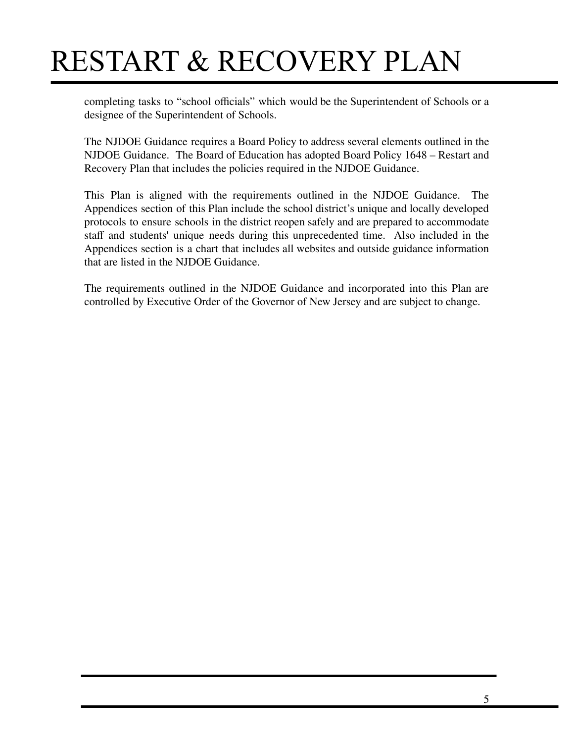completing tasks to “school officials” which would be the Superintendent of Schools or a designee of the Superintendent of Schools.

The NJDOE Guidance requires a Board Policy to address several elements outlined in the NJDOE Guidance. The Board of Education has adopted Board Policy 1648 – Restart and Recovery Plan that includes the policies required in the NJDOE Guidance.

This Plan is aligned with the requirements outlined in the NJDOE Guidance. The Appendices section of this Plan include the school district’s unique and locally developed protocols to ensure schools in the district reopen safely and are prepared to accommodate staff and students' unique needs during this unprecedented time. Also included in the Appendices section is a chart that includes all websites and outside guidance information that are listed in the NJDOE Guidance.

The requirements outlined in the NJDOE Guidance and incorporated into this Plan are controlled by Executive Order of the Governor of New Jersey and are subject to change.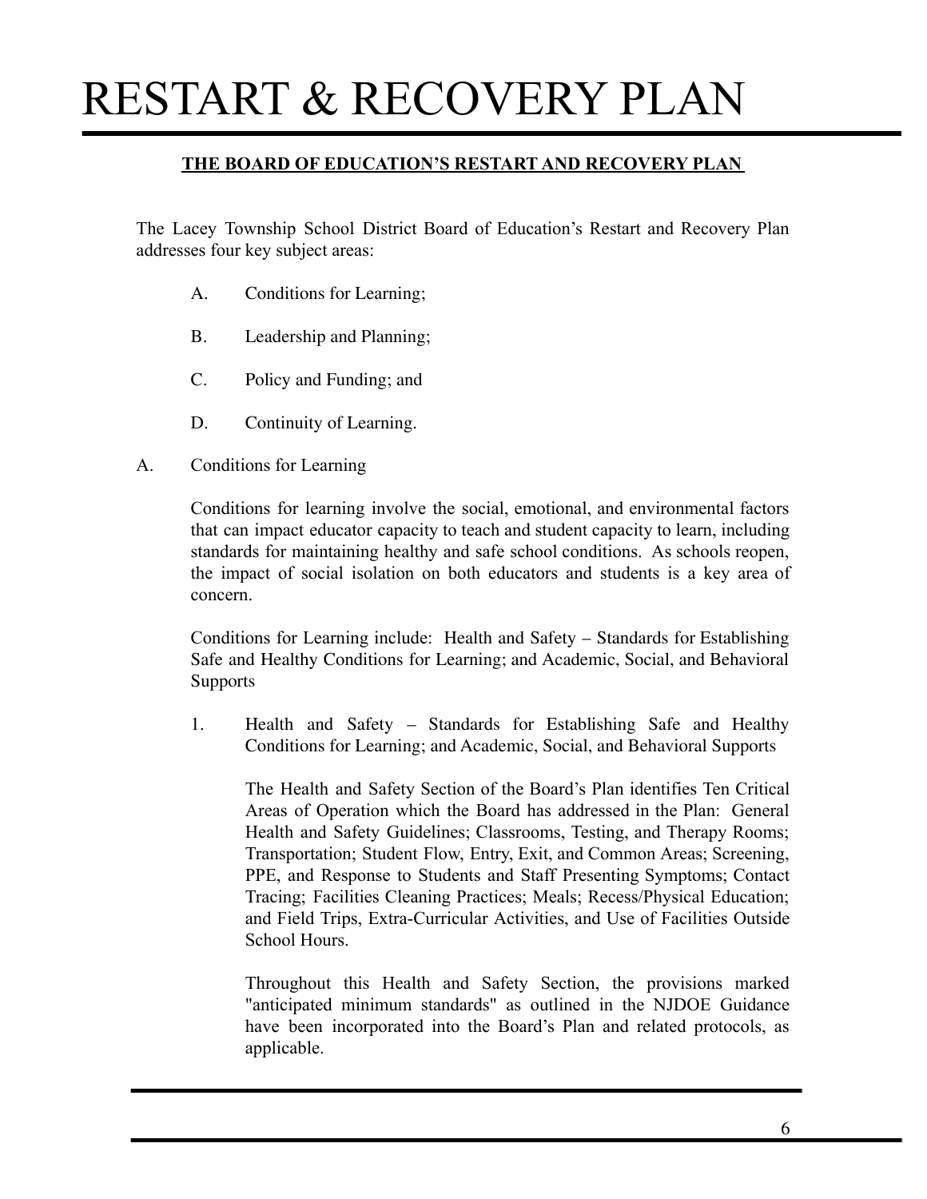# RESTART & RECOVERY PLAN

**THE BOARD OF EDUCATION'S RESTART AND RECOVERY PLAN**

The Lacey Township School District Board of Education's Restart and Recovery Plan addresses four key subject areas:

A. Conditions for Learning;

B. Leadership and Planning;

C. Policy and Funding; and

D. Continuity of Learning.

A. Conditions for Learning

Conditions for learning involve the social, emotional, and environmental factors that can impact educator capacity to teach and student capacity to learn, including standards for maintaining healthy and safe school conditions. As schools reopen, the impact of social isolation on both educators and students is a key area of concern.

Conditions for Learning include: Health and Safety – Standards for Establishing Safe and Healthy Conditions for Learning; and Academic, Social, and Behavioral Supports

1. Health and Safety – Standards for Establishing Safe and Healthy Conditions for Learning; and Academic, Social, and Behavioral Supports

   The Health and Safety Section of the Board's Plan identifies Ten Critical Areas of Operation which the Board has addressed in the Plan: General Health and Safety Guidelines; Classrooms, Testing, and Therapy Rooms; Transportation; Student Flow, Entry, Exit, and Common Areas; Screening, PPE, and Response to Students and Staff Presenting Symptoms; Contact Tracing; Facilities Cleaning Practices; Meals; Recess/Physical Education; and Field Trips, Extra-Curricular Activities, and Use of Facilities Outside School Hours.

   Throughout this Health and Safety Section, the provisions marked "anticipated minimum standards" as outlined in the NJDOE Guidance have been incorporated into the Board's Plan and related protocols, as applicable.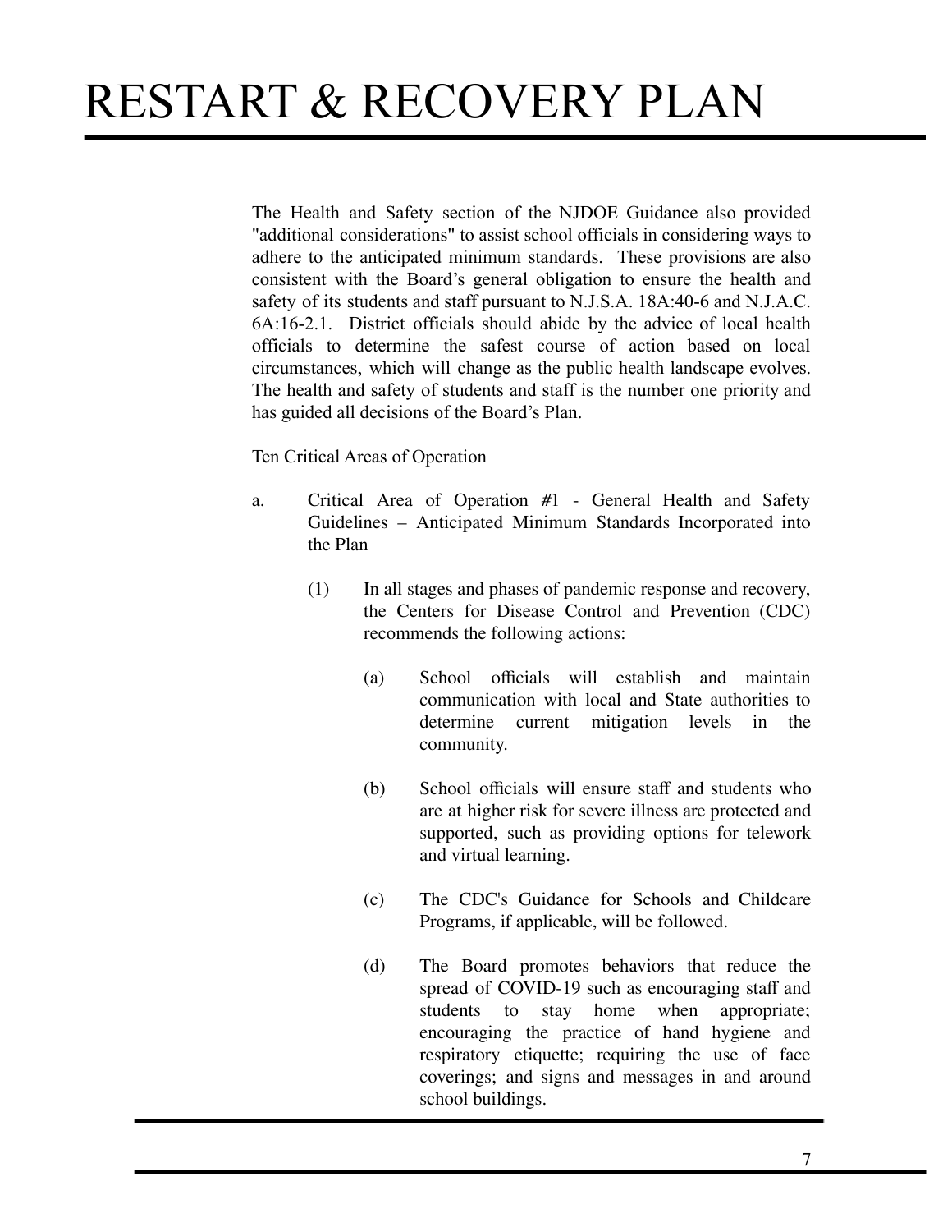The Health and Safety section of the NJDOE Guidance also provided "additional considerations" to assist school officials in considering ways to adhere to the anticipated minimum standards. These provisions are also consistent with the Board's general obligation to ensure the health and safety of its students and staff pursuant to N.J.S.A. 18A:40-6 and N.J.A.C. 6A:16-2.1. District officials should abide by the advice of local health officials to determine the safest course of action based on local circumstances, which will change as the public health landscape evolves. The health and safety of students and staff is the number one priority and has guided all decisions of the Board's Plan.

Ten Critical Areas of Operation

a. Critical Area of Operation #1 - General Health and Safety Guidelines – Anticipated Minimum Standards Incorporated into the Plan

   (1) In all stages and phases of pandemic response and recovery, the Centers for Disease Control and Prevention (CDC) recommends the following actions:

      (a) School officials will establish and maintain communication with local and State authorities to determine current mitigation levels in the community.

      (b) School officials will ensure staff and students who are at higher risk for severe illness are protected and supported, such as providing options for telework and virtual learning.

      (c) The CDC's Guidance for Schools and Childcare Programs, if applicable, will be followed.

      (d) The Board promotes behaviors that reduce the spread of COVID-19 such as encouraging staff and students to stay home when appropriate; encouraging the practice of hand hygiene and respiratory etiquette; requiring the use of face coverings; and signs and messages in and around school buildings.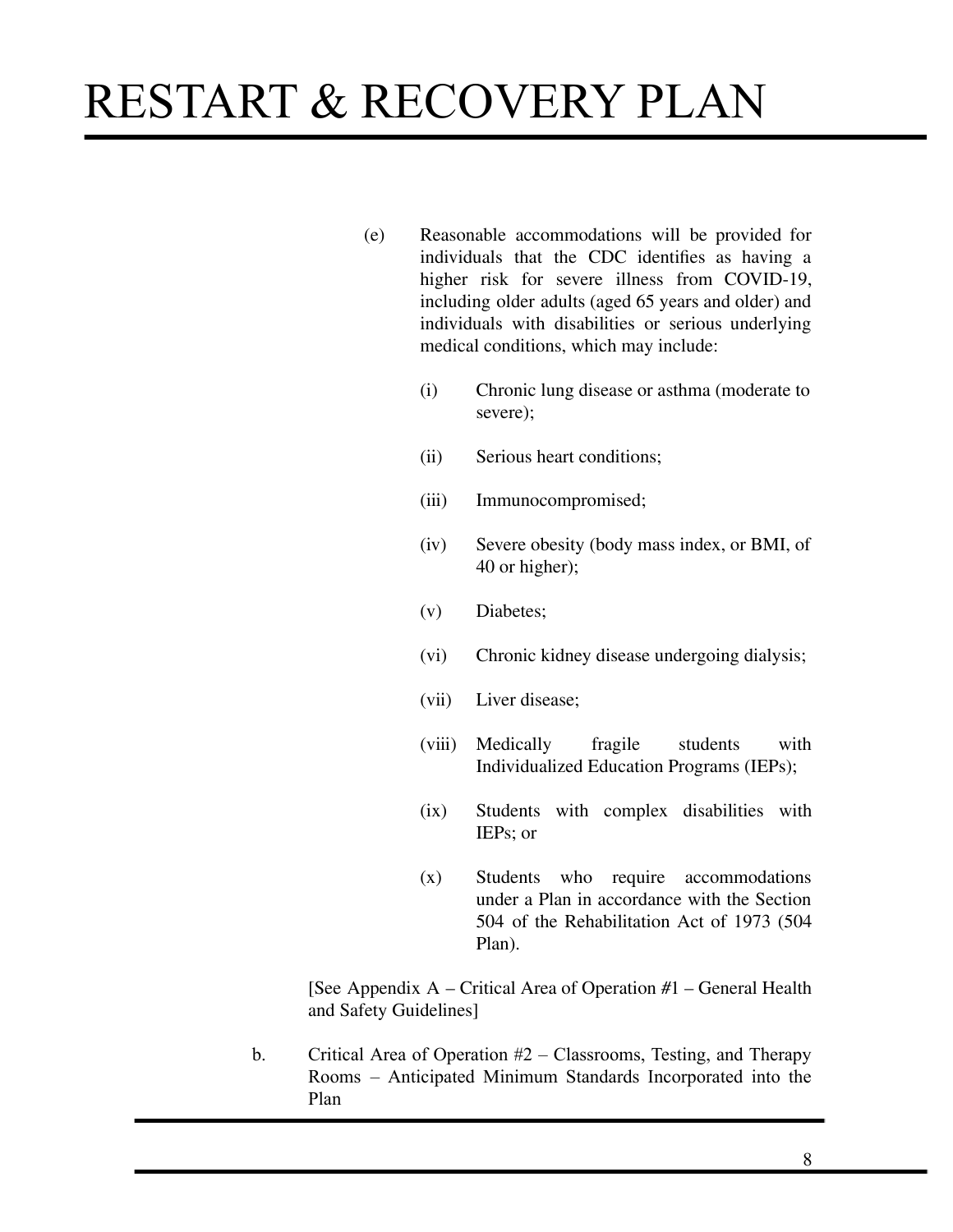(e) Reasonable accommodations will be provided for individuals that the CDC identifies as having a higher risk for severe illness from COVID-19, including older adults (aged 65 years and older) and individuals with disabilities or serious underlying medical conditions, which may include:

  (i) Chronic lung disease or asthma (moderate to severe);

  (ii) Serious heart conditions;

  (iii) Immunocompromised;

  (iv) Severe obesity (body mass index, or BMI, of 40 or higher);

  (v) Diabetes;

  (vi) Chronic kidney disease undergoing dialysis;

  (vii) Liver disease;

  (viii) Medically fragile students with Individualized Education Programs (IEPs);

  (ix) Students with complex disabilities with IEPs; or

  (x) Students who require accommodations under a Plan in accordance with the Section 504 of the Rehabilitation Act of 1973 (504 Plan).

[See Appendix A – Critical Area of Operation #1 – General Health and Safety Guidelines]

b. Critical Area of Operation #2 – Classrooms, Testing, and Therapy Rooms – Anticipated Minimum Standards Incorporated into the Plan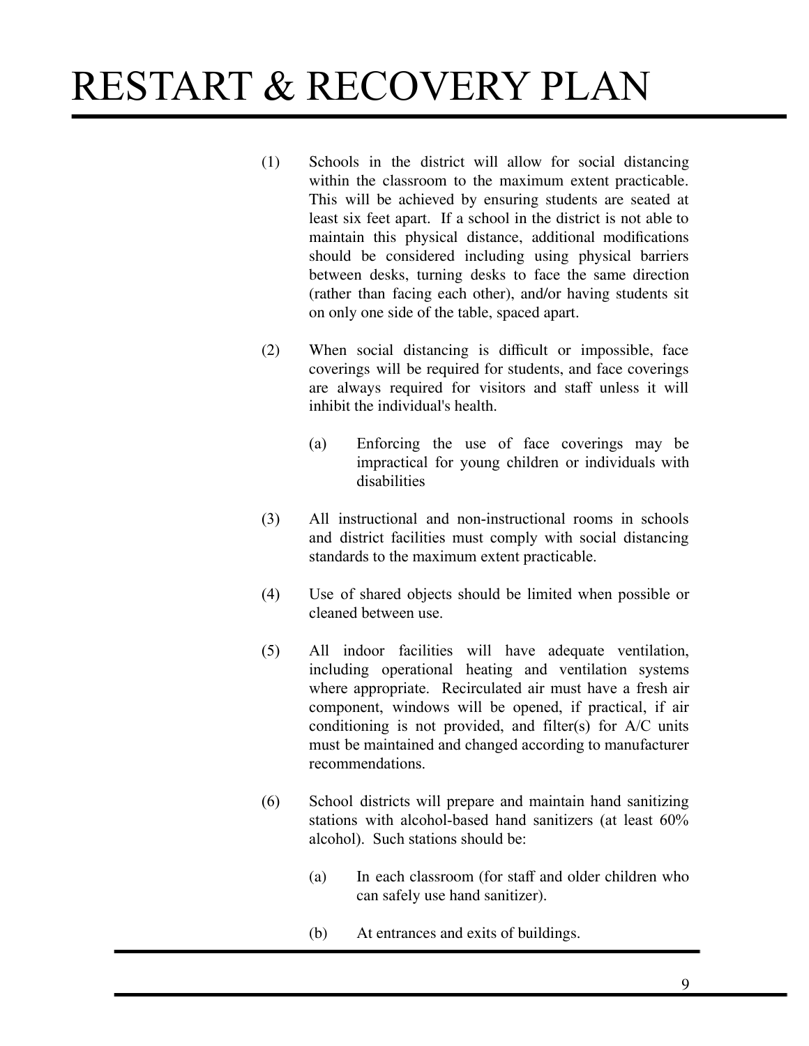(1) Schools in the district will allow for social distancing within the classroom to the maximum extent practicable. This will be achieved by ensuring students are seated at least six feet apart. If a school in the district is not able to maintain this physical distance, additional modifications should be considered including using physical barriers between desks, turning desks to face the same direction (rather than facing each other), and/or having students sit on only one side of the table, spaced apart.

(2) When social distancing is difficult or impossible, face coverings will be required for students, and face coverings are always required for visitors and staff unless it will inhibit the individual's health.

  (a) Enforcing the use of face coverings may be impractical for young children or individuals with disabilities

(3) All instructional and non-instructional rooms in schools and district facilities must comply with social distancing standards to the maximum extent practicable.

(4) Use of shared objects should be limited when possible or cleaned between use.

(5) All indoor facilities will have adequate ventilation, including operational heating and ventilation systems where appropriate. Recirculated air must have a fresh air component, windows will be opened, if practical, if air conditioning is not provided, and filter(s) for A/C units must be maintained and changed according to manufacturer recommendations.

(6) School districts will prepare and maintain hand sanitizing stations with alcohol-based hand sanitizers (at least 60% alcohol). Such stations should be:

  (a) In each classroom (for staff and older children who can safely use hand sanitizer).

  (b) At entrances and exits of buildings.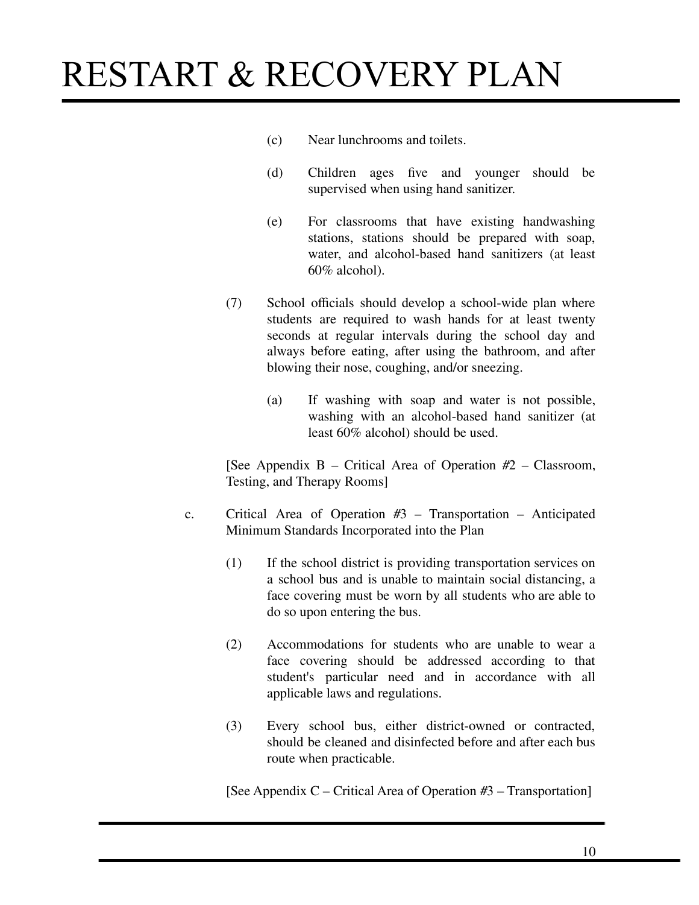(c) Near lunchrooms and toilets.

(d) Children ages five and younger should be supervised when using hand sanitizer.

(e) For classrooms that have existing handwashing stations, stations should be prepared with soap, water, and alcohol-based hand sanitizers (at least 60% alcohol).

(7) School officials should develop a school-wide plan where students are required to wash hands for at least twenty seconds at regular intervals during the school day and always before eating, after using the bathroom, and after blowing their nose, coughing, and/or sneezing.

(a) If washing with soap and water is not possible, washing with an alcohol-based hand sanitizer (at least 60% alcohol) should be used.

[See Appendix B – Critical Area of Operation #2 – Classroom, Testing, and Therapy Rooms]

c. Critical Area of Operation #3 – Transportation – Anticipated Minimum Standards Incorporated into the Plan

(1) If the school district is providing transportation services on a school bus and is unable to maintain social distancing, a face covering must be worn by all students who are able to do so upon entering the bus.

(2) Accommodations for students who are unable to wear a face covering should be addressed according to that student's particular need and in accordance with all applicable laws and regulations.

(3) Every school bus, either district-owned or contracted, should be cleaned and disinfected before and after each bus route when practicable.

[See Appendix C – Critical Area of Operation #3 – Transportation]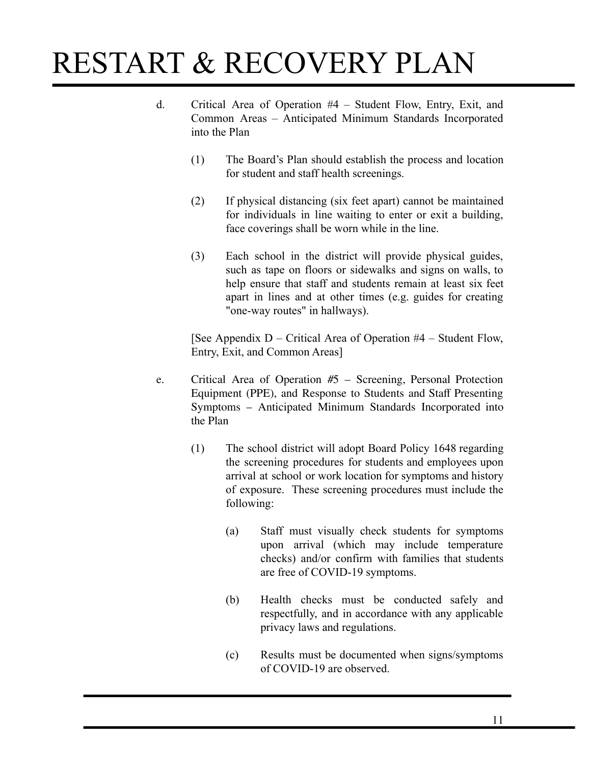d. Critical Area of Operation #4 – Student Flow, Entry, Exit, and Common Areas – Anticipated Minimum Standards Incorporated into the Plan

(1) The Board's Plan should establish the process and location for student and staff health screenings.

(2) If physical distancing (six feet apart) cannot be maintained for individuals in line waiting to enter or exit a building, face coverings shall be worn while in the line.

(3) Each school in the district will provide physical guides, such as tape on floors or sidewalks and signs on walls, to help ensure that staff and students remain at least six feet apart in lines and at other times (e.g. guides for creating "one-way routes" in hallways).

[See Appendix D – Critical Area of Operation #4 – Student Flow, Entry, Exit, and Common Areas]

e. Critical Area of Operation #5 – Screening, Personal Protection Equipment (PPE), and Response to Students and Staff Presenting Symptoms – Anticipated Minimum Standards Incorporated into the Plan

(1) The school district will adopt Board Policy 1648 regarding the screening procedures for students and employees upon arrival at school or work location for symptoms and history of exposure. These screening procedures must include the following:

(a) Staff must visually check students for symptoms upon arrival (which may include temperature checks) and/or confirm with families that students are free of COVID-19 symptoms.

(b) Health checks must be conducted safely and respectfully, and in accordance with any applicable privacy laws and regulations.

(c) Results must be documented when signs/symptoms of COVID-19 are observed.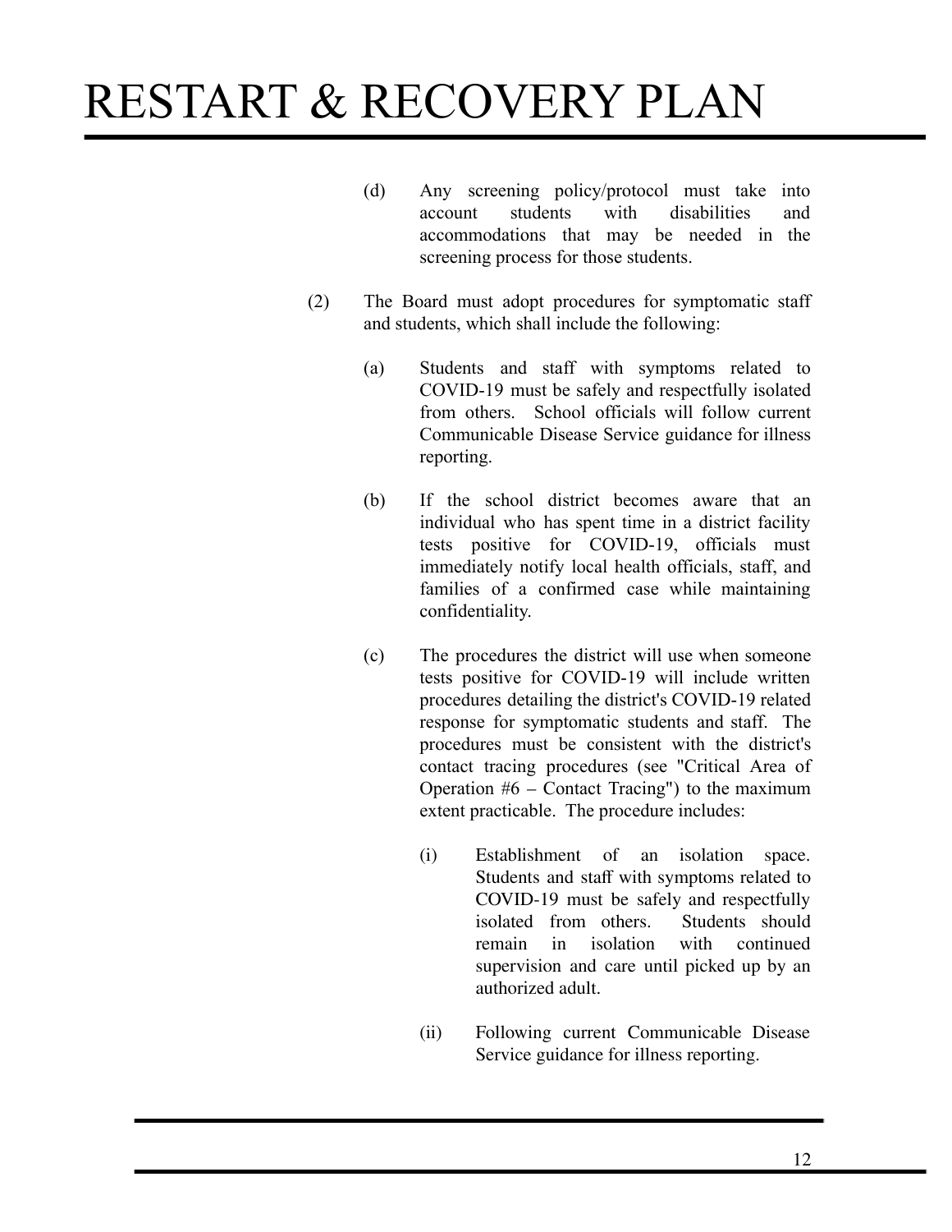(d) Any screening policy/protocol must take into account students with disabilities and accommodations that may be needed in the screening process for those students.

(2) The Board must adopt procedures for symptomatic staff and students, which shall include the following:

(a) Students and staff with symptoms related to COVID-19 must be safely and respectfully isolated from others. School officials will follow current Communicable Disease Service guidance for illness reporting.

(b) If the school district becomes aware that an individual who has spent time in a district facility tests positive for COVID-19, officials must immediately notify local health officials, staff, and families of a confirmed case while maintaining confidentiality.

(c) The procedures the district will use when someone tests positive for COVID-19 will include written procedures detailing the district's COVID-19 related response for symptomatic students and staff. The procedures must be consistent with the district's contact tracing procedures (see "Critical Area of Operation #6 – Contact Tracing") to the maximum extent practicable. The procedure includes:

(i) Establishment of an isolation space. Students and staff with symptoms related to COVID-19 must be safely and respectfully isolated from others. Students should remain in isolation with continued supervision and care until picked up by an authorized adult.

(ii) Following current Communicable Disease Service guidance for illness reporting.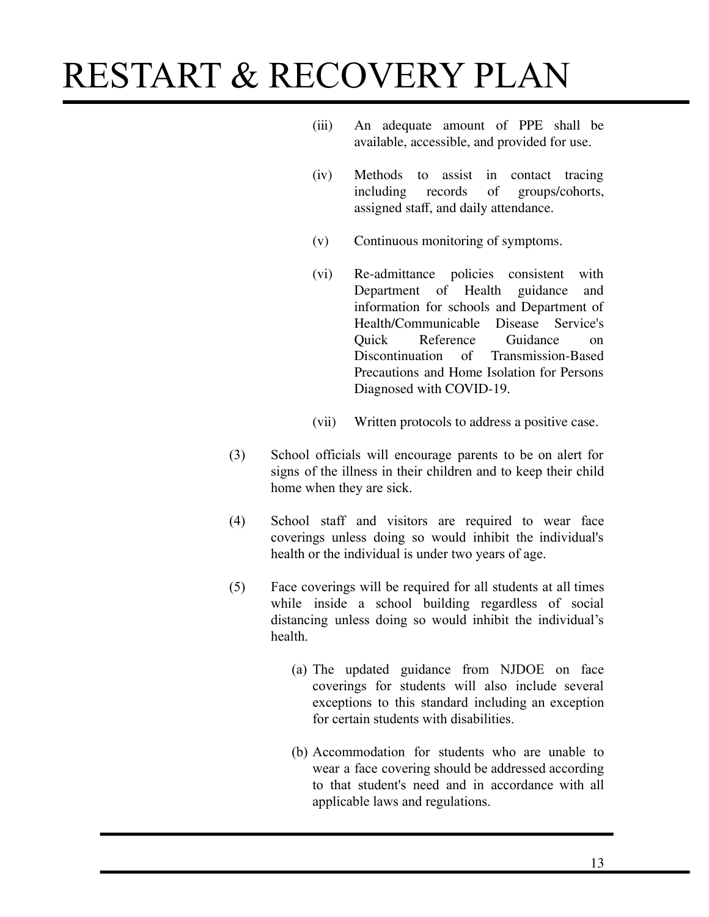(iii) An adequate amount of PPE shall be available, accessible, and provided for use.

(iv) Methods to assist in contact tracing including records of groups/cohorts, assigned staff, and daily attendance.

(v) Continuous monitoring of symptoms.

(vi) Re-admittance policies consistent with Department of Health guidance and information for schools and Department of Health/Communicable Disease Service's Quick Reference Guidance on Discontinuation of Transmission-Based Precautions and Home Isolation for Persons Diagnosed with COVID-19.

(vii) Written protocols to address a positive case.

(3) School officials will encourage parents to be on alert for signs of the illness in their children and to keep their child home when they are sick.

(4) School staff and visitors are required to wear face coverings unless doing so would inhibit the individual's health or the individual is under two years of age.

(5) Face coverings will be required for all students at all times while inside a school building regardless of social distancing unless doing so would inhibit the individual's health.

(a) The updated guidance from NJDOE on face coverings for students will also include several exceptions to this standard including an exception for certain students with disabilities.

(b) Accommodation for students who are unable to wear a face covering should be addressed according to that student's need and in accordance with all applicable laws and regulations.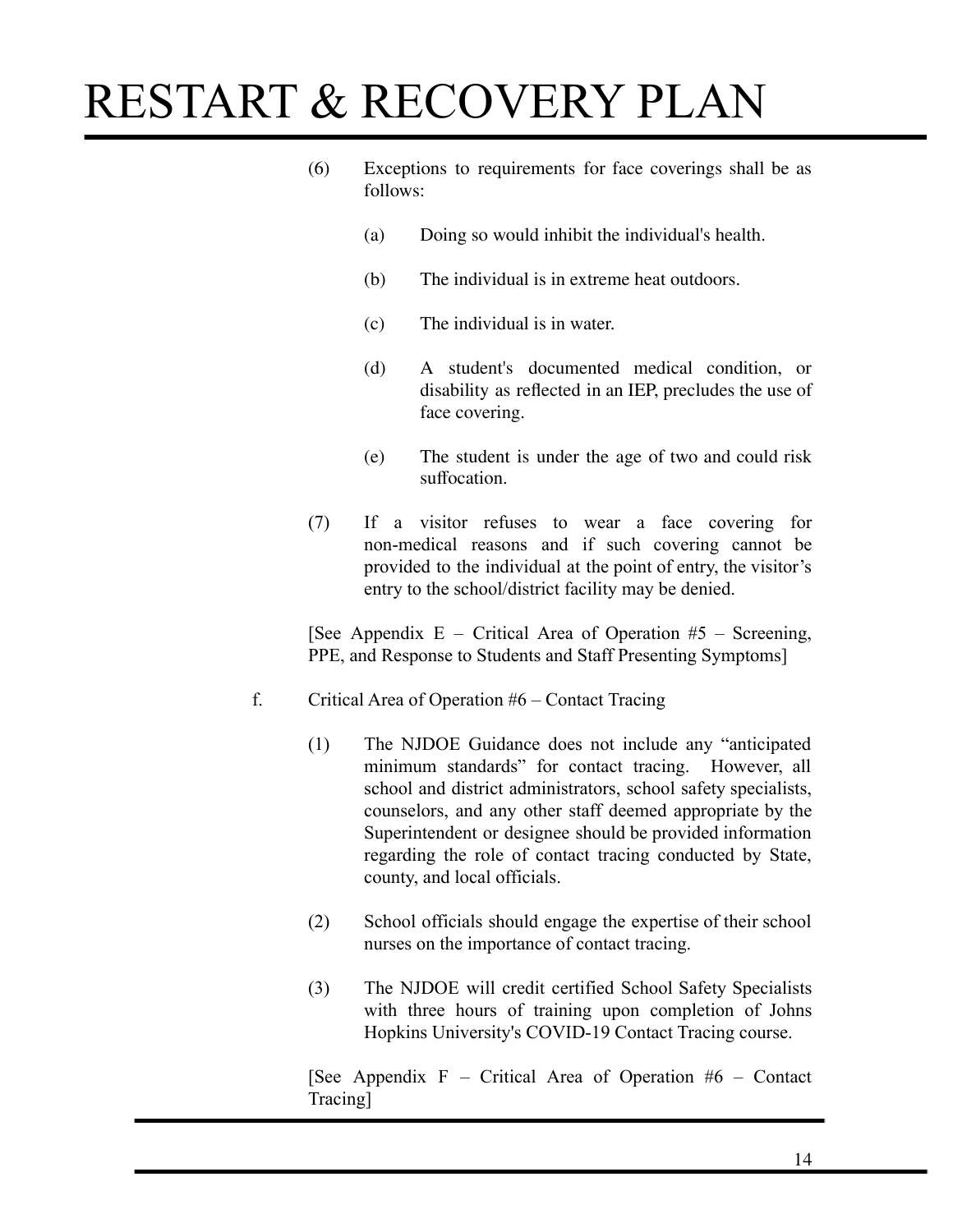(6) Exceptions to requirements for face coverings shall be as follows:

   (a) Doing so would inhibit the individual's health.

   (b) The individual is in extreme heat outdoors.

   (c) The individual is in water.

   (d) A student's documented medical condition, or disability as reflected in an IEP, precludes the use of face covering.

   (e) The student is under the age of two and could risk suffocation.

(7) If a visitor refuses to wear a face covering for non-medical reasons and if such covering cannot be provided to the individual at the point of entry, the visitor's entry to the school/district facility may be denied.

[See Appendix E – Critical Area of Operation #5 – Screening, PPE, and Response to Students and Staff Presenting Symptoms]

f. Critical Area of Operation #6 – Contact Tracing

(1) The NJDOE Guidance does not include any "anticipated minimum standards" for contact tracing. However, all school and district administrators, school safety specialists, counselors, and any other staff deemed appropriate by the Superintendent or designee should be provided information regarding the role of contact tracing conducted by State, county, and local officials.

(2) School officials should engage the expertise of their school nurses on the importance of contact tracing.

(3) The NJDOE will credit certified School Safety Specialists with three hours of training upon completion of Johns Hopkins University's COVID-19 Contact Tracing course.

[See Appendix F – Critical Area of Operation #6 – Contact Tracing]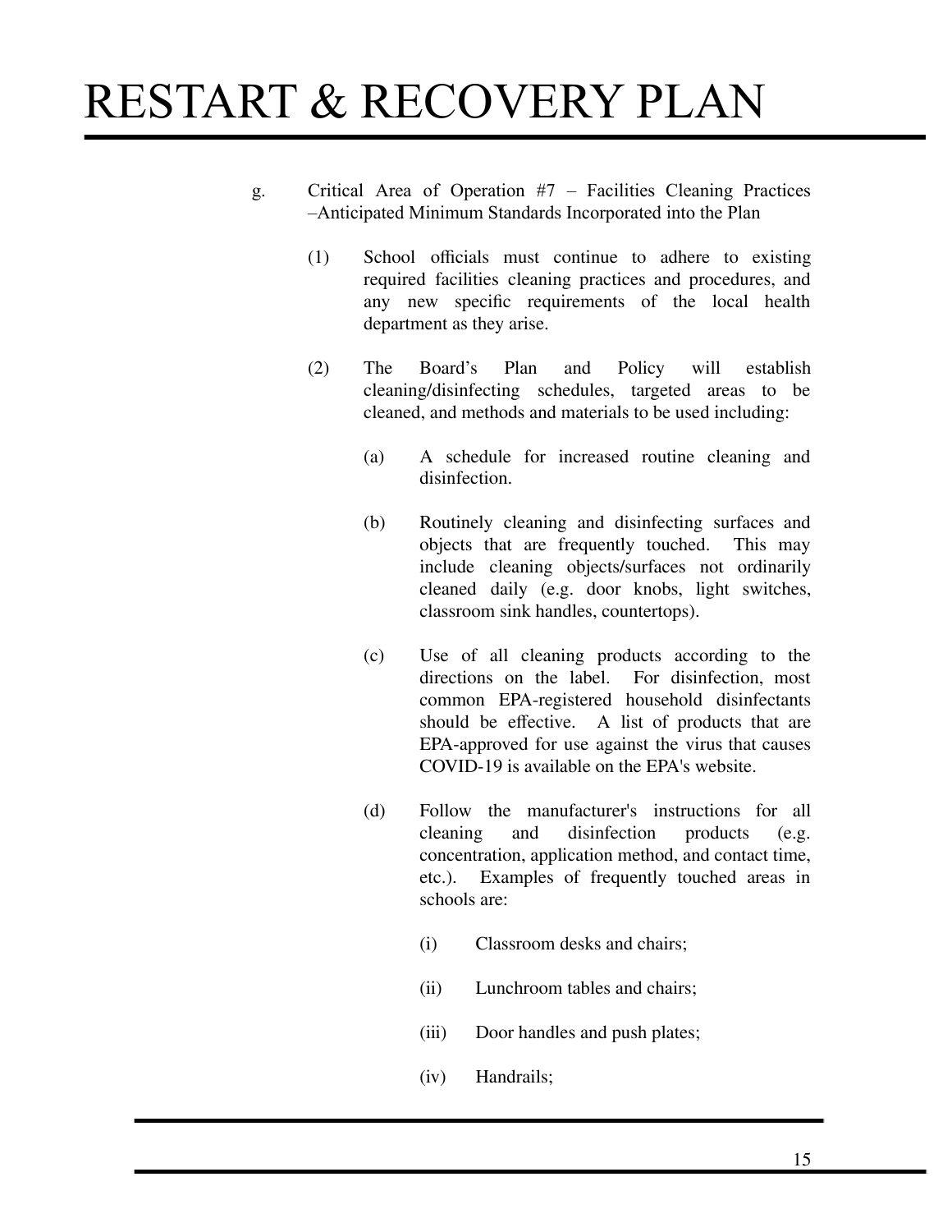g. Critical Area of Operation #7 – Facilities Cleaning Practices –Anticipated Minimum Standards Incorporated into the Plan

(1) School officials must continue to adhere to existing required facilities cleaning practices and procedures, and any new specific requirements of the local health department as they arise.

(2) The Board's Plan and Policy will establish cleaning/disinfecting schedules, targeted areas to be cleaned, and methods and materials to be used including:

(a) A schedule for increased routine cleaning and disinfection.

(b) Routinely cleaning and disinfecting surfaces and objects that are frequently touched. This may include cleaning objects/surfaces not ordinarily cleaned daily (e.g. door knobs, light switches, classroom sink handles, countertops).

(c) Use of all cleaning products according to the directions on the label. For disinfection, most common EPA-registered household disinfectants should be effective. A list of products that are EPA-approved for use against the virus that causes COVID-19 is available on the EPA's website.

(d) Follow the manufacturer's instructions for all cleaning and disinfection products (e.g. concentration, application method, and contact time, etc.). Examples of frequently touched areas in schools are:

(i) Classroom desks and chairs;

(ii) Lunchroom tables and chairs;

(iii) Door handles and push plates;

(iv) Handrails;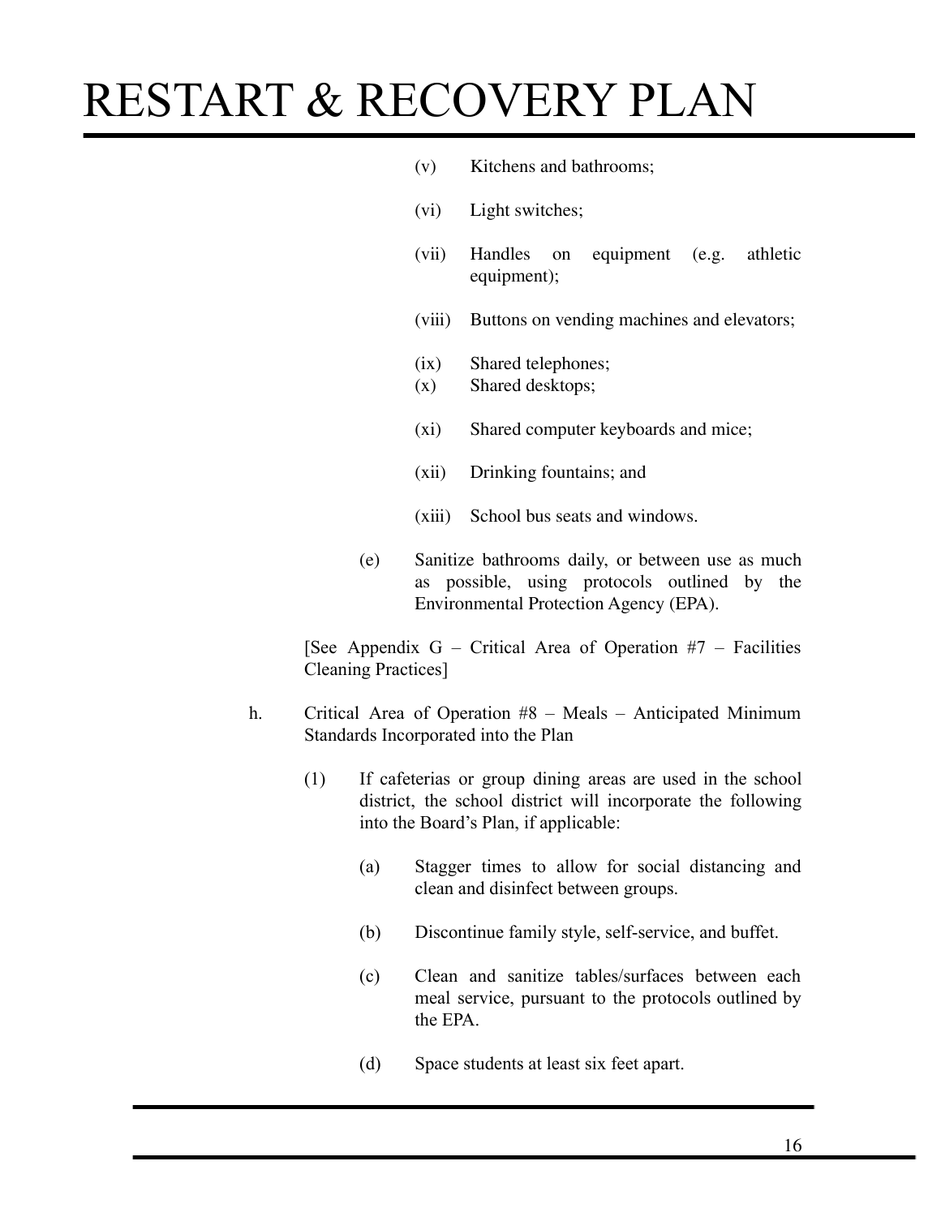(v) Kitchens and bathrooms;

(vi) Light switches;

(vii) Handles on equipment (e.g. athletic equipment);

(viii) Buttons on vending machines and elevators;

(ix) Shared telephones;

(x) Shared desktops;

(xi) Shared computer keyboards and mice;

(xii) Drinking fountains; and

(xiii) School bus seats and windows.

(e) Sanitize bathrooms daily, or between use as much as possible, using protocols outlined by the Environmental Protection Agency (EPA).

[See Appendix G – Critical Area of Operation #7 – Facilities Cleaning Practices]

h. Critical Area of Operation #8 – Meals – Anticipated Minimum Standards Incorporated into the Plan

(1) If cafeterias or group dining areas are used in the school district, the school district will incorporate the following into the Board's Plan, if applicable:

(a) Stagger times to allow for social distancing and clean and disinfect between groups.

(b) Discontinue family style, self-service, and buffet.

(c) Clean and sanitize tables/surfaces between each meal service, pursuant to the protocols outlined by the EPA.

(d) Space students at least six feet apart.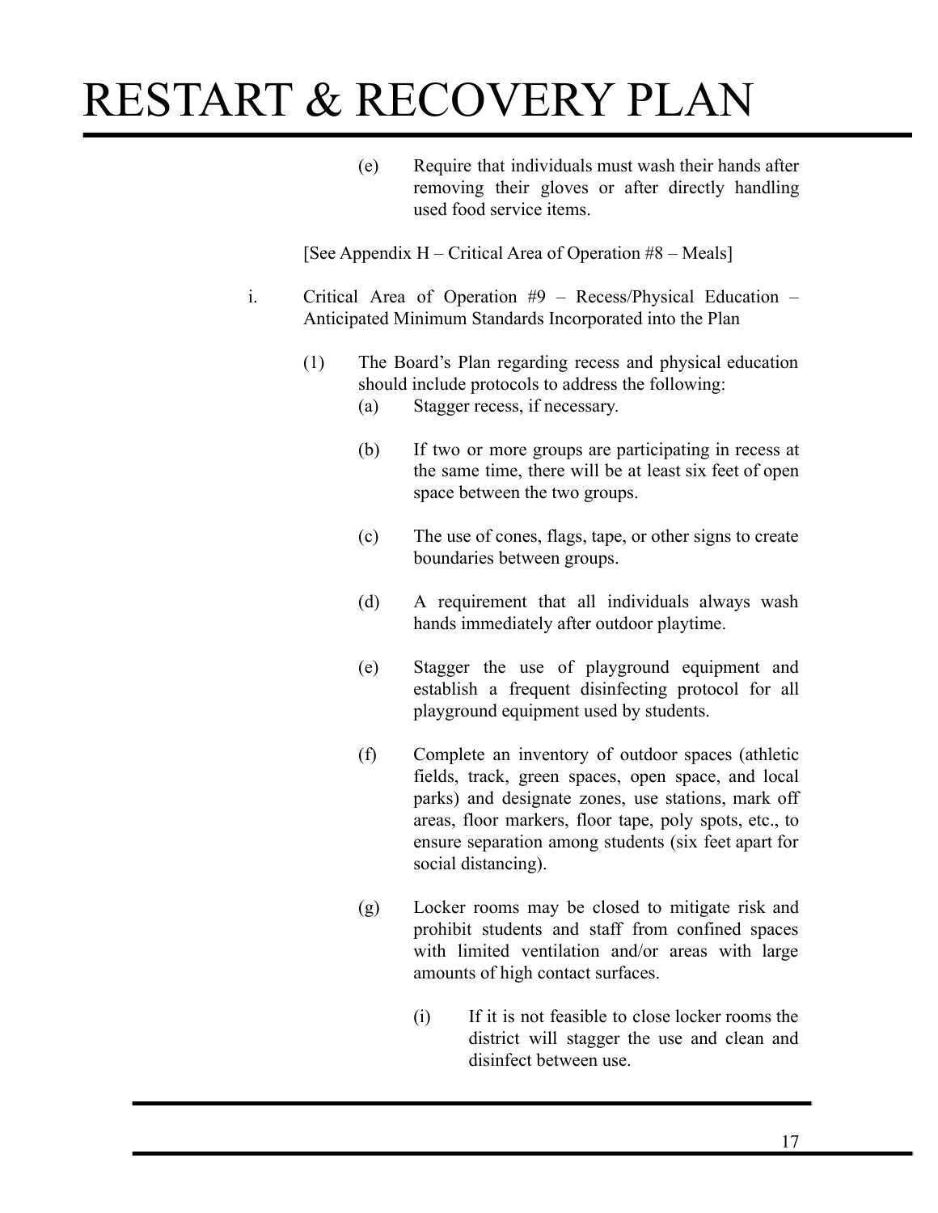(e) Require that individuals must wash their hands after removing their gloves or after directly handling used food service items.

[See Appendix H – Critical Area of Operation #8 – Meals]

i. Critical Area of Operation #9 – Recess/Physical Education – Anticipated Minimum Standards Incorporated into the Plan

(1) The Board's Plan regarding recess and physical education should include protocols to address the following:

(a) Stagger recess, if necessary.

(b) If two or more groups are participating in recess at the same time, there will be at least six feet of open space between the two groups.

(c) The use of cones, flags, tape, or other signs to create boundaries between groups.

(d) A requirement that all individuals always wash hands immediately after outdoor playtime.

(e) Stagger the use of playground equipment and establish a frequent disinfecting protocol for all playground equipment used by students.

(f) Complete an inventory of outdoor spaces (athletic fields, track, green spaces, open space, and local parks) and designate zones, use stations, mark off areas, floor markers, floor tape, poly spots, etc., to ensure separation among students (six feet apart for social distancing).

(g) Locker rooms may be closed to mitigate risk and prohibit students and staff from confined spaces with limited ventilation and/or areas with large amounts of high contact surfaces.

(i) If it is not feasible to close locker rooms the district will stagger the use and clean and disinfect between use.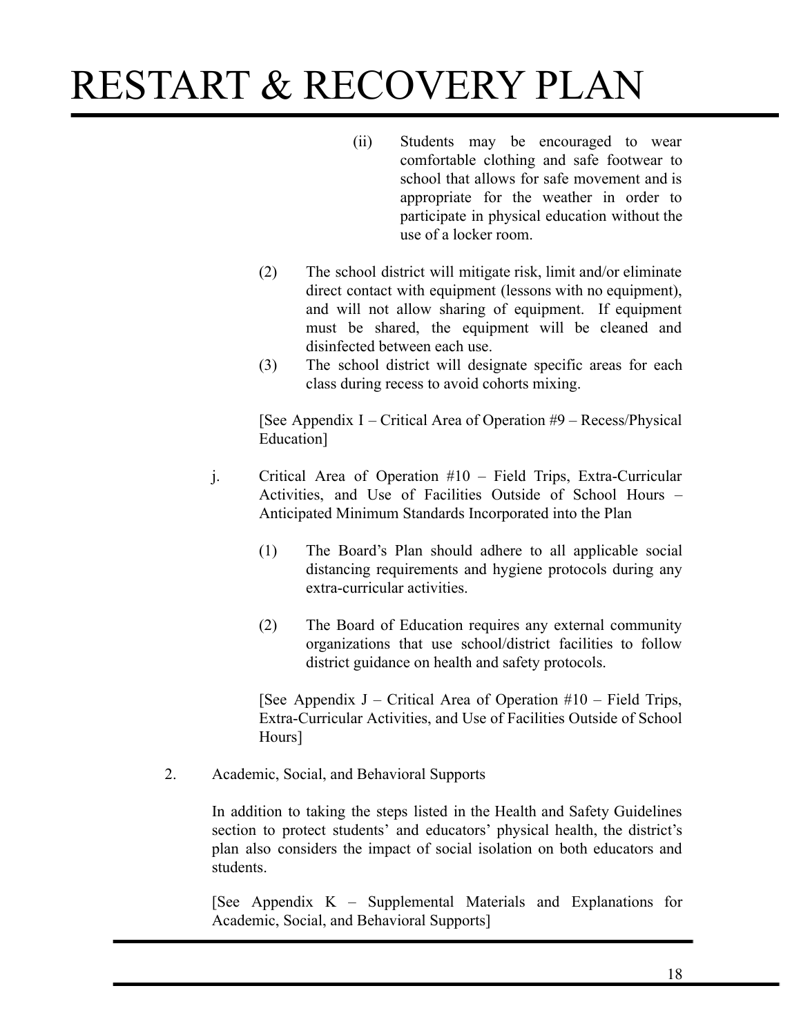(ii) Students may be encouraged to wear comfortable clothing and safe footwear to school that allows for safe movement and is appropriate for the weather in order to participate in physical education without the use of a locker room.

(2) The school district will mitigate risk, limit and/or eliminate direct contact with equipment (lessons with no equipment), and will not allow sharing of equipment. If equipment must be shared, the equipment will be cleaned and disinfected between each use.

(3) The school district will designate specific areas for each class during recess to avoid cohorts mixing.

[See Appendix I – Critical Area of Operation #9 – Recess/Physical Education]

j. Critical Area of Operation #10 – Field Trips, Extra-Curricular Activities, and Use of Facilities Outside of School Hours – Anticipated Minimum Standards Incorporated into the Plan

(1) The Board's Plan should adhere to all applicable social distancing requirements and hygiene protocols during any extra-curricular activities.

(2) The Board of Education requires any external community organizations that use school/district facilities to follow district guidance on health and safety protocols.

[See Appendix J – Critical Area of Operation #10 – Field Trips, Extra-Curricular Activities, and Use of Facilities Outside of School Hours]

2. Academic, Social, and Behavioral Supports

In addition to taking the steps listed in the Health and Safety Guidelines section to protect students' and educators' physical health, the district's plan also considers the impact of social isolation on both educators and students.

[See Appendix K – Supplemental Materials and Explanations for Academic, Social, and Behavioral Supports]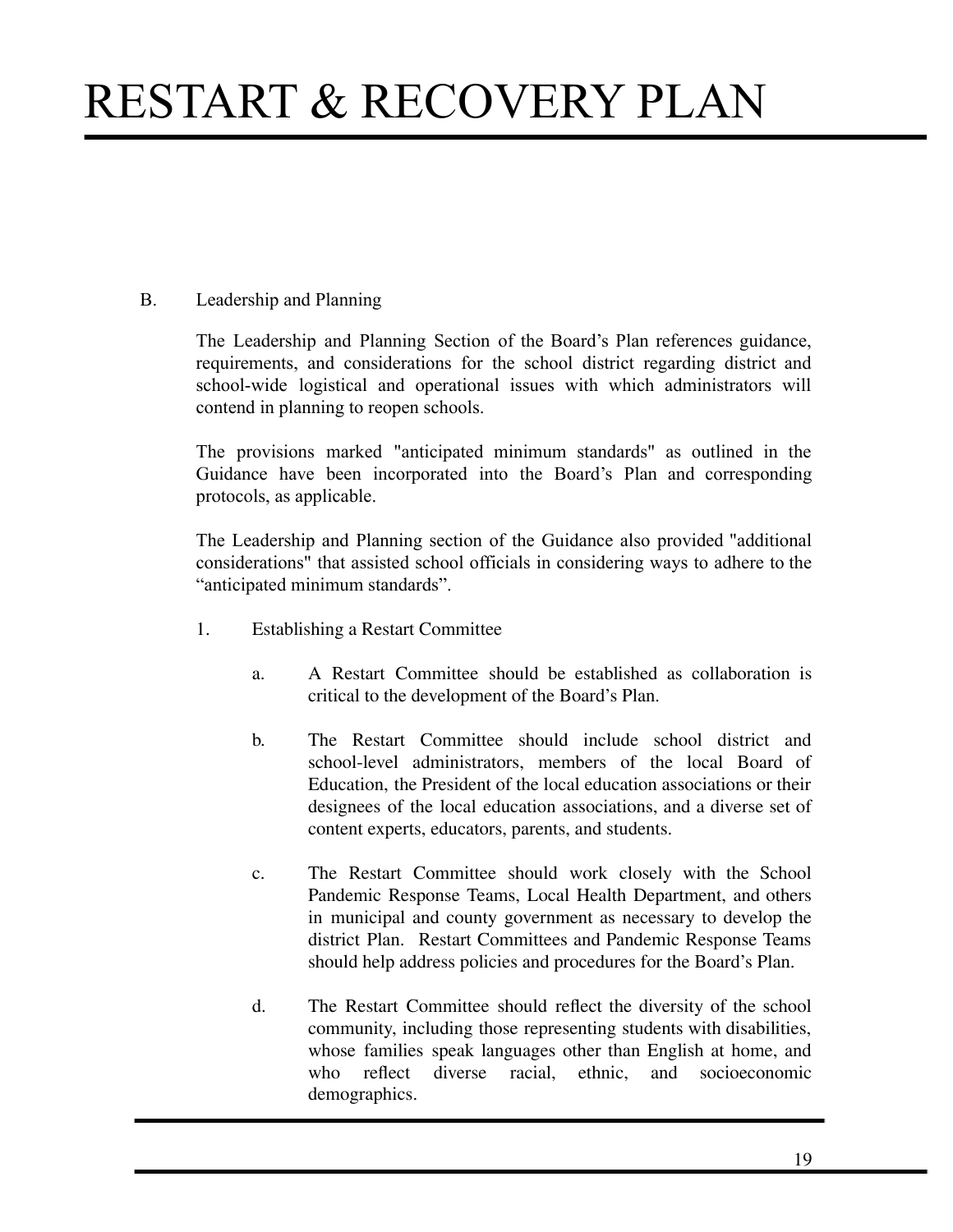B. Leadership and Planning

The Leadership and Planning Section of the Board's Plan references guidance, requirements, and considerations for the school district regarding district and school-wide logistical and operational issues with which administrators will contend in planning to reopen schools.

The provisions marked "anticipated minimum standards" as outlined in the Guidance have been incorporated into the Board's Plan and corresponding protocols, as applicable.

The Leadership and Planning section of the Guidance also provided "additional considerations" that assisted school officials in considering ways to adhere to the "anticipated minimum standards".

1. Establishing a Restart Committee

   a. A Restart Committee should be established as collaboration is critical to the development of the Board's Plan.

   b. The Restart Committee should include school district and school-level administrators, members of the local Board of Education, the President of the local education associations or their designees of the local education associations, and a diverse set of content experts, educators, parents, and students.

   c. The Restart Committee should work closely with the School Pandemic Response Teams, Local Health Department, and others in municipal and county government as necessary to develop the district Plan. Restart Committees and Pandemic Response Teams should help address policies and procedures for the Board's Plan.

   d. The Restart Committee should reflect the diversity of the school community, including those representing students with disabilities, whose families speak languages other than English at home, and who reflect diverse racial, ethnic, and socioeconomic demographics.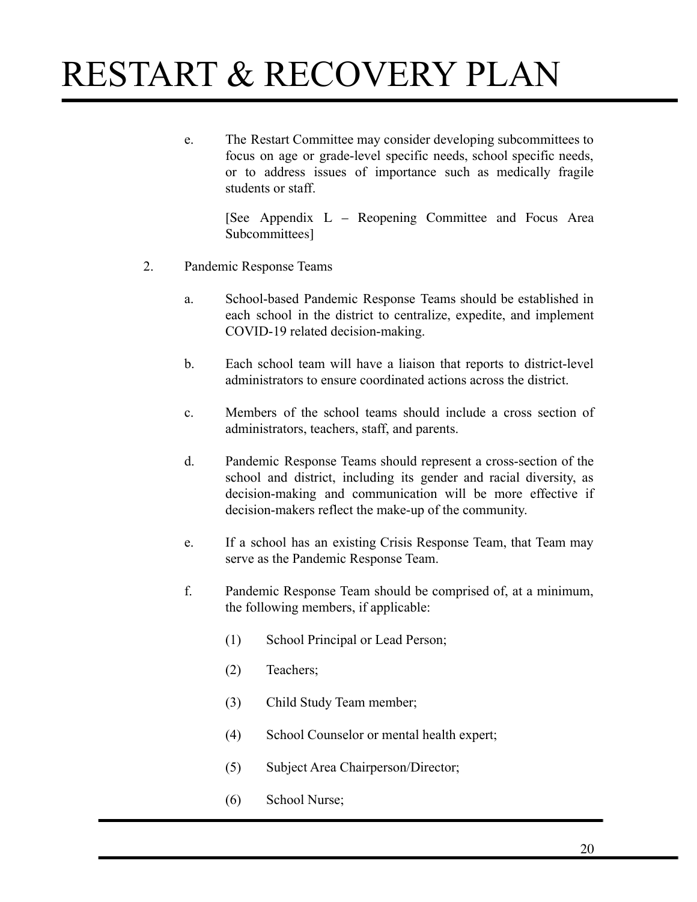e. The Restart Committee may consider developing subcommittees to focus on age or grade-level specific needs, school specific needs, or to address issues of importance such as medically fragile students or staff.

   [See Appendix L – Reopening Committee and Focus Area Subcommittees]

2. Pandemic Response Teams

   a. School-based Pandemic Response Teams should be established in each school in the district to centralize, expedite, and implement COVID-19 related decision-making.

   b. Each school team will have a liaison that reports to district-level administrators to ensure coordinated actions across the district.

   c. Members of the school teams should include a cross section of administrators, teachers, staff, and parents.

   d. Pandemic Response Teams should represent a cross-section of the school and district, including its gender and racial diversity, as decision-making and communication will be more effective if decision-makers reflect the make-up of the community.

   e. If a school has an existing Crisis Response Team, that Team may serve as the Pandemic Response Team.

   f. Pandemic Response Team should be comprised of, at a minimum, the following members, if applicable:

      (1) School Principal or Lead Person;

      (2) Teachers;

      (3) Child Study Team member;

      (4) School Counselor or mental health expert;

      (5) Subject Area Chairperson/Director;

      (6) School Nurse;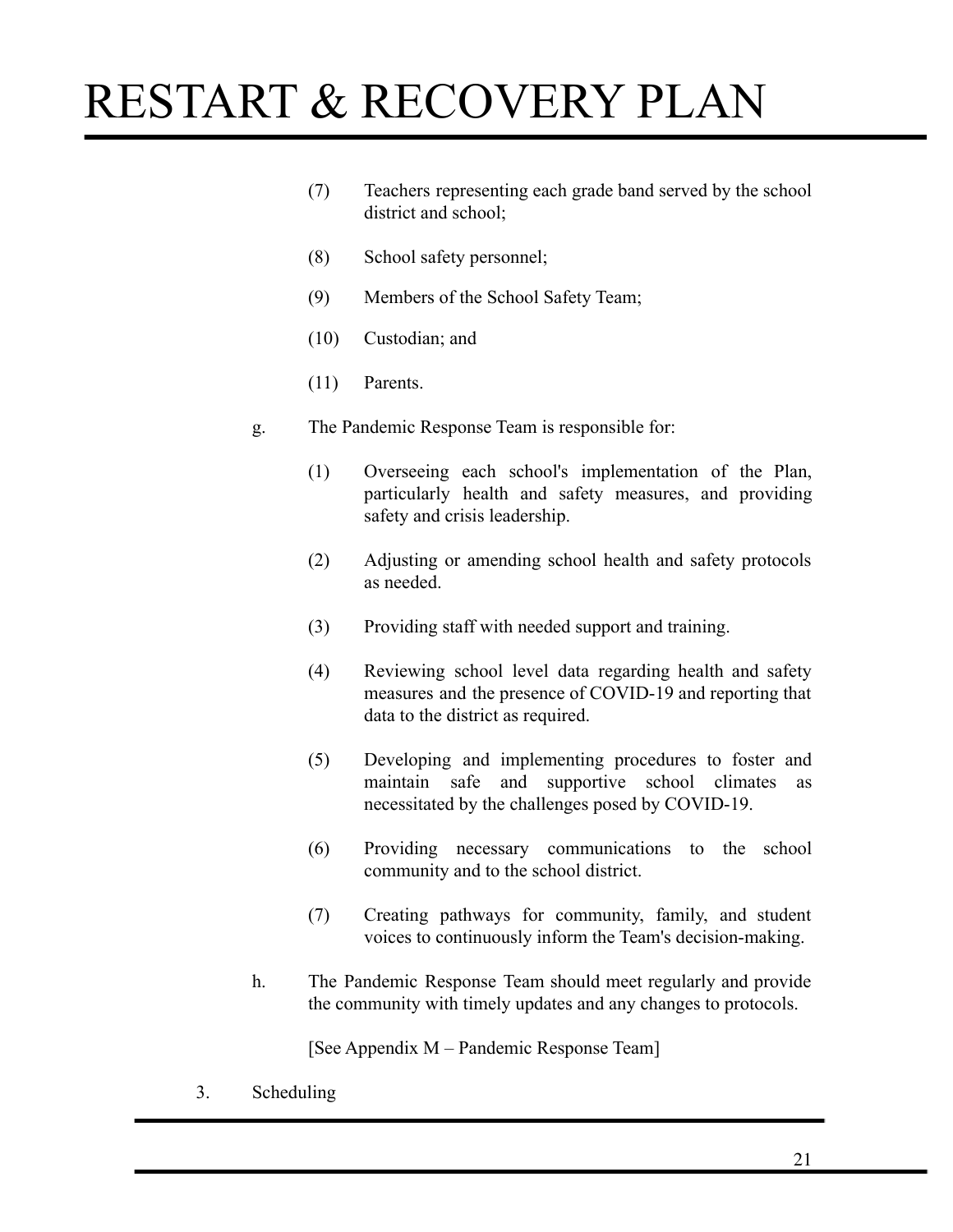(7) Teachers representing each grade band served by the school district and school;

(8) School safety personnel;

(9) Members of the School Safety Team;

(10) Custodian; and

(11) Parents.

g. The Pandemic Response Team is responsible for:

(1) Overseeing each school's implementation of the Plan, particularly health and safety measures, and providing safety and crisis leadership.

(2) Adjusting or amending school health and safety protocols as needed.

(3) Providing staff with needed support and training.

(4) Reviewing school level data regarding health and safety measures and the presence of COVID-19 and reporting that data to the district as required.

(5) Developing and implementing procedures to foster and maintain safe and supportive school climates as necessitated by the challenges posed by COVID-19.

(6) Providing necessary communications to the school community and to the school district.

(7) Creating pathways for community, family, and student voices to continuously inform the Team's decision-making.

h. The Pandemic Response Team should meet regularly and provide the community with timely updates and any changes to protocols.

[See Appendix M – Pandemic Response Team]

3. Scheduling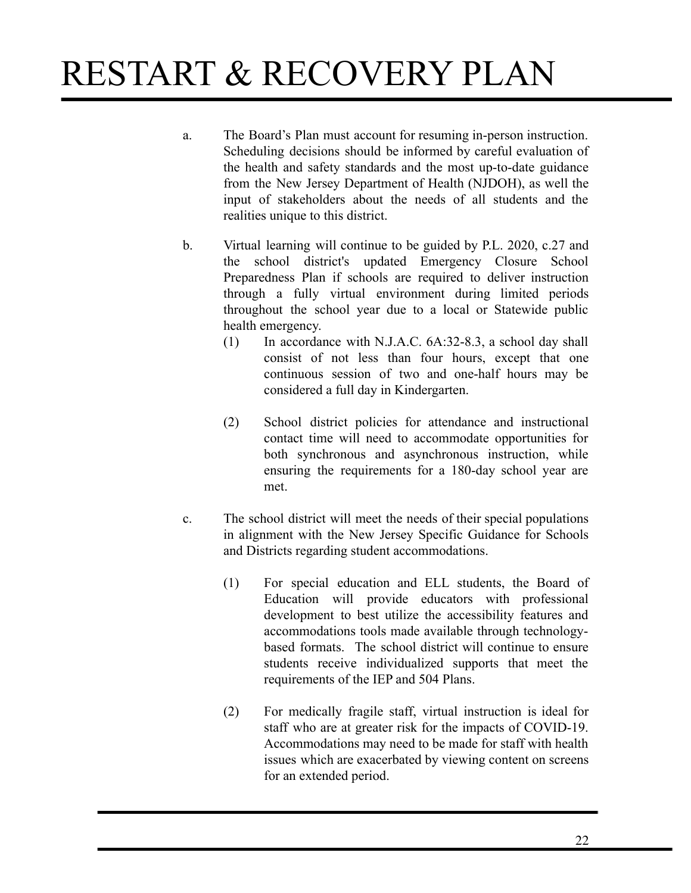a. The Board's Plan must account for resuming in-person instruction. Scheduling decisions should be informed by careful evaluation of the health and safety standards and the most up-to-date guidance from the New Jersey Department of Health (NJDOH), as well the input of stakeholders about the needs of all students and the realities unique to this district.

b. Virtual learning will continue to be guided by P.L. 2020, c.27 and the school district's updated Emergency Closure School Preparedness Plan if schools are required to deliver instruction through a fully virtual environment during limited periods throughout the school year due to a local or Statewide public health emergency.

   (1) In accordance with N.J.A.C. 6A:32-8.3, a school day shall consist of not less than four hours, except that one continuous session of two and one-half hours may be considered a full day in Kindergarten.

   (2) School district policies for attendance and instructional contact time will need to accommodate opportunities for both synchronous and asynchronous instruction, while ensuring the requirements for a 180-day school year are met.

c. The school district will meet the needs of their special populations in alignment with the New Jersey Specific Guidance for Schools and Districts regarding student accommodations.

   (1) For special education and ELL students, the Board of Education will provide educators with professional development to best utilize the accessibility features and accommodations tools made available through technology-based formats. The school district will continue to ensure students receive individualized supports that meet the requirements of the IEP and 504 Plans.

   (2) For medically fragile staff, virtual instruction is ideal for staff who are at greater risk for the impacts of COVID-19. Accommodations may need to be made for staff with health issues which are exacerbated by viewing content on screens for an extended period.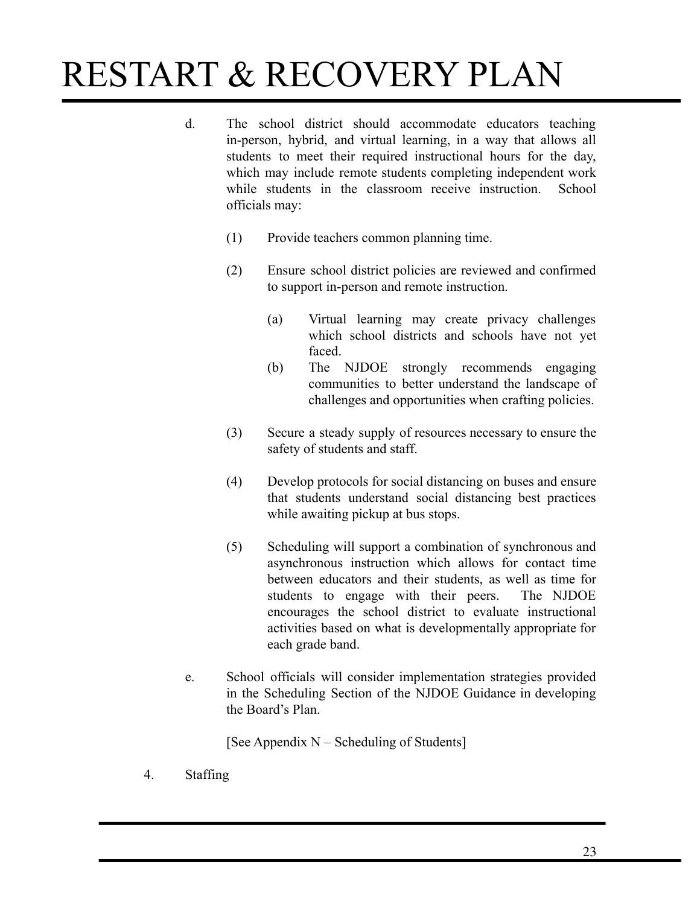d. The school district should accommodate educators teaching in-person, hybrid, and virtual learning, in a way that allows all students to meet their required instructional hours for the day, which may include remote students completing independent work while students in the classroom receive instruction. School officials may:

   (1) Provide teachers common planning time.

   (2) Ensure school district policies are reviewed and confirmed to support in-person and remote instruction.

      (a) Virtual learning may create privacy challenges which school districts and schools have not yet faced.
      (b) The NJDOE strongly recommends engaging communities to better understand the landscape of challenges and opportunities when crafting policies.

   (3) Secure a steady supply of resources necessary to ensure the safety of students and staff.

   (4) Develop protocols for social distancing on buses and ensure that students understand social distancing best practices while awaiting pickup at bus stops.

   (5) Scheduling will support a combination of synchronous and asynchronous instruction which allows for contact time between educators and their students, as well as time for students to engage with their peers. The NJDOE encourages the school district to evaluate instructional activities based on what is developmentally appropriate for each grade band.

e. School officials will consider implementation strategies provided in the Scheduling Section of the NJDOE Guidance in developing the Board's Plan.

   [See Appendix N – Scheduling of Students]

4. Staffing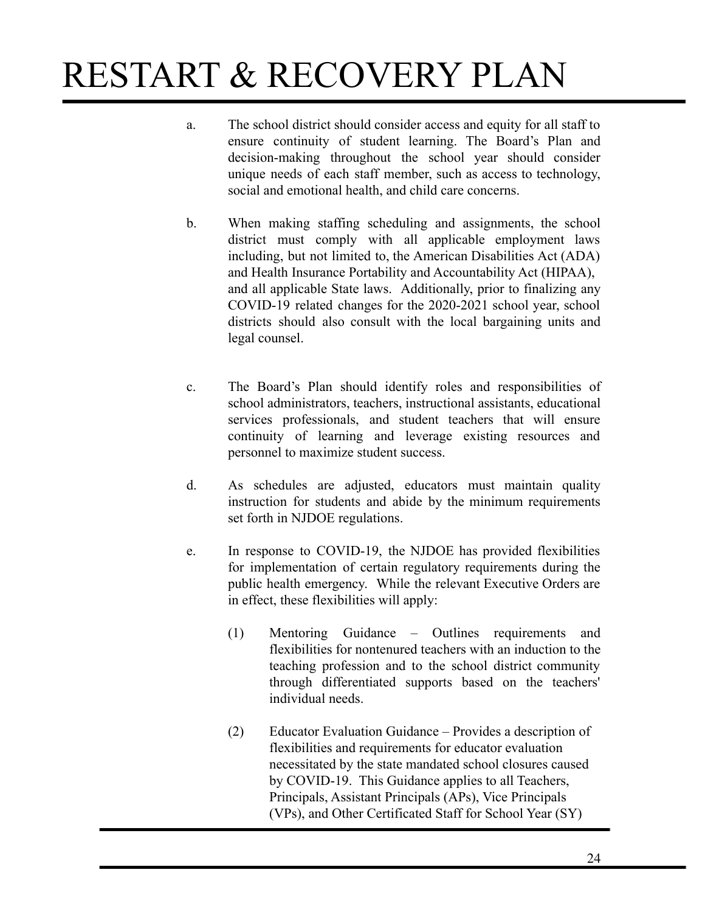a. The school district should consider access and equity for all staff to ensure continuity of student learning. The Board's Plan and decision-making throughout the school year should consider unique needs of each staff member, such as access to technology, social and emotional health, and child care concerns.

b. When making staffing scheduling and assignments, the school district must comply with all applicable employment laws including, but not limited to, the American Disabilities Act (ADA) and Health Insurance Portability and Accountability Act (HIPAA), and all applicable State laws. Additionally, prior to finalizing any COVID-19 related changes for the 2020-2021 school year, school districts should also consult with the local bargaining units and legal counsel.

c. The Board's Plan should identify roles and responsibilities of school administrators, teachers, instructional assistants, educational services professionals, and student teachers that will ensure continuity of learning and leverage existing resources and personnel to maximize student success.

d. As schedules are adjusted, educators must maintain quality instruction for students and abide by the minimum requirements set forth in NJDOE regulations.

e. In response to COVID-19, the NJDOE has provided flexibilities for implementation of certain regulatory requirements during the public health emergency. While the relevant Executive Orders are in effect, these flexibilities will apply:

    (1) Mentoring Guidance – Outlines requirements and flexibilities for nontenured teachers with an induction to the teaching profession and to the school district community through differentiated supports based on the teachers' individual needs.

    (2) Educator Evaluation Guidance – Provides a description of flexibilities and requirements for educator evaluation necessitated by the state mandated school closures caused by COVID-19. This Guidance applies to all Teachers, Principals, Assistant Principals (APs), Vice Principals (VPs), and Other Certificated Staff for School Year (SY)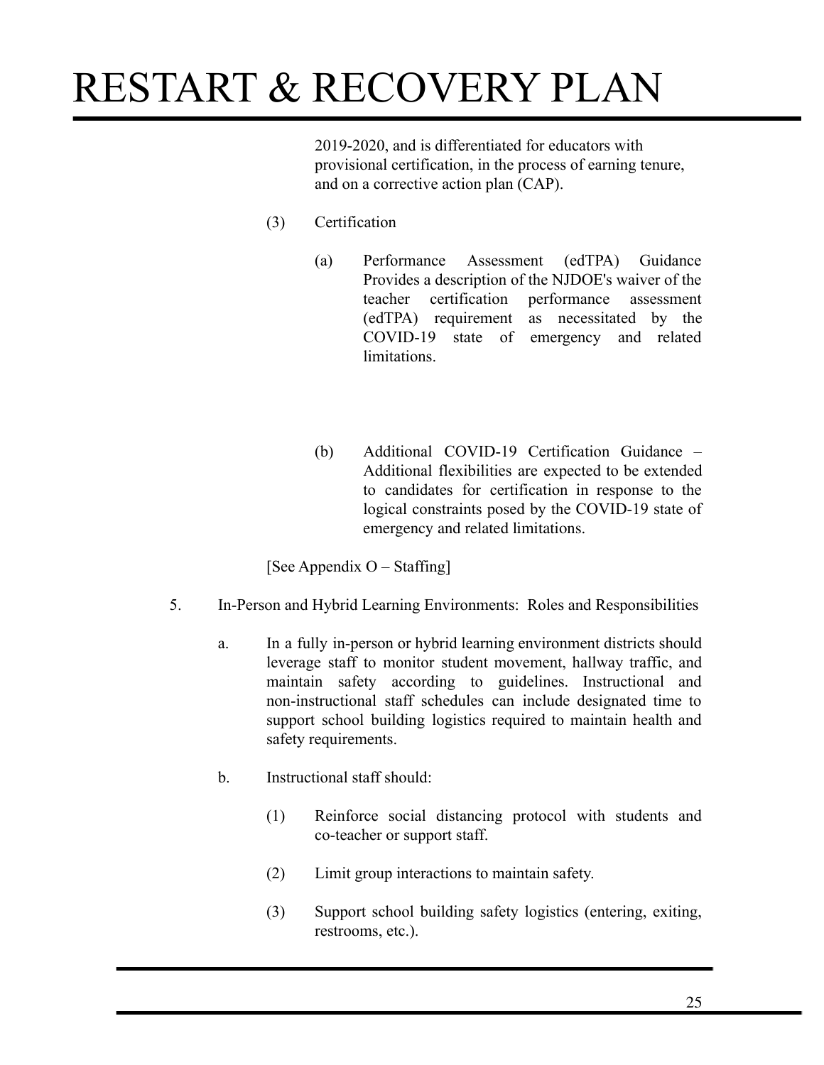2019-2020, and is differentiated for educators with provisional certification, in the process of earning tenure, and on a corrective action plan (CAP).

(3) Certification

(a) Performance Assessment (edTPA) Guidance Provides a description of the NJDOE's waiver of the teacher certification performance assessment (edTPA) requirement as necessitated by the COVID-19 state of emergency and related limitations.

(b) Additional COVID-19 Certification Guidance – Additional flexibilities are expected to be extended to candidates for certification in response to the logical constraints posed by the COVID-19 state of emergency and related limitations.

[See Appendix O – Staffing]

5. In-Person and Hybrid Learning Environments: Roles and Responsibilities

a. In a fully in-person or hybrid learning environment districts should leverage staff to monitor student movement, hallway traffic, and maintain safety according to guidelines. Instructional and non-instructional staff schedules can include designated time to support school building logistics required to maintain health and safety requirements.

b. Instructional staff should:

(1) Reinforce social distancing protocol with students and co-teacher or support staff.

(2) Limit group interactions to maintain safety.

(3) Support school building safety logistics (entering, exiting, restrooms, etc.).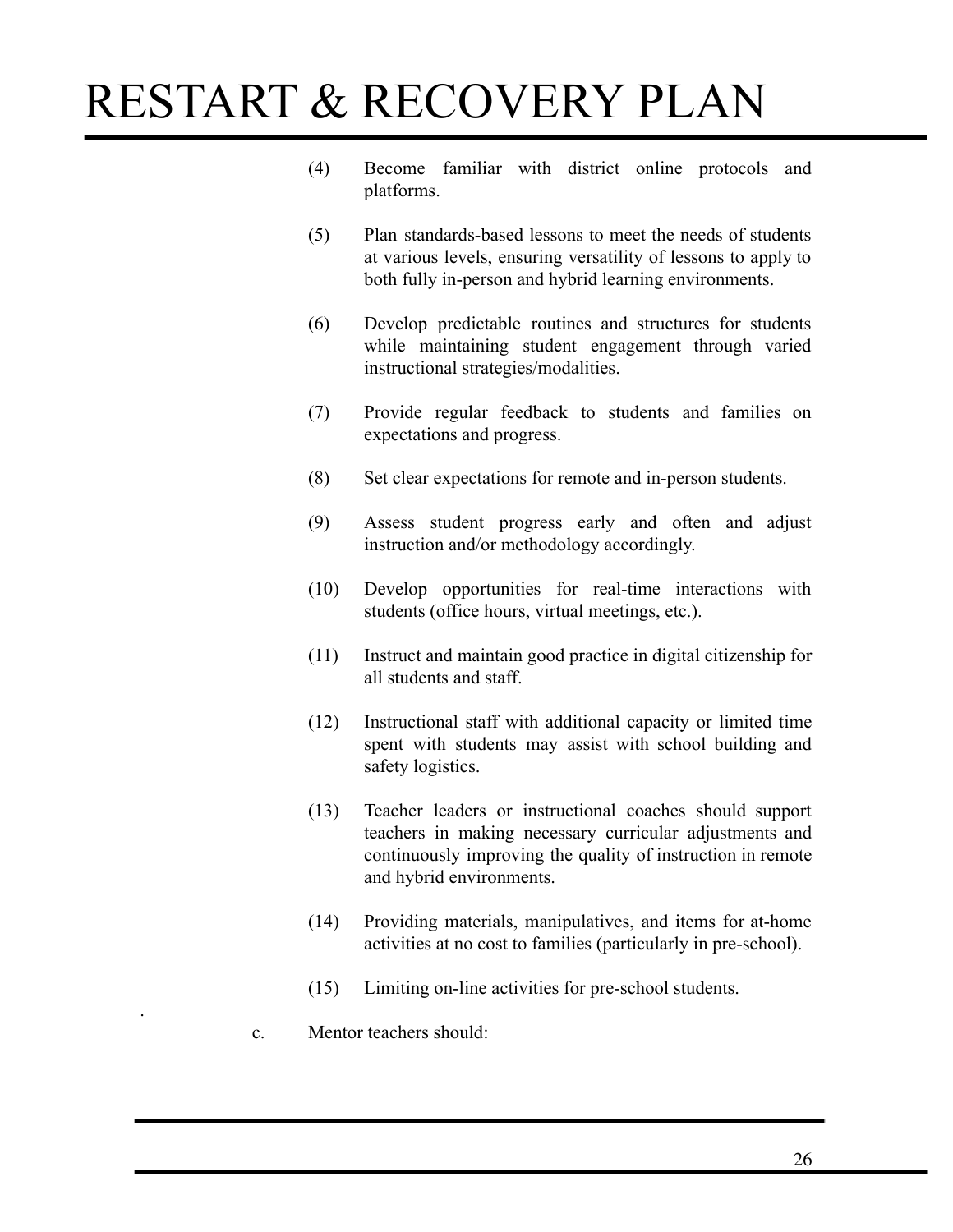(4) Become familiar with district online protocols and platforms.

(5) Plan standards-based lessons to meet the needs of students at various levels, ensuring versatility of lessons to apply to both fully in-person and hybrid learning environments.

(6) Develop predictable routines and structures for students while maintaining student engagement through varied instructional strategies/modalities.

(7) Provide regular feedback to students and families on expectations and progress.

(8) Set clear expectations for remote and in-person students.

(9) Assess student progress early and often and adjust instruction and/or methodology accordingly.

(10) Develop opportunities for real-time interactions with students (office hours, virtual meetings, etc.).

(11) Instruct and maintain good practice in digital citizenship for all students and staff.

(12) Instructional staff with additional capacity or limited time spent with students may assist with school building and safety logistics.

(13) Teacher leaders or instructional coaches should support teachers in making necessary curricular adjustments and continuously improving the quality of instruction in remote and hybrid environments.

(14) Providing materials, manipulatives, and items for at-home activities at no cost to families (particularly in pre-school).

(15) Limiting on-line activities for pre-school students.

c. Mentor teachers should: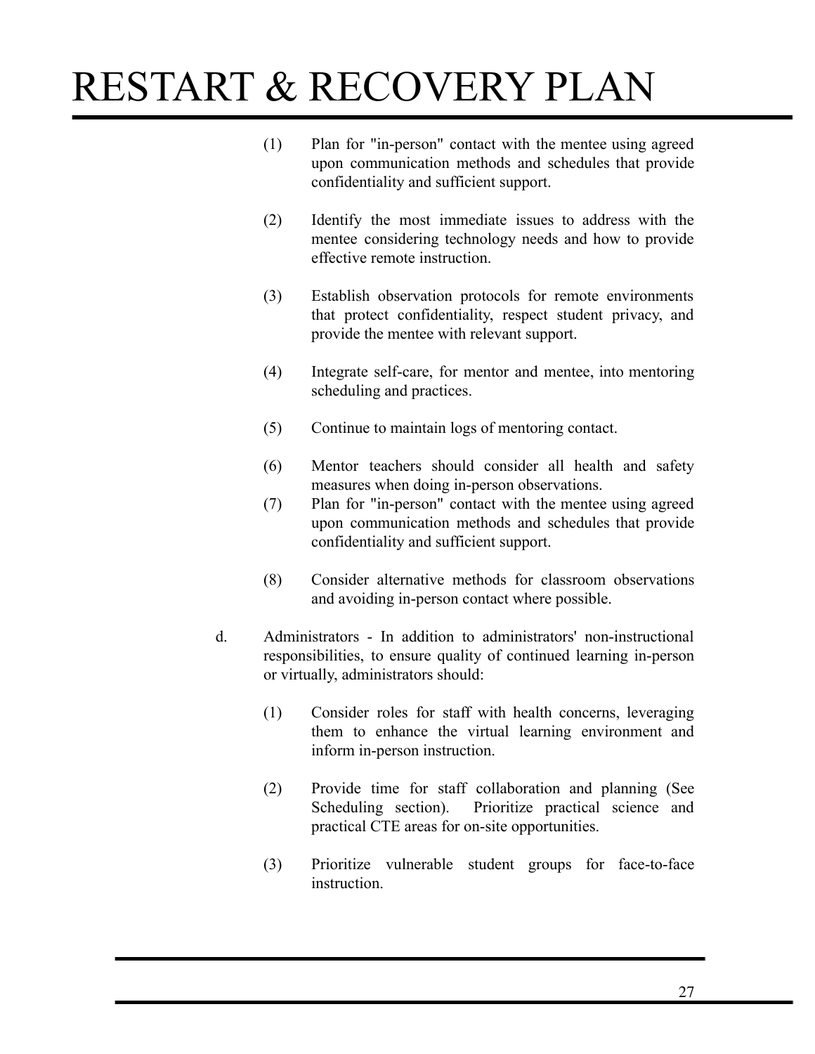(1) Plan for "in-person" contact with the mentee using agreed upon communication methods and schedules that provide confidentiality and sufficient support.

(2) Identify the most immediate issues to address with the mentee considering technology needs and how to provide effective remote instruction.

(3) Establish observation protocols for remote environments that protect confidentiality, respect student privacy, and provide the mentee with relevant support.

(4) Integrate self-care, for mentor and mentee, into mentoring scheduling and practices.

(5) Continue to maintain logs of mentoring contact.

(6) Mentor teachers should consider all health and safety measures when doing in-person observations.

(7) Plan for "in-person" contact with the mentee using agreed upon communication methods and schedules that provide confidentiality and sufficient support.

(8) Consider alternative methods for classroom observations and avoiding in-person contact where possible.

d. Administrators - In addition to administrators' non-instructional responsibilities, to ensure quality of continued learning in-person or virtually, administrators should:

(1) Consider roles for staff with health concerns, leveraging them to enhance the virtual learning environment and inform in-person instruction.

(2) Provide time for staff collaboration and planning (See Scheduling section). Prioritize practical science and practical CTE areas for on-site opportunities.

(3) Prioritize vulnerable student groups for face-to-face instruction.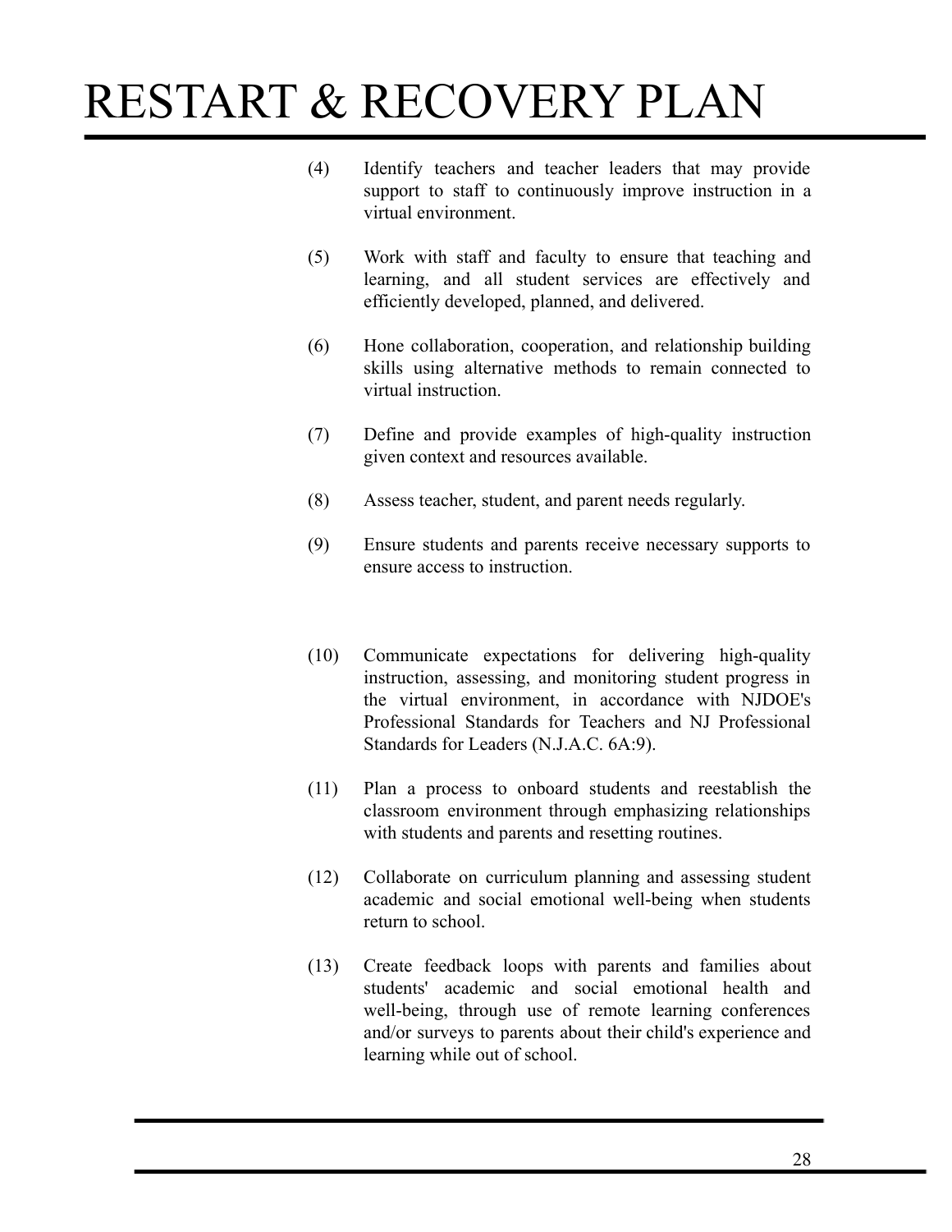(4) Identify teachers and teacher leaders that may provide support to staff to continuously improve instruction in a virtual environment.

(5) Work with staff and faculty to ensure that teaching and learning, and all student services are effectively and efficiently developed, planned, and delivered.

(6) Hone collaboration, cooperation, and relationship building skills using alternative methods to remain connected to virtual instruction.

(7) Define and provide examples of high-quality instruction given context and resources available.

(8) Assess teacher, student, and parent needs regularly.

(9) Ensure students and parents receive necessary supports to ensure access to instruction.

(10) Communicate expectations for delivering high-quality instruction, assessing, and monitoring student progress in the virtual environment, in accordance with NJDOE's Professional Standards for Teachers and NJ Professional Standards for Leaders (N.J.A.C. 6A:9).

(11) Plan a process to onboard students and reestablish the classroom environment through emphasizing relationships with students and parents and resetting routines.

(12) Collaborate on curriculum planning and assessing student academic and social emotional well-being when students return to school.

(13) Create feedback loops with parents and families about students' academic and social emotional health and well-being, through use of remote learning conferences and/or surveys to parents about their child's experience and learning while out of school.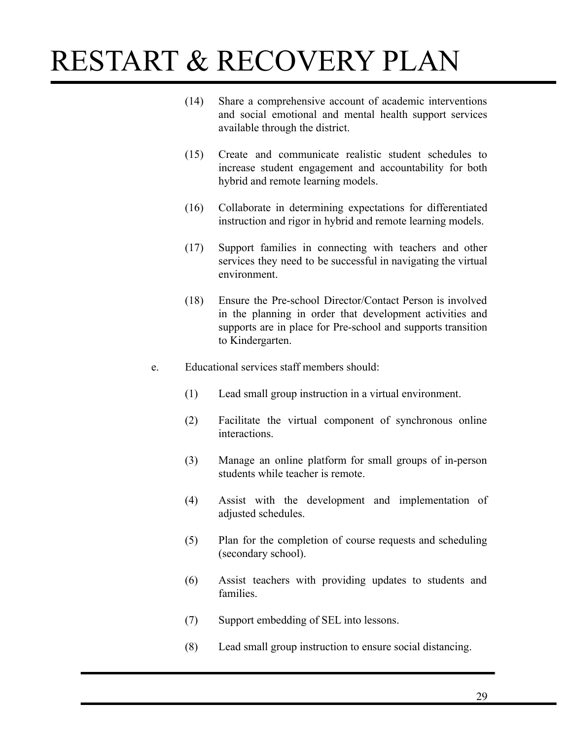(14) Share a comprehensive account of academic interventions and social emotional and mental health support services available through the district.

(15) Create and communicate realistic student schedules to increase student engagement and accountability for both hybrid and remote learning models.

(16) Collaborate in determining expectations for differentiated instruction and rigor in hybrid and remote learning models.

(17) Support families in connecting with teachers and other services they need to be successful in navigating the virtual environment.

(18) Ensure the Pre-school Director/Contact Person is involved in the planning in order that development activities and supports are in place for Pre-school and supports transition to Kindergarten.

e. Educational services staff members should:

(1) Lead small group instruction in a virtual environment.

(2) Facilitate the virtual component of synchronous online interactions.

(3) Manage an online platform for small groups of in-person students while teacher is remote.

(4) Assist with the development and implementation of adjusted schedules.

(5) Plan for the completion of course requests and scheduling (secondary school).

(6) Assist teachers with providing updates to students and families.

(7) Support embedding of SEL into lessons.

(8) Lead small group instruction to ensure social distancing.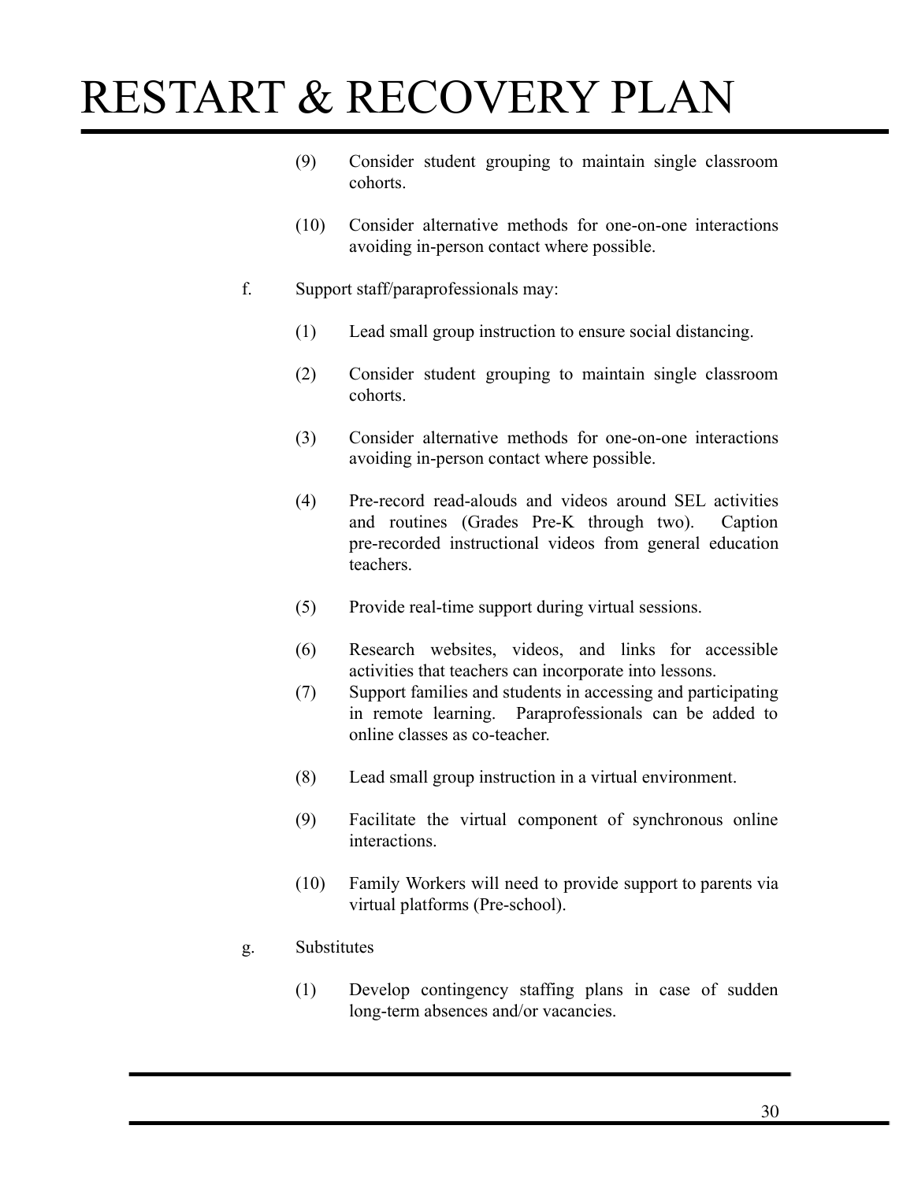(9) Consider student grouping to maintain single classroom cohorts.

(10) Consider alternative methods for one-on-one interactions avoiding in-person contact where possible.

f. Support staff/paraprofessionals may:

(1) Lead small group instruction to ensure social distancing.

(2) Consider student grouping to maintain single classroom cohorts.

(3) Consider alternative methods for one-on-one interactions avoiding in-person contact where possible.

(4) Pre-record read-alouds and videos around SEL activities and routines (Grades Pre-K through two). Caption pre-recorded instructional videos from general education teachers.

(5) Provide real-time support during virtual sessions.

(6) Research websites, videos, and links for accessible activities that teachers can incorporate into lessons.

(7) Support families and students in accessing and participating in remote learning. Paraprofessionals can be added to online classes as co-teacher.

(8) Lead small group instruction in a virtual environment.

(9) Facilitate the virtual component of synchronous online interactions.

(10) Family Workers will need to provide support to parents via virtual platforms (Pre-school).

g. Substitutes

(1) Develop contingency staffing plans in case of sudden long-term absences and/or vacancies.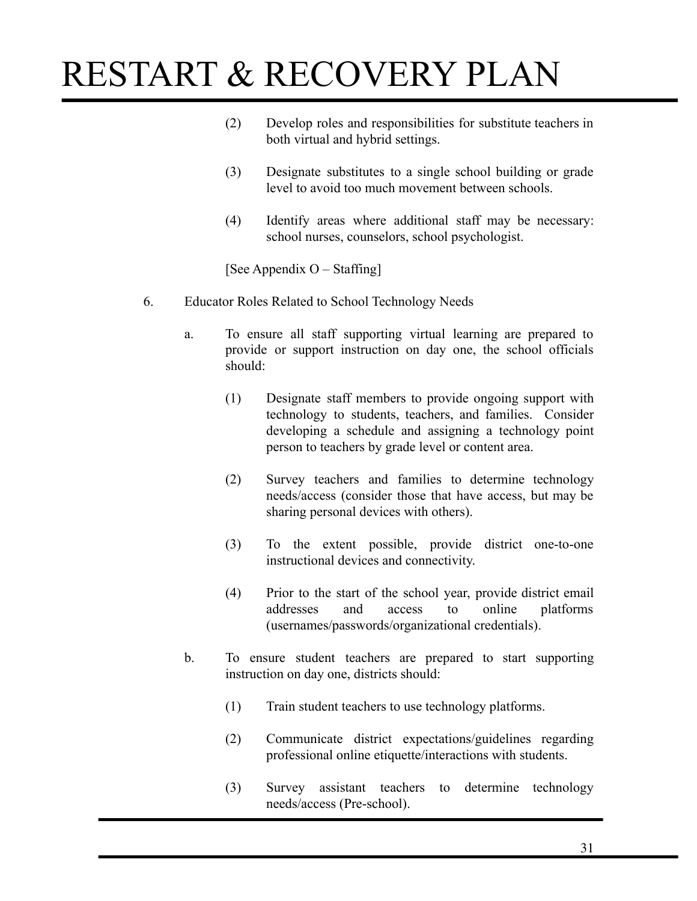(2) Develop roles and responsibilities for substitute teachers in both virtual and hybrid settings.

(3) Designate substitutes to a single school building or grade level to avoid too much movement between schools.

(4) Identify areas where additional staff may be necessary: school nurses, counselors, school psychologist.

[See Appendix O – Staffing]

6. Educator Roles Related to School Technology Needs

   a. To ensure all staff supporting virtual learning are prepared to provide or support instruction on day one, the school officials should:

      (1) Designate staff members to provide ongoing support with technology to students, teachers, and families. Consider developing a schedule and assigning a technology point person to teachers by grade level or content area.

      (2) Survey teachers and families to determine technology needs/access (consider those that have access, but may be sharing personal devices with others).

      (3) To the extent possible, provide district one-to-one instructional devices and connectivity.

      (4) Prior to the start of the school year, provide district email addresses and access to online platforms (usernames/passwords/organizational credentials).

   b. To ensure student teachers are prepared to start supporting instruction on day one, districts should:

      (1) Train student teachers to use technology platforms.

      (2) Communicate district expectations/guidelines regarding professional online etiquette/interactions with students.

      (3) Survey assistant teachers to determine technology needs/access (Pre-school).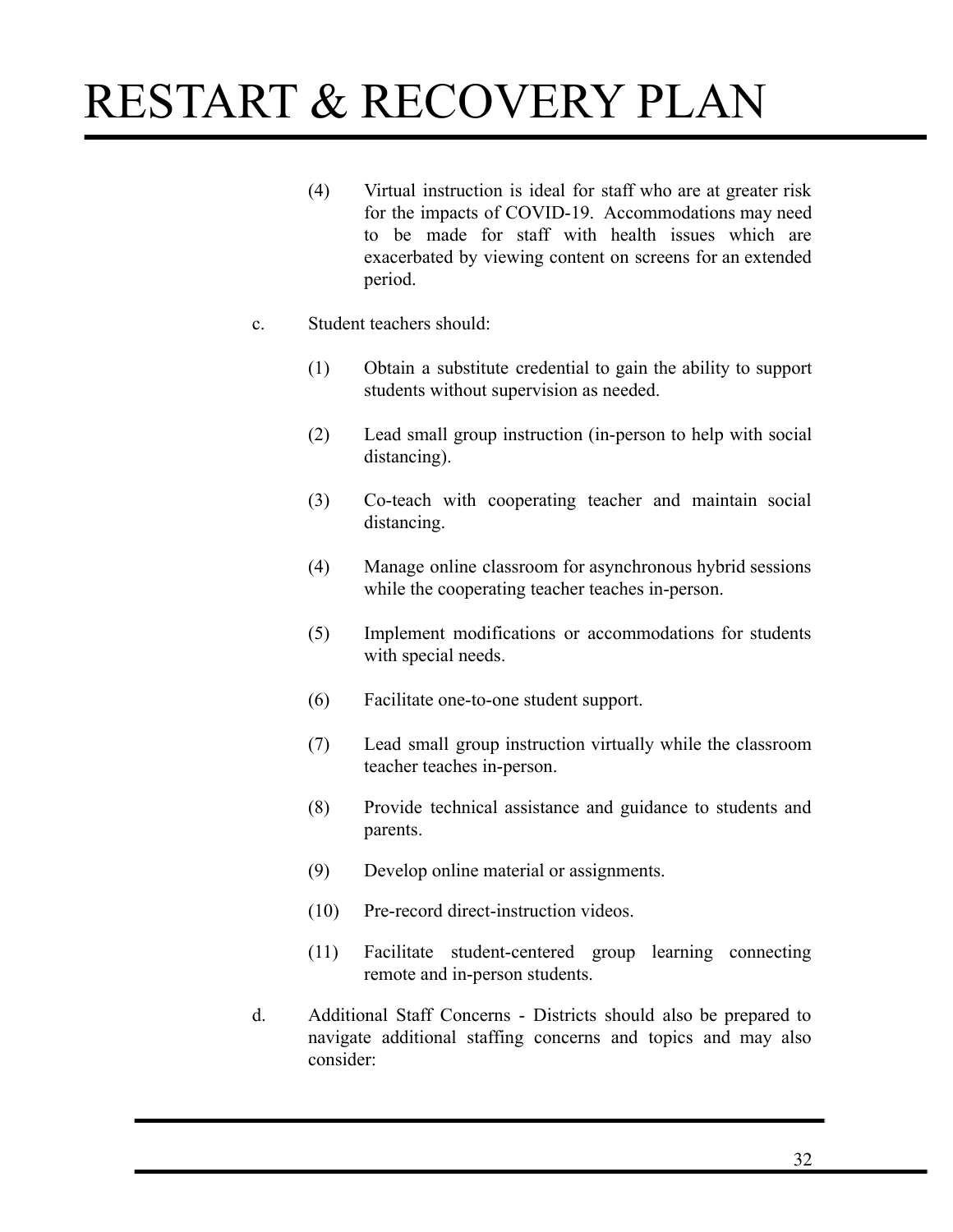(4) Virtual instruction is ideal for staff who are at greater risk for the impacts of COVID-19. Accommodations may need to be made for staff with health issues which are exacerbated by viewing content on screens for an extended period.

c. Student teachers should:

(1) Obtain a substitute credential to gain the ability to support students without supervision as needed.

(2) Lead small group instruction (in-person to help with social distancing).

(3) Co-teach with cooperating teacher and maintain social distancing.

(4) Manage online classroom for asynchronous hybrid sessions while the cooperating teacher teaches in-person.

(5) Implement modifications or accommodations for students with special needs.

(6) Facilitate one-to-one student support.

(7) Lead small group instruction virtually while the classroom teacher teaches in-person.

(8) Provide technical assistance and guidance to students and parents.

(9) Develop online material or assignments.

(10) Pre-record direct-instruction videos.

(11) Facilitate student-centered group learning connecting remote and in-person students.

d. Additional Staff Concerns - Districts should also be prepared to navigate additional staffing concerns and topics and may also consider: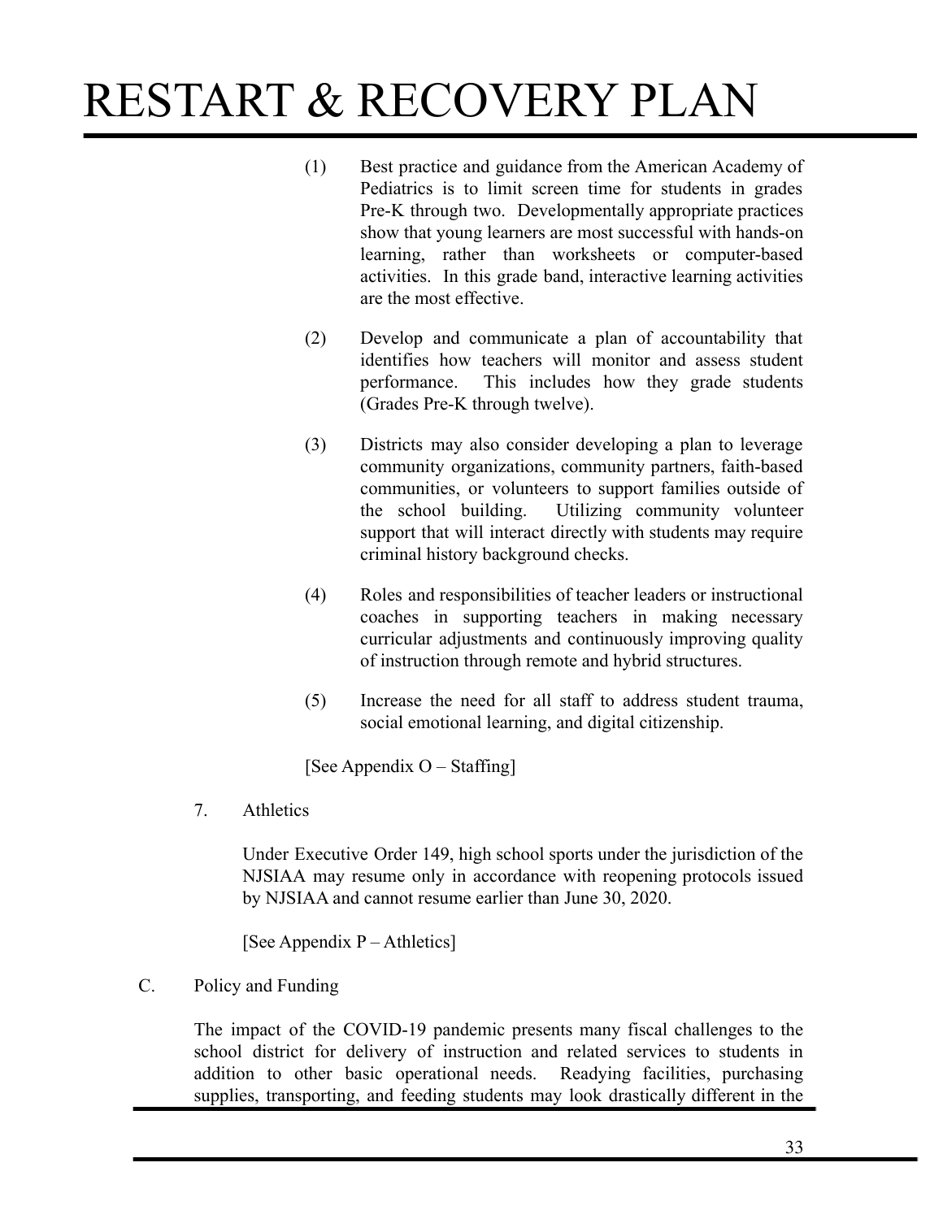(1) Best practice and guidance from the American Academy of Pediatrics is to limit screen time for students in grades Pre-K through two. Developmentally appropriate practices show that young learners are most successful with hands-on learning, rather than worksheets or computer-based activities. In this grade band, interactive learning activities are the most effective.

(2) Develop and communicate a plan of accountability that identifies how teachers will monitor and assess student performance. This includes how they grade students (Grades Pre-K through twelve).

(3) Districts may also consider developing a plan to leverage community organizations, community partners, faith-based communities, or volunteers to support families outside of the school building. Utilizing community volunteer support that will interact directly with students may require criminal history background checks.

(4) Roles and responsibilities of teacher leaders or instructional coaches in supporting teachers in making necessary curricular adjustments and continuously improving quality of instruction through remote and hybrid structures.

(5) Increase the need for all staff to address student trauma, social emotional learning, and digital citizenship.

[See Appendix O – Staffing]

7. Athletics

Under Executive Order 149, high school sports under the jurisdiction of the NJSIAA may resume only in accordance with reopening protocols issued by NJSIAA and cannot resume earlier than June 30, 2020.

[See Appendix P – Athletics]

C. Policy and Funding

The impact of the COVID-19 pandemic presents many fiscal challenges to the school district for delivery of instruction and related services to students in addition to other basic operational needs. Readying facilities, purchasing supplies, transporting, and feeding students may look drastically different in the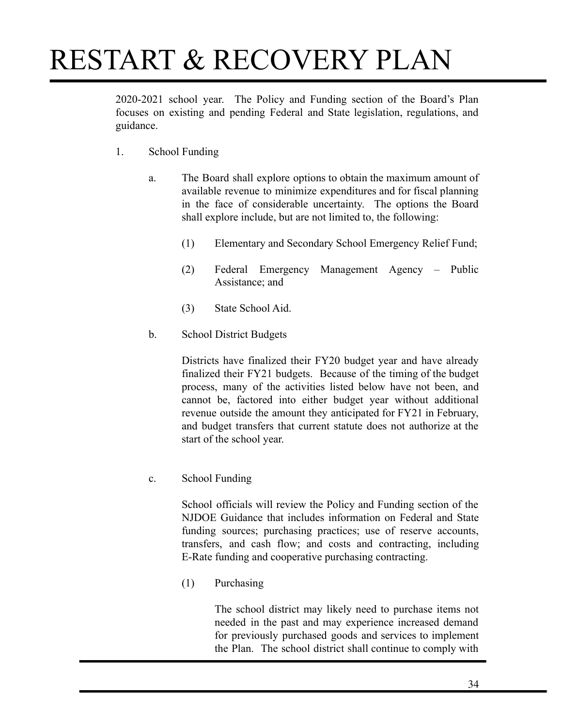2020-2021 school year. The Policy and Funding section of the Board's Plan focuses on existing and pending Federal and State legislation, regulations, and guidance.

1. School Funding

   a. The Board shall explore options to obtain the maximum amount of available revenue to minimize expenditures and for fiscal planning in the face of considerable uncertainty. The options the Board shall explore include, but are not limited to, the following:

      (1) Elementary and Secondary School Emergency Relief Fund;

      (2) Federal Emergency Management Agency – Public Assistance; and

      (3) State School Aid.

   b. School District Budgets

      Districts have finalized their FY20 budget year and have already finalized their FY21 budgets. Because of the timing of the budget process, many of the activities listed below have not been, and cannot be, factored into either budget year without additional revenue outside the amount they anticipated for FY21 in February, and budget transfers that current statute does not authorize at the start of the school year.

   c. School Funding

      School officials will review the Policy and Funding section of the NJDOE Guidance that includes information on Federal and State funding sources; purchasing practices; use of reserve accounts, transfers, and cash flow; and costs and contracting, including E-Rate funding and cooperative purchasing contracting.

      (1) Purchasing

         The school district may likely need to purchase items not needed in the past and may experience increased demand for previously purchased goods and services to implement the Plan. The school district shall continue to comply with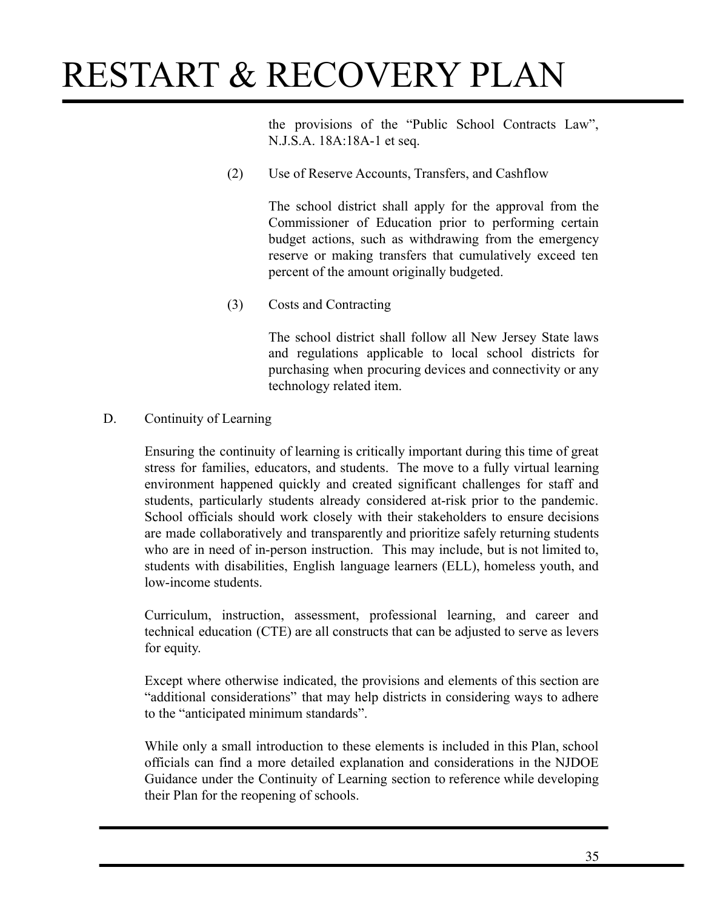the provisions of the "Public School Contracts Law", N.J.S.A. 18A:18A-1 et seq.

(2) Use of Reserve Accounts, Transfers, and Cashflow

The school district shall apply for the approval from the Commissioner of Education prior to performing certain budget actions, such as withdrawing from the emergency reserve or making transfers that cumulatively exceed ten percent of the amount originally budgeted.

(3) Costs and Contracting

The school district shall follow all New Jersey State laws and regulations applicable to local school districts for purchasing when procuring devices and connectivity or any technology related item.

D. Continuity of Learning

Ensuring the continuity of learning is critically important during this time of great stress for families, educators, and students. The move to a fully virtual learning environment happened quickly and created significant challenges for staff and students, particularly students already considered at-risk prior to the pandemic. School officials should work closely with their stakeholders to ensure decisions are made collaboratively and transparently and prioritize safely returning students who are in need of in-person instruction. This may include, but is not limited to, students with disabilities, English language learners (ELL), homeless youth, and low-income students.

Curriculum, instruction, assessment, professional learning, and career and technical education (CTE) are all constructs that can be adjusted to serve as levers for equity.

Except where otherwise indicated, the provisions and elements of this section are "additional considerations" that may help districts in considering ways to adhere to the "anticipated minimum standards".

While only a small introduction to these elements is included in this Plan, school officials can find a more detailed explanation and considerations in the NJDOE Guidance under the Continuity of Learning section to reference while developing their Plan for the reopening of schools.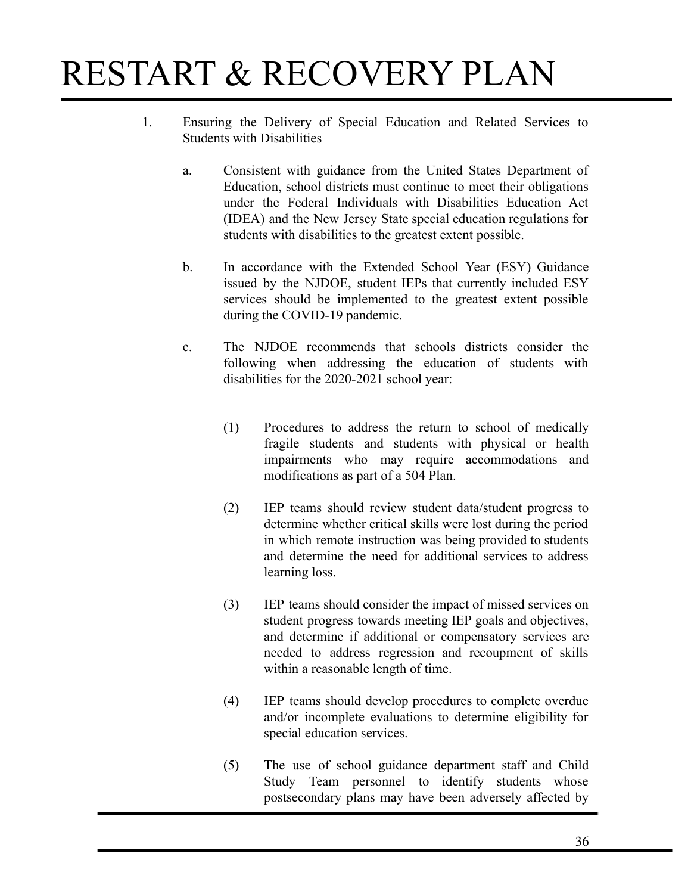1. Ensuring the Delivery of Special Education and Related Services to Students with Disabilities

   a. Consistent with guidance from the United States Department of Education, school districts must continue to meet their obligations under the Federal Individuals with Disabilities Education Act (IDEA) and the New Jersey State special education regulations for students with disabilities to the greatest extent possible.

   b. In accordance with the Extended School Year (ESY) Guidance issued by the NJDOE, student IEPs that currently included ESY services should be implemented to the greatest extent possible during the COVID-19 pandemic.

   c. The NJDOE recommends that schools districts consider the following when addressing the education of students with disabilities for the 2020-2021 school year:

      (1) Procedures to address the return to school of medically fragile students and students with physical or health impairments who may require accommodations and modifications as part of a 504 Plan.

      (2) IEP teams should review student data/student progress to determine whether critical skills were lost during the period in which remote instruction was being provided to students and determine the need for additional services to address learning loss.

      (3) IEP teams should consider the impact of missed services on student progress towards meeting IEP goals and objectives, and determine if additional or compensatory services are needed to address regression and recoupment of skills within a reasonable length of time.

      (4) IEP teams should develop procedures to complete overdue and/or incomplete evaluations to determine eligibility for special education services.

      (5) The use of school guidance department staff and Child Study Team personnel to identify students whose postsecondary plans may have been adversely affected by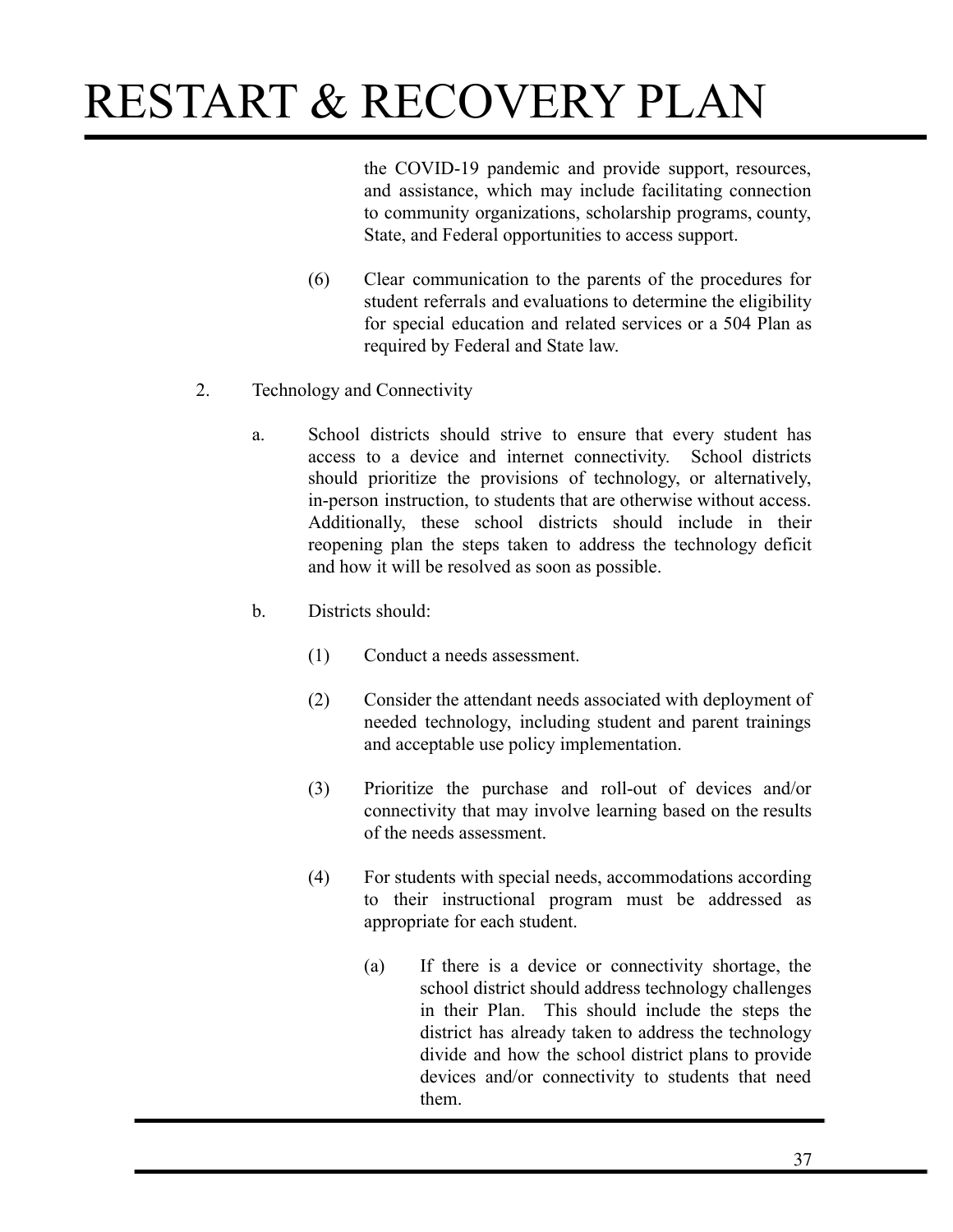the COVID-19 pandemic and provide support, resources, and assistance, which may include facilitating connection to community organizations, scholarship programs, county, State, and Federal opportunities to access support.

(6) Clear communication to the parents of the procedures for student referrals and evaluations to determine the eligibility for special education and related services or a 504 Plan as required by Federal and State law.

2. Technology and Connectivity

a. School districts should strive to ensure that every student has access to a device and internet connectivity. School districts should prioritize the provisions of technology, or alternatively, in-person instruction, to students that are otherwise without access. Additionally, these school districts should include in their reopening plan the steps taken to address the technology deficit and how it will be resolved as soon as possible.

b. Districts should:

(1) Conduct a needs assessment.

(2) Consider the attendant needs associated with deployment of needed technology, including student and parent trainings and acceptable use policy implementation.

(3) Prioritize the purchase and roll-out of devices and/or connectivity that may involve learning based on the results of the needs assessment.

(4) For students with special needs, accommodations according to their instructional program must be addressed as appropriate for each student.

(a) If there is a device or connectivity shortage, the school district should address technology challenges in their Plan. This should include the steps the district has already taken to address the technology divide and how the school district plans to provide devices and/or connectivity to students that need them.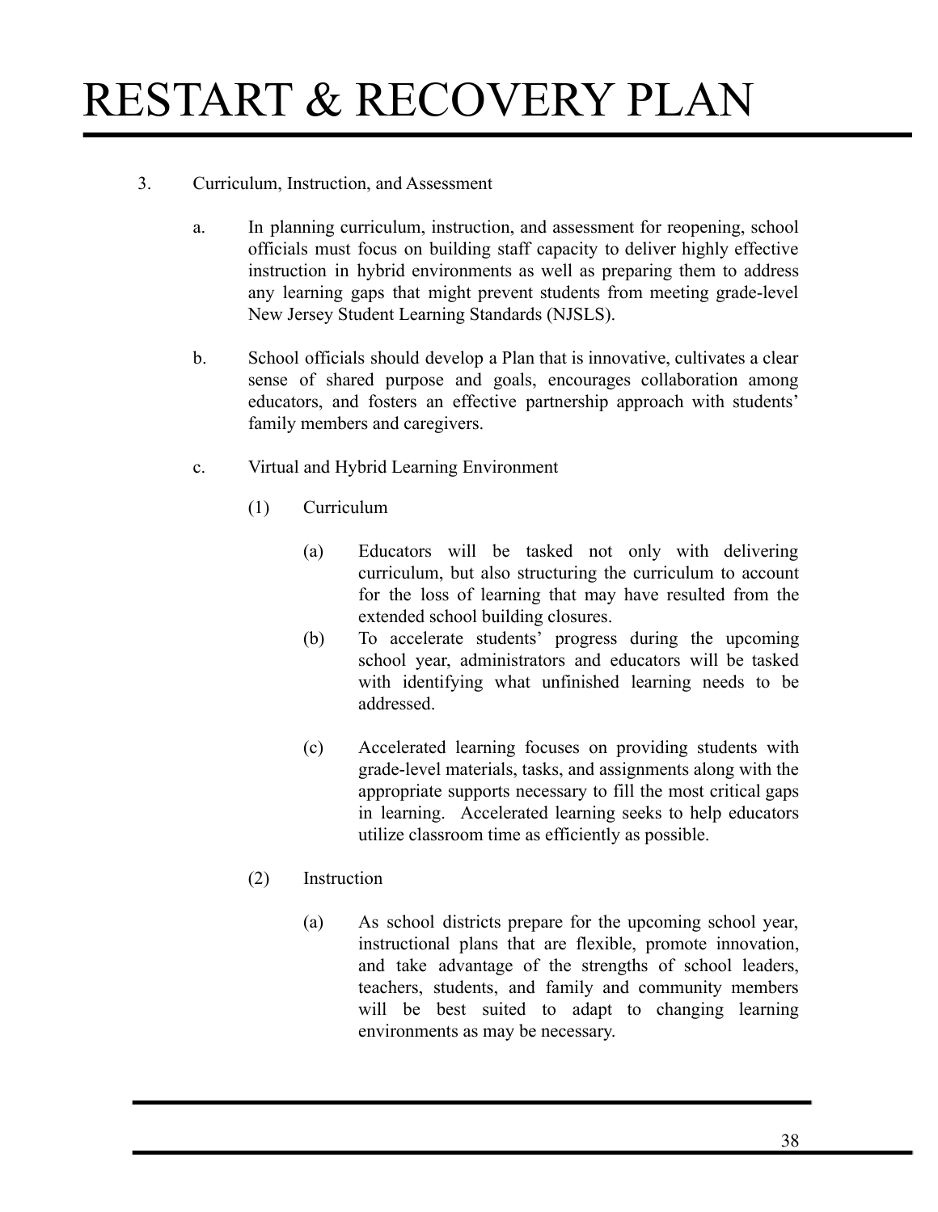# RESTART & RECOVERY PLAN

3. Curriculum, Instruction, and Assessment

   a. In planning curriculum, instruction, and assessment for reopening, school officials must focus on building staff capacity to deliver highly effective instruction in hybrid environments as well as preparing them to address any learning gaps that might prevent students from meeting grade-level New Jersey Student Learning Standards (NJSLS).

   b. School officials should develop a Plan that is innovative, cultivates a clear sense of shared purpose and goals, encourages collaboration among educators, and fosters an effective partnership approach with students' family members and caregivers.

   c. Virtual and Hybrid Learning Environment

      (1) Curriculum

         (a) Educators will be tasked not only with delivering curriculum, but also structuring the curriculum to account for the loss of learning that may have resulted from the extended school building closures.

         (b) To accelerate students' progress during the upcoming school year, administrators and educators will be tasked with identifying what unfinished learning needs to be addressed.

         (c) Accelerated learning focuses on providing students with grade-level materials, tasks, and assignments along with the appropriate supports necessary to fill the most critical gaps in learning. Accelerated learning seeks to help educators utilize classroom time as efficiently as possible.

      (2) Instruction

         (a) As school districts prepare for the upcoming school year, instructional plans that are flexible, promote innovation, and take advantage of the strengths of school leaders, teachers, students, and family and community members will be best suited to adapt to changing learning environments as may be necessary.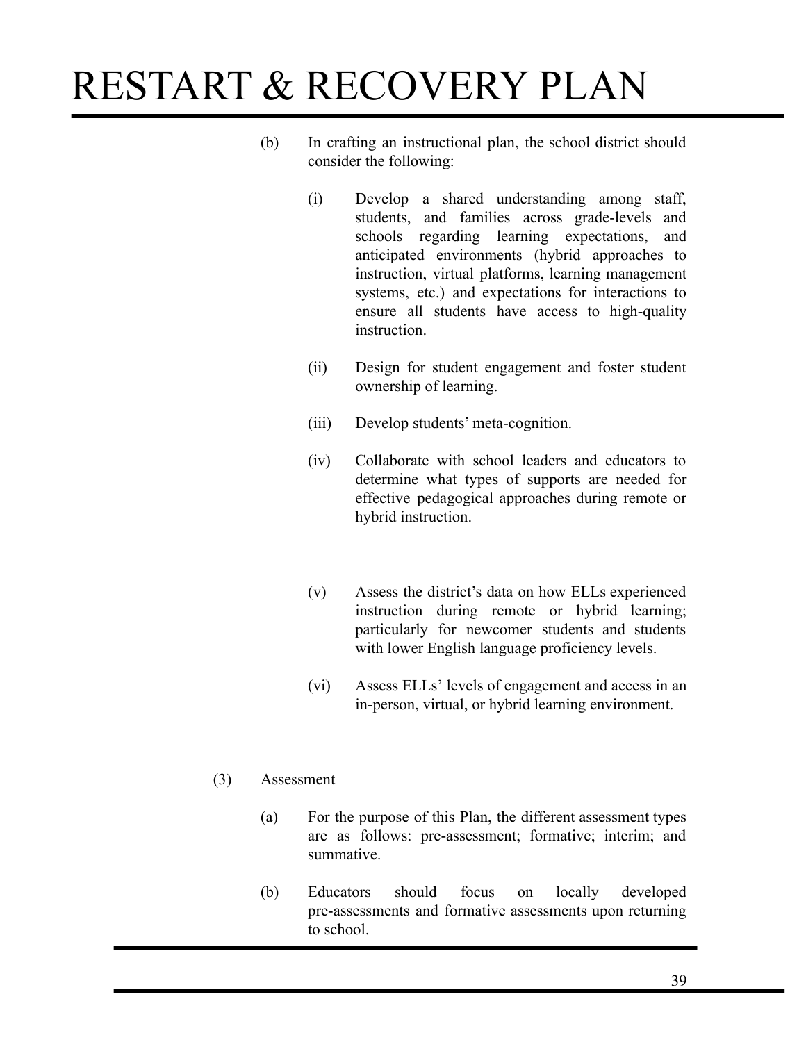(b) In crafting an instructional plan, the school district should consider the following:

(i) Develop a shared understanding among staff, students, and families across grade-levels and schools regarding learning expectations, and anticipated environments (hybrid approaches to instruction, virtual platforms, learning management systems, etc.) and expectations for interactions to ensure all students have access to high-quality instruction.

(ii) Design for student engagement and foster student ownership of learning.

(iii) Develop students' meta-cognition.

(iv) Collaborate with school leaders and educators to determine what types of supports are needed for effective pedagogical approaches during remote or hybrid instruction.

(v) Assess the district's data on how ELLs experienced instruction during remote or hybrid learning; particularly for newcomer students and students with lower English language proficiency levels.

(vi) Assess ELLs' levels of engagement and access in an in-person, virtual, or hybrid learning environment.

(3) Assessment

(a) For the purpose of this Plan, the different assessment types are as follows: pre-assessment; formative; interim; and summative.

(b) Educators should focus on locally developed pre-assessments and formative assessments upon returning to school.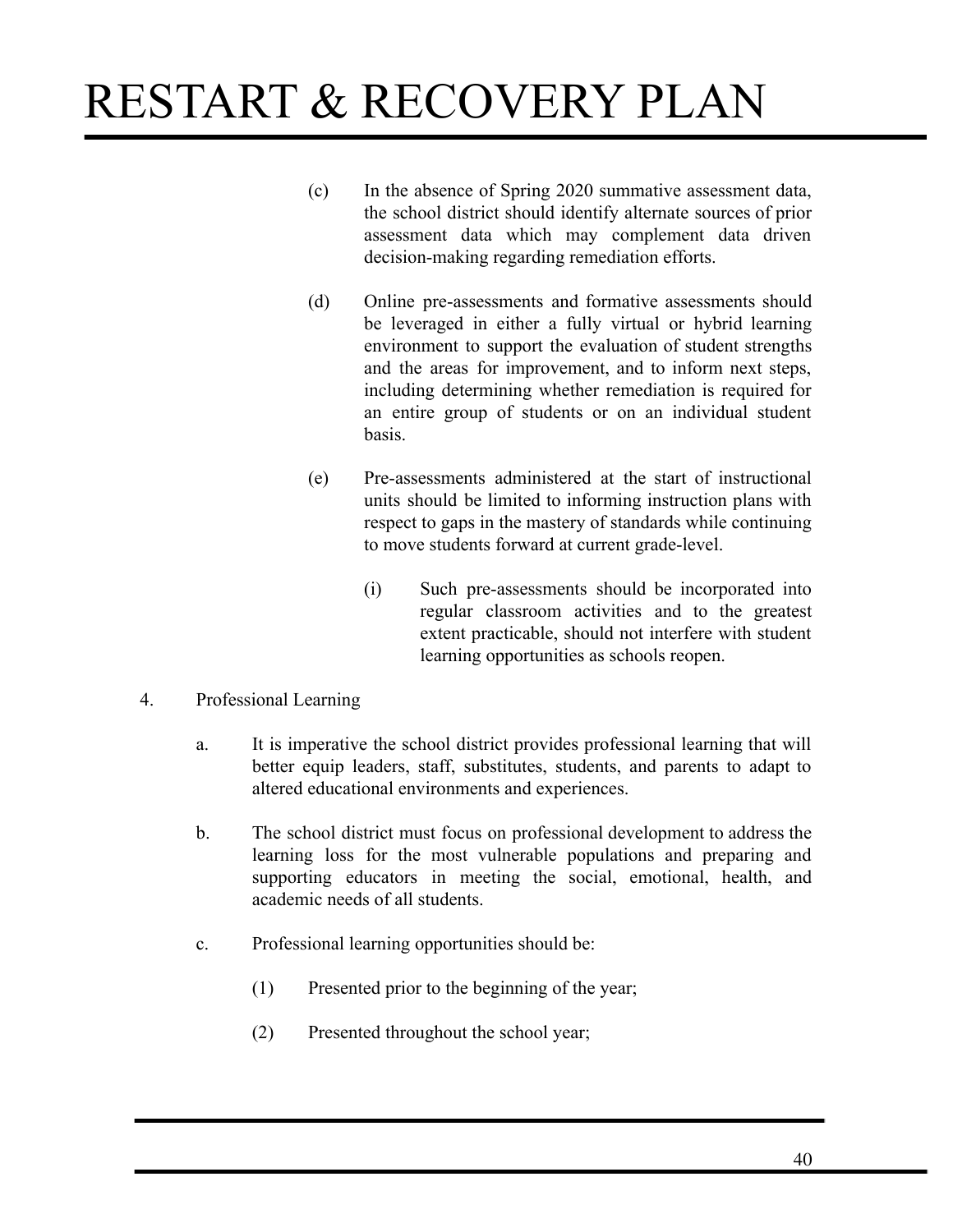(c) In the absence of Spring 2020 summative assessment data, the school district should identify alternate sources of prior assessment data which may complement data driven decision-making regarding remediation efforts.

(d) Online pre-assessments and formative assessments should be leveraged in either a fully virtual or hybrid learning environment to support the evaluation of student strengths and the areas for improvement, and to inform next steps, including determining whether remediation is required for an entire group of students or on an individual student basis.

(e) Pre-assessments administered at the start of instructional units should be limited to informing instruction plans with respect to gaps in the mastery of standards while continuing to move students forward at current grade-level.

(i) Such pre-assessments should be incorporated into regular classroom activities and to the greatest extent practicable, should not interfere with student learning opportunities as schools reopen.

4. Professional Learning

a. It is imperative the school district provides professional learning that will better equip leaders, staff, substitutes, students, and parents to adapt to altered educational environments and experiences.

b. The school district must focus on professional development to address the learning loss for the most vulnerable populations and preparing and supporting educators in meeting the social, emotional, health, and academic needs of all students.

c. Professional learning opportunities should be:

(1) Presented prior to the beginning of the year;

(2) Presented throughout the school year;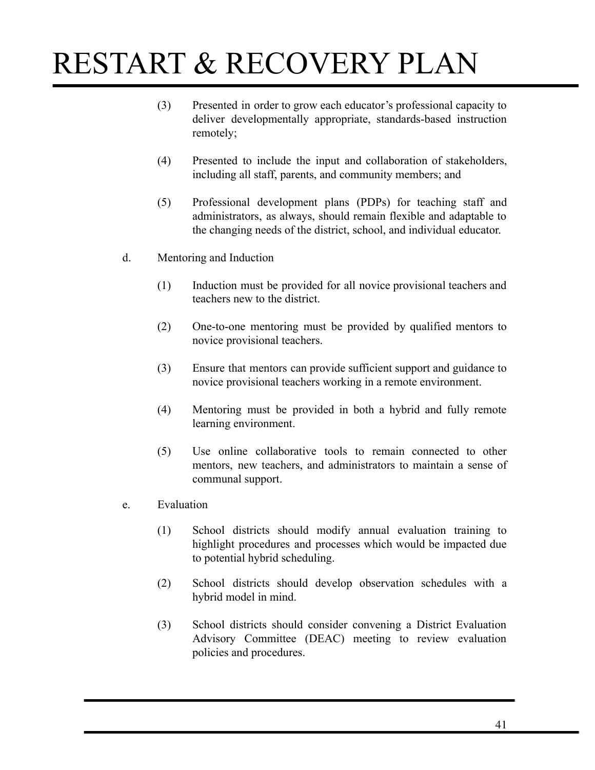(3) Presented in order to grow each educator's professional capacity to deliver developmentally appropriate, standards-based instruction remotely;

(4) Presented to include the input and collaboration of stakeholders, including all staff, parents, and community members; and

(5) Professional development plans (PDPs) for teaching staff and administrators, as always, should remain flexible and adaptable to the changing needs of the district, school, and individual educator.

d. Mentoring and Induction

(1) Induction must be provided for all novice provisional teachers and teachers new to the district.

(2) One-to-one mentoring must be provided by qualified mentors to novice provisional teachers.

(3) Ensure that mentors can provide sufficient support and guidance to novice provisional teachers working in a remote environment.

(4) Mentoring must be provided in both a hybrid and fully remote learning environment.

(5) Use online collaborative tools to remain connected to other mentors, new teachers, and administrators to maintain a sense of communal support.

e. Evaluation

(1) School districts should modify annual evaluation training to highlight procedures and processes which would be impacted due to potential hybrid scheduling.

(2) School districts should develop observation schedules with a hybrid model in mind.

(3) School districts should consider convening a District Evaluation Advisory Committee (DEAC) meeting to review evaluation policies and procedures.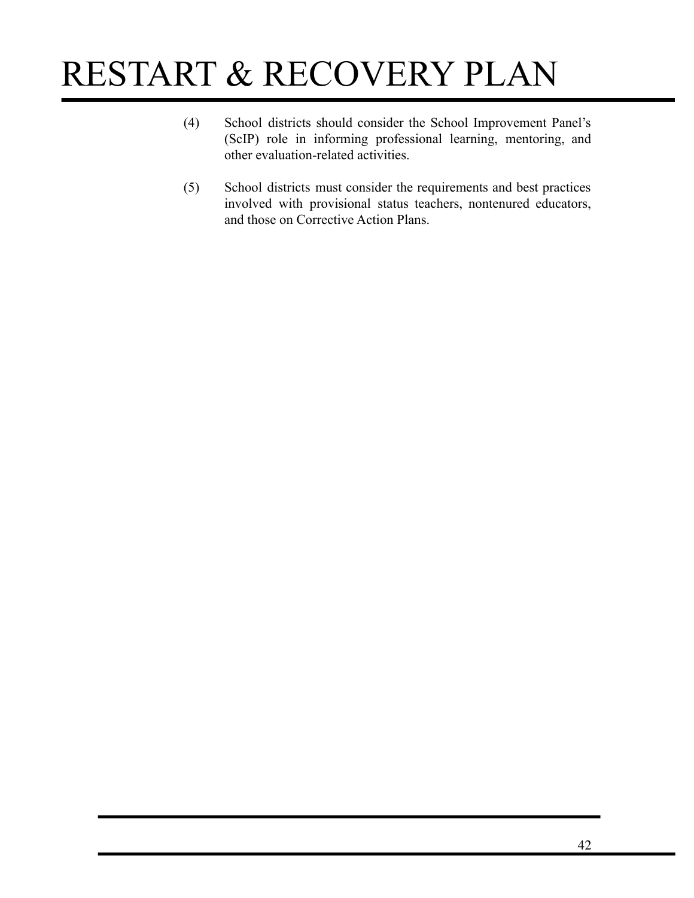(4) School districts should consider the School Improvement Panel's (ScIP) role in informing professional learning, mentoring, and other evaluation-related activities.

(5) School districts must consider the requirements and best practices involved with provisional status teachers, nontenured educators, and those on Corrective Action Plans.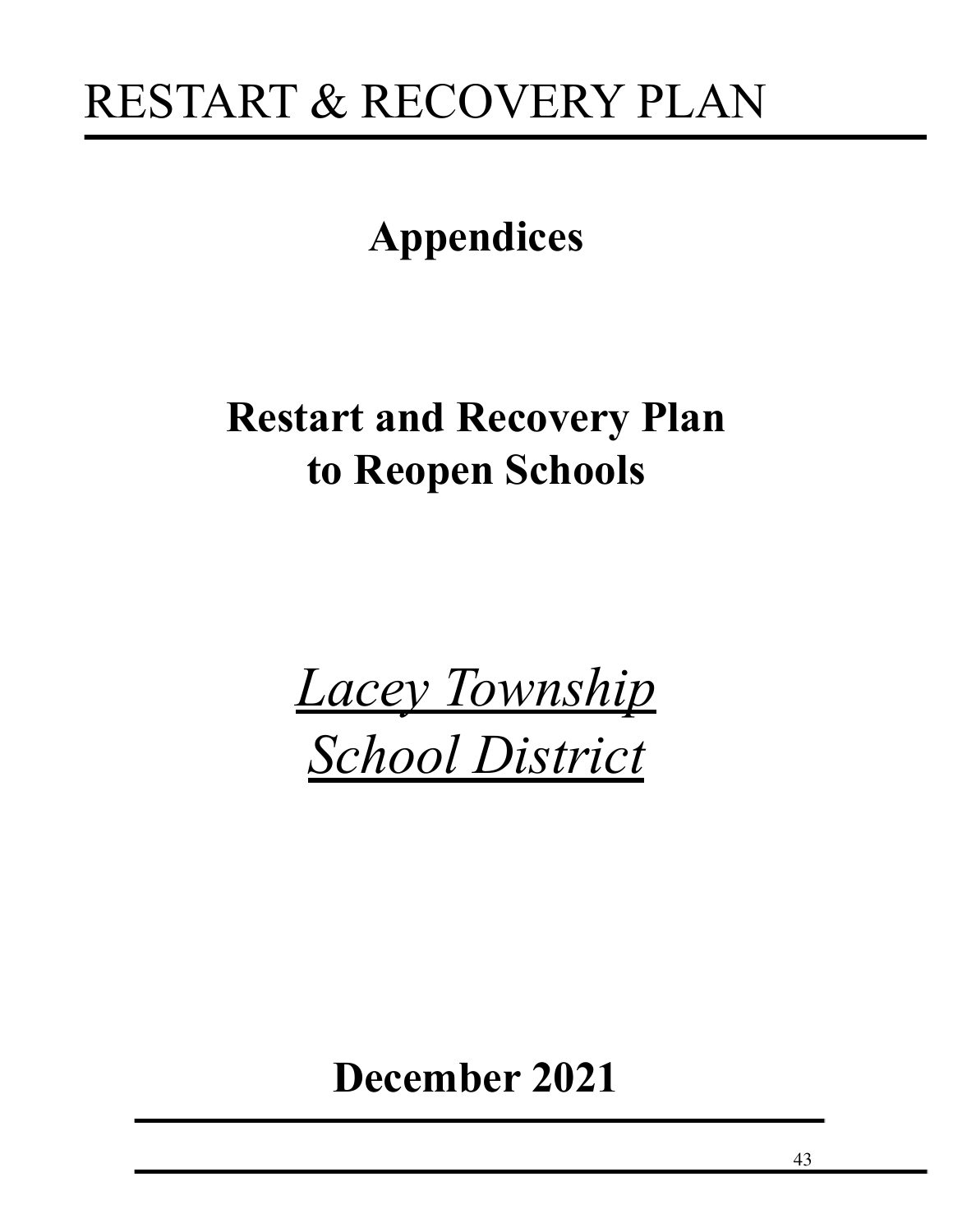# RESTART & RECOVERY PLAN

## Appendices

## Restart and Recovery Plan to Reopen Schools

*Lacey Township School District*

## December 2021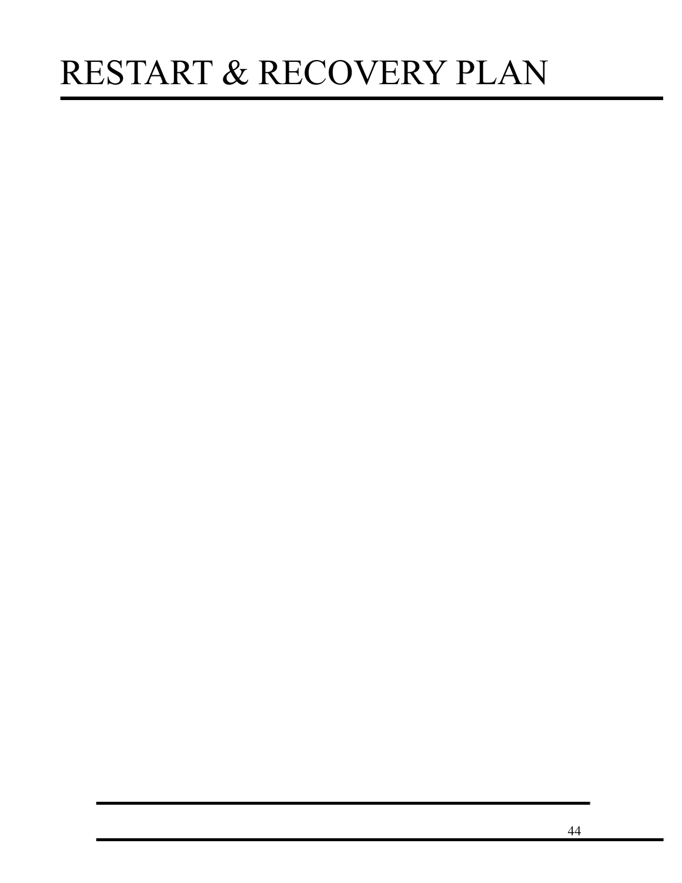# RESTART & RECOVERY PLAN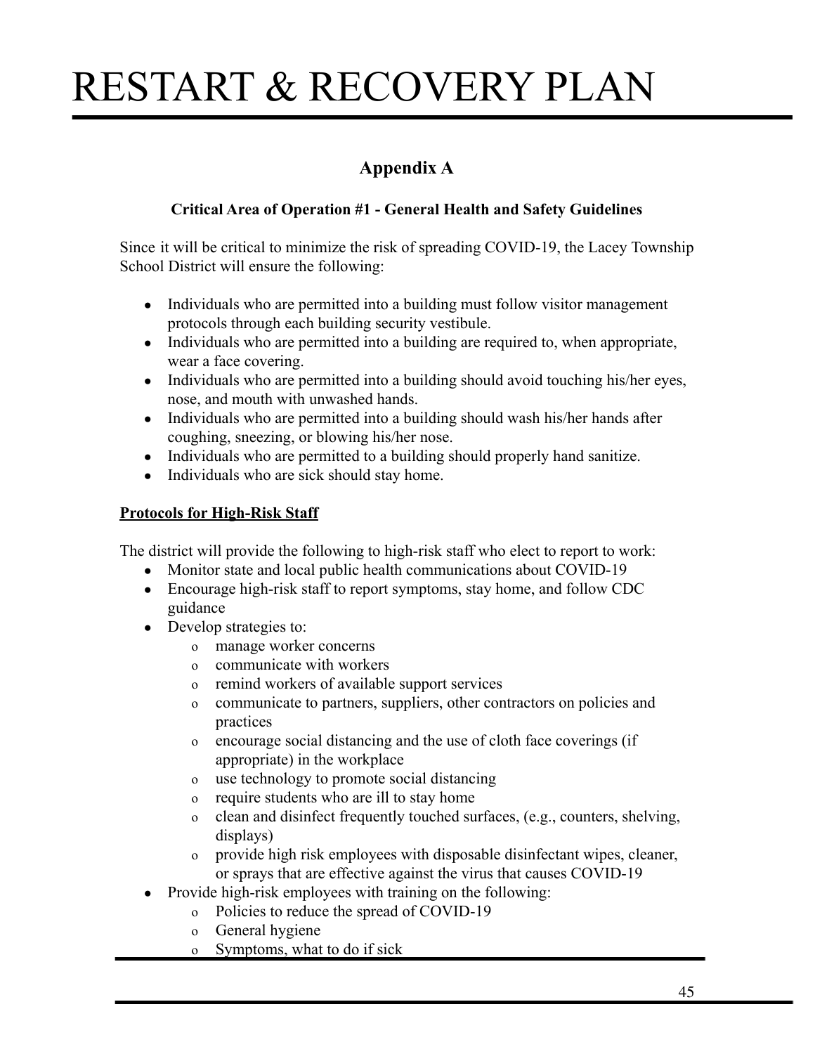## Appendix A

### Critical Area of Operation #1 - General Health and Safety Guidelines

Since it will be critical to minimize the risk of spreading COVID-19, the Lacey Township School District will ensure the following:

- Individuals who are permitted into a building must follow visitor management protocols through each building security vestibule.
- Individuals who are permitted into a building are required to, when appropriate, wear a face covering.
- Individuals who are permitted into a building should avoid touching his/her eyes, nose, and mouth with unwashed hands.
- Individuals who are permitted into a building should wash his/her hands after coughing, sneezing, or blowing his/her nose.
- Individuals who are permitted to a building should properly hand sanitize.
- Individuals who are sick should stay home.

**Protocols for High-Risk Staff**

The district will provide the following to high-risk staff who elect to report to work:

- Monitor state and local public health communications about COVID-19
- Encourage high-risk staff to report symptoms, stay home, and follow CDC guidance
- Develop strategies to:
  - manage worker concerns
  - communicate with workers
  - remind workers of available support services
  - communicate to partners, suppliers, other contractors on policies and practices
  - encourage social distancing and the use of cloth face coverings (if appropriate) in the workplace
  - use technology to promote social distancing
  - require students who are ill to stay home
  - clean and disinfect frequently touched surfaces, (e.g., counters, shelving, displays)
  - provide high risk employees with disposable disinfectant wipes, cleaner, or sprays that are effective against the virus that causes COVID-19
- Provide high-risk employees with training on the following:
  - Policies to reduce the spread of COVID-19
  - General hygiene
  - Symptoms, what to do if sick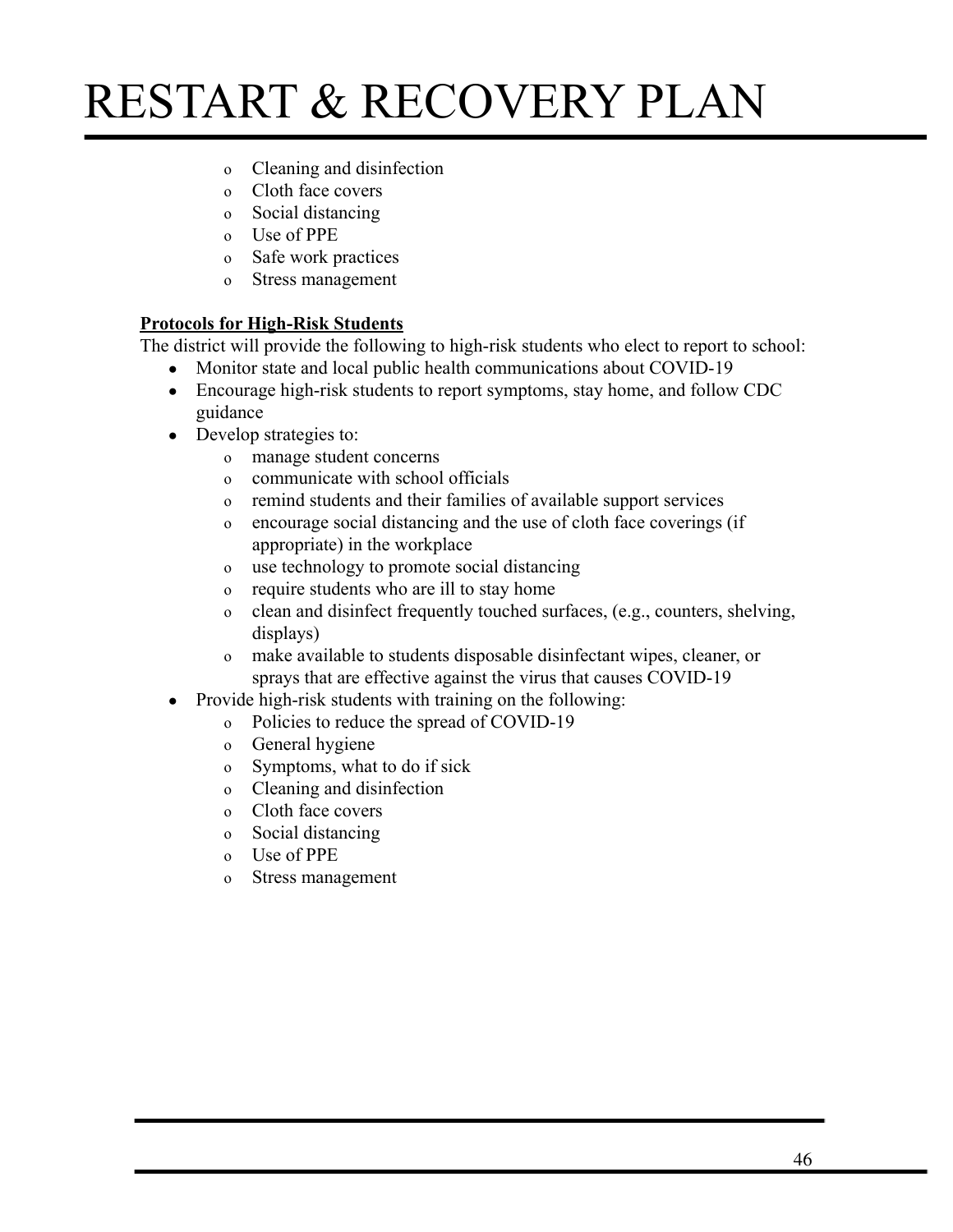- Cleaning and disinfection
- Cloth face covers
- Social distancing
- Use of PPE
- Safe work practices
- Stress management

**Protocols for High-Risk Students**

The district will provide the following to high-risk students who elect to report to school:

- Monitor state and local public health communications about COVID-19
- Encourage high-risk students to report symptoms, stay home, and follow CDC guidance
- Develop strategies to:
  - manage student concerns
  - communicate with school officials
  - remind students and their families of available support services
  - encourage social distancing and the use of cloth face coverings (if appropriate) in the workplace
  - use technology to promote social distancing
  - require students who are ill to stay home
  - clean and disinfect frequently touched surfaces, (e.g., counters, shelving, displays)
  - make available to students disposable disinfectant wipes, cleaner, or sprays that are effective against the virus that causes COVID-19
- Provide high-risk students with training on the following:
  - Policies to reduce the spread of COVID-19
  - General hygiene
  - Symptoms, what to do if sick
  - Cleaning and disinfection
  - Cloth face covers
  - Social distancing
  - Use of PPE
  - Stress management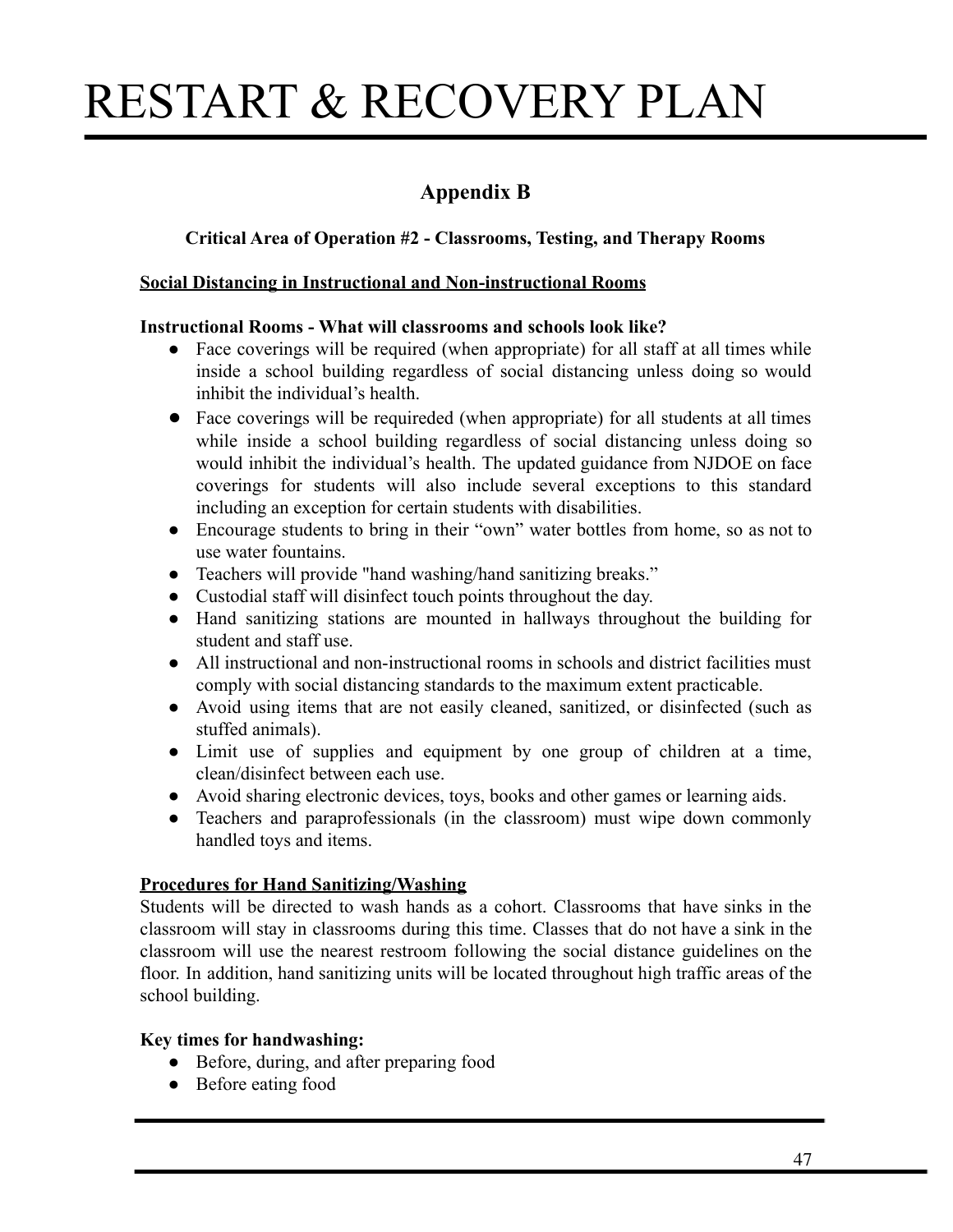## Appendix B

### Critical Area of Operation #2 - Classrooms, Testing, and Therapy Rooms

**Social Distancing in Instructional and Non-instructional Rooms**

**Instructional Rooms - What will classrooms and schools look like?**

- Face coverings will be required (when appropriate) for all staff at all times while inside a school building regardless of social distancing unless doing so would inhibit the individual's health.
- Face coverings will be requireded (when appropriate) for all students at all times while inside a school building regardless of social distancing unless doing so would inhibit the individual's health. The updated guidance from NJDOE on face coverings for students will also include several exceptions to this standard including an exception for certain students with disabilities.
- Encourage students to bring in their "own" water bottles from home, so as not to use water fountains.
- Teachers will provide "hand washing/hand sanitizing breaks."
- Custodial staff will disinfect touch points throughout the day.
- Hand sanitizing stations are mounted in hallways throughout the building for student and staff use.
- All instructional and non-instructional rooms in schools and district facilities must comply with social distancing standards to the maximum extent practicable.
- Avoid using items that are not easily cleaned, sanitized, or disinfected (such as stuffed animals).
- Limit use of supplies and equipment by one group of children at a time, clean/disinfect between each use.
- Avoid sharing electronic devices, toys, books and other games or learning aids.
- Teachers and paraprofessionals (in the classroom) must wipe down commonly handled toys and items.

**Procedures for Hand Sanitizing/Washing**

Students will be directed to wash hands as a cohort. Classrooms that have sinks in the classroom will stay in classrooms during this time. Classes that do not have a sink in the classroom will use the nearest restroom following the social distance guidelines on the floor. In addition, hand sanitizing units will be located throughout high traffic areas of the school building.

**Key times for handwashing:**

- Before, during, and after preparing food
- Before eating food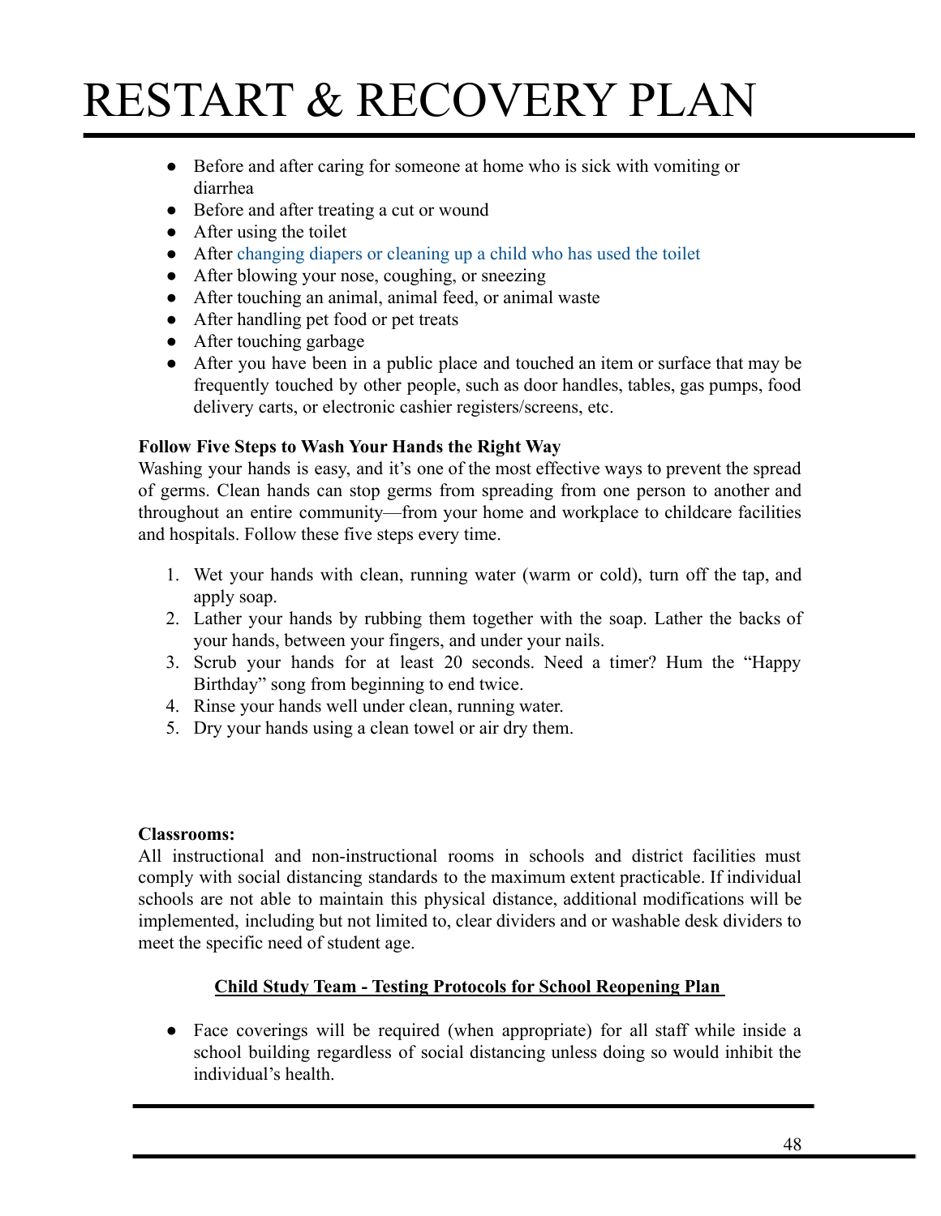- Before and after caring for someone at home who is sick with vomiting or diarrhea
- Before and after treating a cut or wound
- After using the toilet
- After changing diapers or cleaning up a child who has used the toilet
- After blowing your nose, coughing, or sneezing
- After touching an animal, animal feed, or animal waste
- After handling pet food or pet treats
- After touching garbage
- After you have been in a public place and touched an item or surface that may be frequently touched by other people, such as door handles, tables, gas pumps, food delivery carts, or electronic cashier registers/screens, etc.

**Follow Five Steps to Wash Your Hands the Right Way**

Washing your hands is easy, and it's one of the most effective ways to prevent the spread of germs. Clean hands can stop germs from spreading from one person to another and throughout an entire community—from your home and workplace to childcare facilities and hospitals. Follow these five steps every time.

1. Wet your hands with clean, running water (warm or cold), turn off the tap, and apply soap.
2. Lather your hands by rubbing them together with the soap. Lather the backs of your hands, between your fingers, and under your nails.
3. Scrub your hands for at least 20 seconds. Need a timer? Hum the "Happy Birthday" song from beginning to end twice.
4. Rinse your hands well under clean, running water.
5. Dry your hands using a clean towel or air dry them.

**Classrooms:**

All instructional and non-instructional rooms in schools and district facilities must comply with social distancing standards to the maximum extent practicable. If individual schools are not able to maintain this physical distance, additional modifications will be implemented, including but not limited to, clear dividers and or washable desk dividers to meet the specific need of student age.

**Child Study Team - Testing Protocols for School Reopening Plan**

- Face coverings will be required (when appropriate) for all staff while inside a school building regardless of social distancing unless doing so would inhibit the individual's health.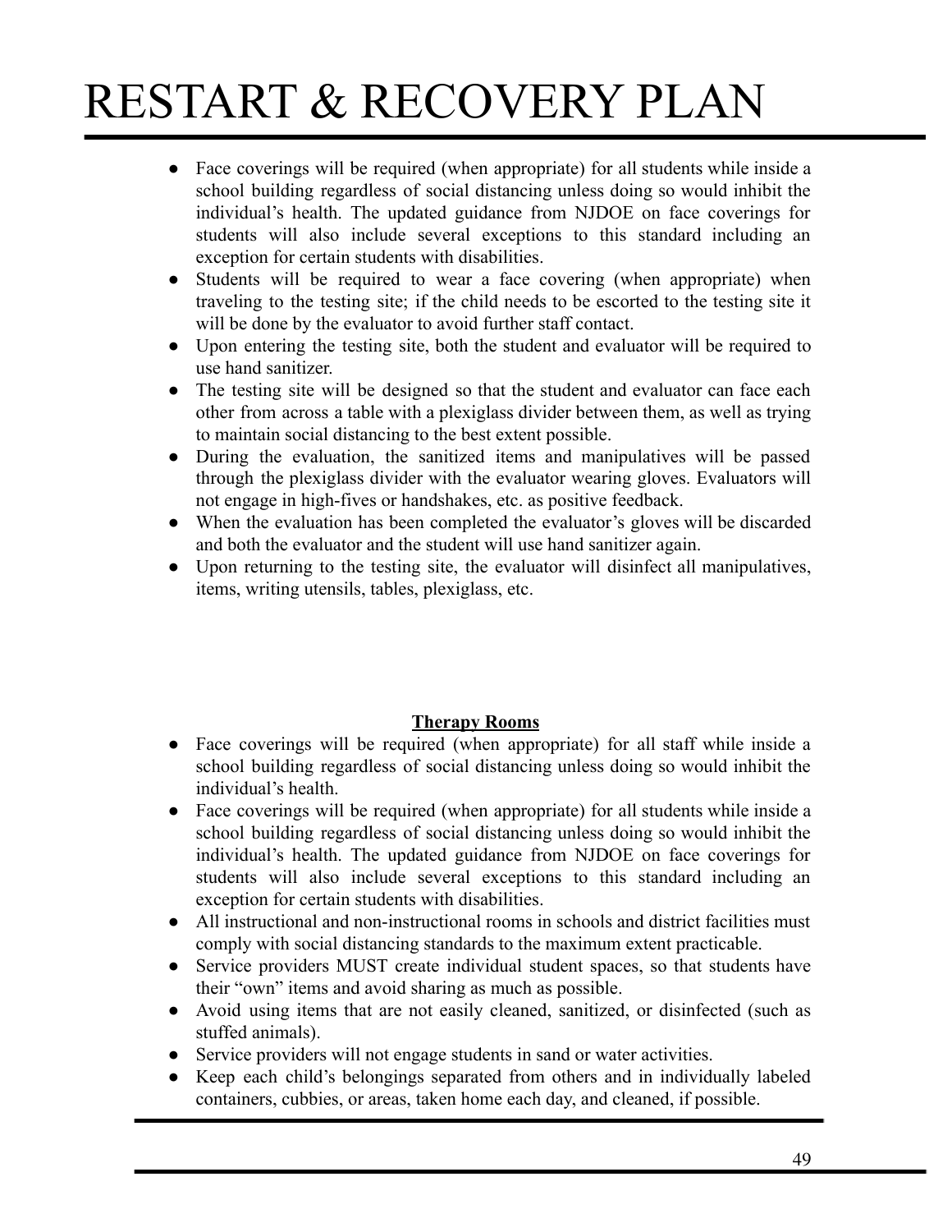- Face coverings will be required (when appropriate) for all students while inside a school building regardless of social distancing unless doing so would inhibit the individual's health. The updated guidance from NJDOE on face coverings for students will also include several exceptions to this standard including an exception for certain students with disabilities.
- Students will be required to wear a face covering (when appropriate) when traveling to the testing site; if the child needs to be escorted to the testing site it will be done by the evaluator to avoid further staff contact.
- Upon entering the testing site, both the student and evaluator will be required to use hand sanitizer.
- The testing site will be designed so that the student and evaluator can face each other from across a table with a plexiglass divider between them, as well as trying to maintain social distancing to the best extent possible.
- During the evaluation, the sanitized items and manipulatives will be passed through the plexiglass divider with the evaluator wearing gloves. Evaluators will not engage in high-fives or handshakes, etc. as positive feedback.
- When the evaluation has been completed the evaluator's gloves will be discarded and both the evaluator and the student will use hand sanitizer again.
- Upon returning to the testing site, the evaluator will disinfect all manipulatives, items, writing utensils, tables, plexiglass, etc.

**Therapy Rooms**

- Face coverings will be required (when appropriate) for all staff while inside a school building regardless of social distancing unless doing so would inhibit the individual's health.
- Face coverings will be required (when appropriate) for all students while inside a school building regardless of social distancing unless doing so would inhibit the individual's health. The updated guidance from NJDOE on face coverings for students will also include several exceptions to this standard including an exception for certain students with disabilities.
- All instructional and non-instructional rooms in schools and district facilities must comply with social distancing standards to the maximum extent practicable.
- Service providers MUST create individual student spaces, so that students have their "own" items and avoid sharing as much as possible.
- Avoid using items that are not easily cleaned, sanitized, or disinfected (such as stuffed animals).
- Service providers will not engage students in sand or water activities.
- Keep each child's belongings separated from others and in individually labeled containers, cubbies, or areas, taken home each day, and cleaned, if possible.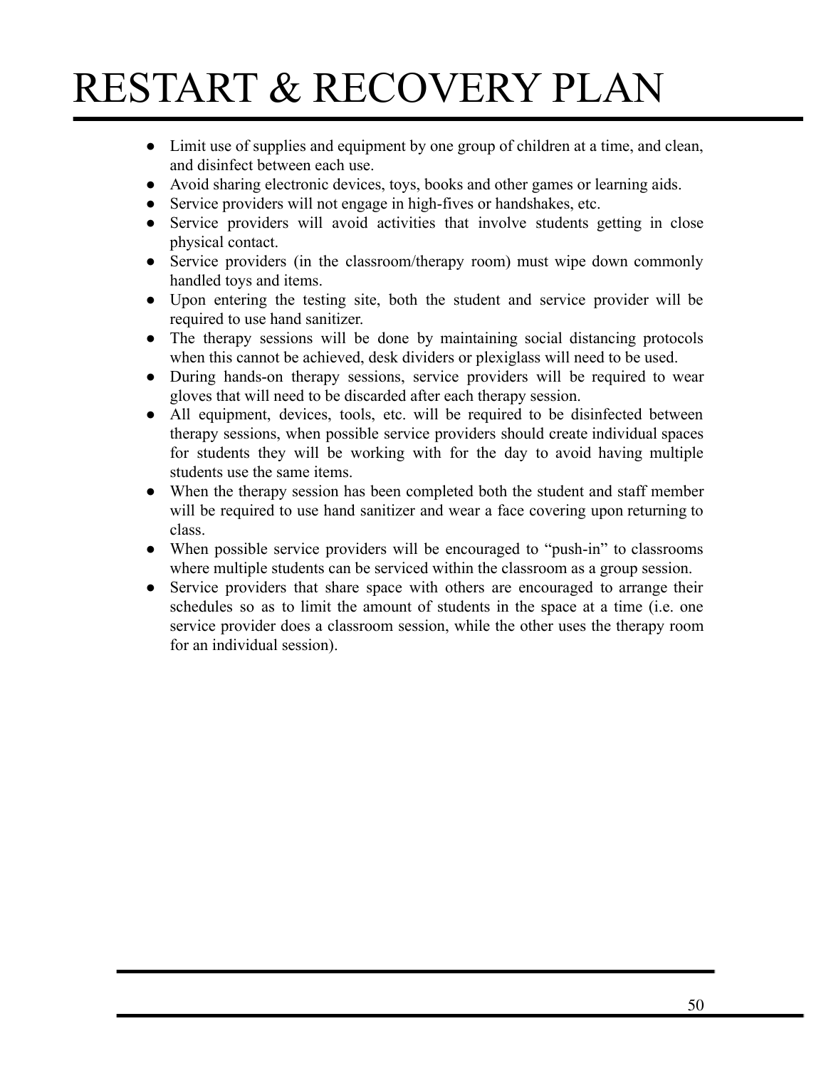- Limit use of supplies and equipment by one group of children at a time, and clean, and disinfect between each use.
- Avoid sharing electronic devices, toys, books and other games or learning aids.
- Service providers will not engage in high-fives or handshakes, etc.
- Service providers will avoid activities that involve students getting in close physical contact.
- Service providers (in the classroom/therapy room) must wipe down commonly handled toys and items.
- Upon entering the testing site, both the student and service provider will be required to use hand sanitizer.
- The therapy sessions will be done by maintaining social distancing protocols when this cannot be achieved, desk dividers or plexiglass will need to be used.
- During hands-on therapy sessions, service providers will be required to wear gloves that will need to be discarded after each therapy session.
- All equipment, devices, tools, etc. will be required to be disinfected between therapy sessions, when possible service providers should create individual spaces for students they will be working with for the day to avoid having multiple students use the same items.
- When the therapy session has been completed both the student and staff member will be required to use hand sanitizer and wear a face covering upon returning to class.
- When possible service providers will be encouraged to "push-in" to classrooms where multiple students can be serviced within the classroom as a group session.
- Service providers that share space with others are encouraged to arrange their schedules so as to limit the amount of students in the space at a time (i.e. one service provider does a classroom session, while the other uses the therapy room for an individual session).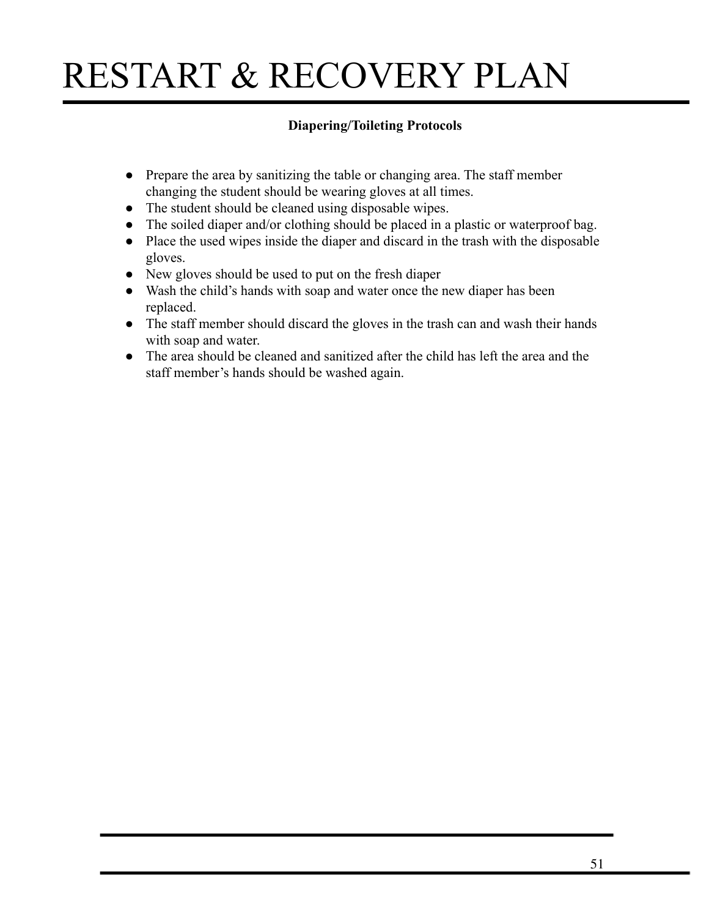**Diapering/Toileting Protocols**

- Prepare the area by sanitizing the table or changing area. The staff member changing the student should be wearing gloves at all times.
- The student should be cleaned using disposable wipes.
- The soiled diaper and/or clothing should be placed in a plastic or waterproof bag.
- Place the used wipes inside the diaper and discard in the trash with the disposable gloves.
- New gloves should be used to put on the fresh diaper
- Wash the child's hands with soap and water once the new diaper has been replaced.
- The staff member should discard the gloves in the trash can and wash their hands with soap and water.
- The area should be cleaned and sanitized after the child has left the area and the staff member's hands should be washed again.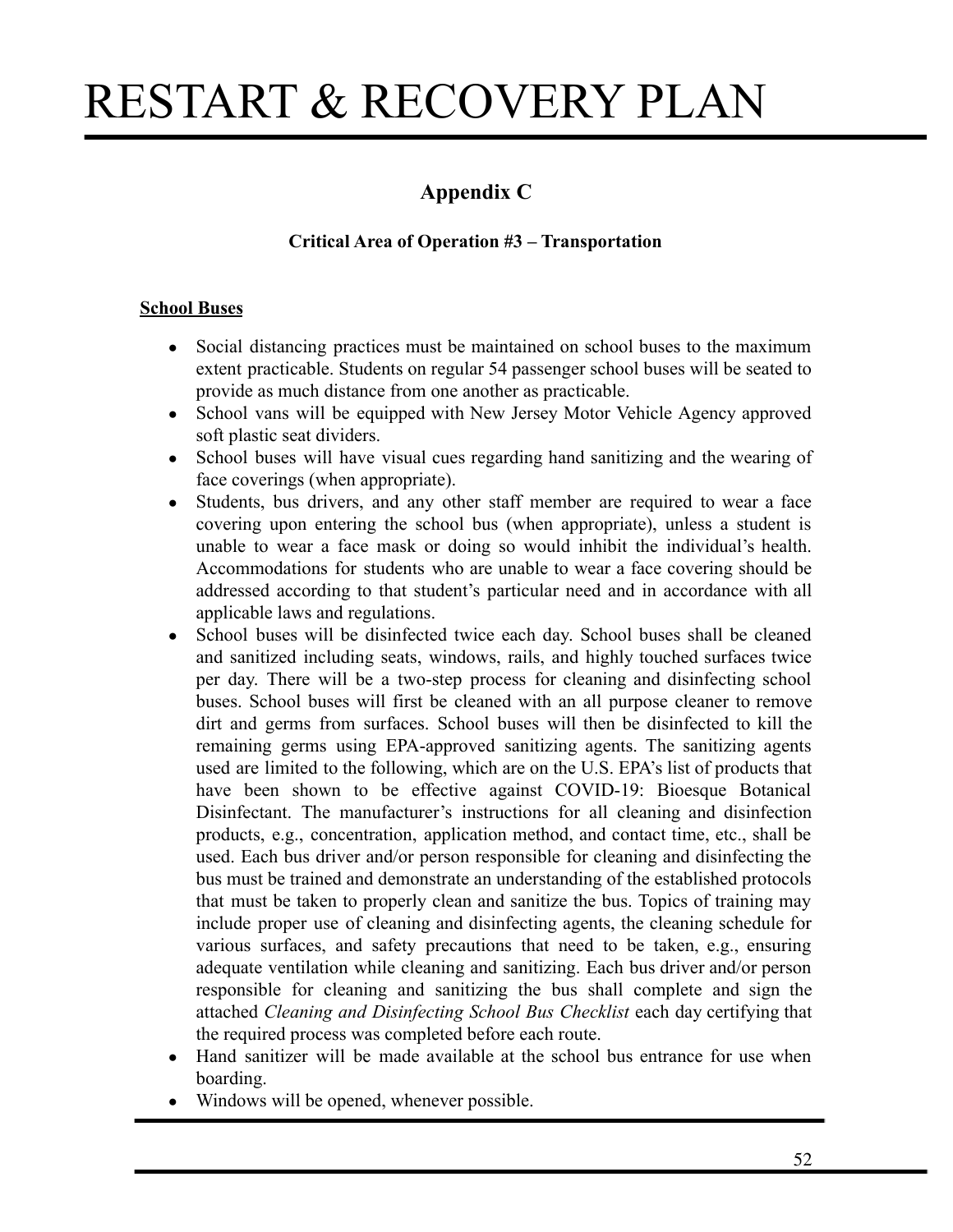## Appendix C

### Critical Area of Operation #3 – Transportation

**School Buses**

- Social distancing practices must be maintained on school buses to the maximum extent practicable. Students on regular 54 passenger school buses will be seated to provide as much distance from one another as practicable.
- School vans will be equipped with New Jersey Motor Vehicle Agency approved soft plastic seat dividers.
- School buses will have visual cues regarding hand sanitizing and the wearing of face coverings (when appropriate).
- Students, bus drivers, and any other staff member are required to wear a face covering upon entering the school bus (when appropriate), unless a student is unable to wear a face mask or doing so would inhibit the individual's health. Accommodations for students who are unable to wear a face covering should be addressed according to that student's particular need and in accordance with all applicable laws and regulations.
- School buses will be disinfected twice each day. School buses shall be cleaned and sanitized including seats, windows, rails, and highly touched surfaces twice per day. There will be a two-step process for cleaning and disinfecting school buses. School buses will first be cleaned with an all purpose cleaner to remove dirt and germs from surfaces. School buses will then be disinfected to kill the remaining germs using EPA-approved sanitizing agents. The sanitizing agents used are limited to the following, which are on the U.S. EPA's list of products that have been shown to be effective against COVID-19: Bioesque Botanical Disinfectant. The manufacturer's instructions for all cleaning and disinfection products, e.g., concentration, application method, and contact time, etc., shall be used. Each bus driver and/or person responsible for cleaning and disinfecting the bus must be trained and demonstrate an understanding of the established protocols that must be taken to properly clean and sanitize the bus. Topics of training may include proper use of cleaning and disinfecting agents, the cleaning schedule for various surfaces, and safety precautions that need to be taken, e.g., ensuring adequate ventilation while cleaning and sanitizing. Each bus driver and/or person responsible for cleaning and sanitizing the bus shall complete and sign the attached *Cleaning and Disinfecting School Bus Checklist* each day certifying that the required process was completed before each route.
- Hand sanitizer will be made available at the school bus entrance for use when boarding.
- Windows will be opened, whenever possible.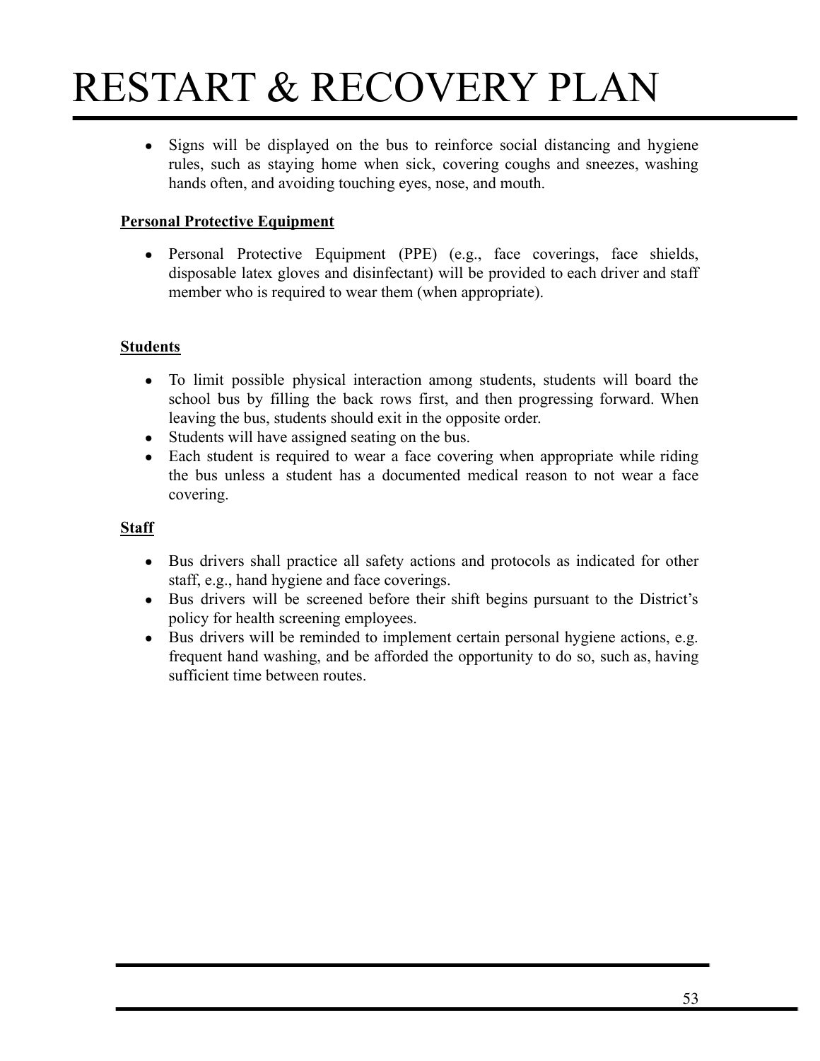- Signs will be displayed on the bus to reinforce social distancing and hygiene rules, such as staying home when sick, covering coughs and sneezes, washing hands often, and avoiding touching eyes, nose, and mouth.

**Personal Protective Equipment**

- Personal Protective Equipment (PPE) (e.g., face coverings, face shields, disposable latex gloves and disinfectant) will be provided to each driver and staff member who is required to wear them (when appropriate).

**Students**

- To limit possible physical interaction among students, students will board the school bus by filling the back rows first, and then progressing forward. When leaving the bus, students should exit in the opposite order.
- Students will have assigned seating on the bus.
- Each student is required to wear a face covering when appropriate while riding the bus unless a student has a documented medical reason to not wear a face covering.

**Staff**

- Bus drivers shall practice all safety actions and protocols as indicated for other staff, e.g., hand hygiene and face coverings.
- Bus drivers will be screened before their shift begins pursuant to the District's policy for health screening employees.
- Bus drivers will be reminded to implement certain personal hygiene actions, e.g. frequent hand washing, and be afforded the opportunity to do so, such as, having sufficient time between routes.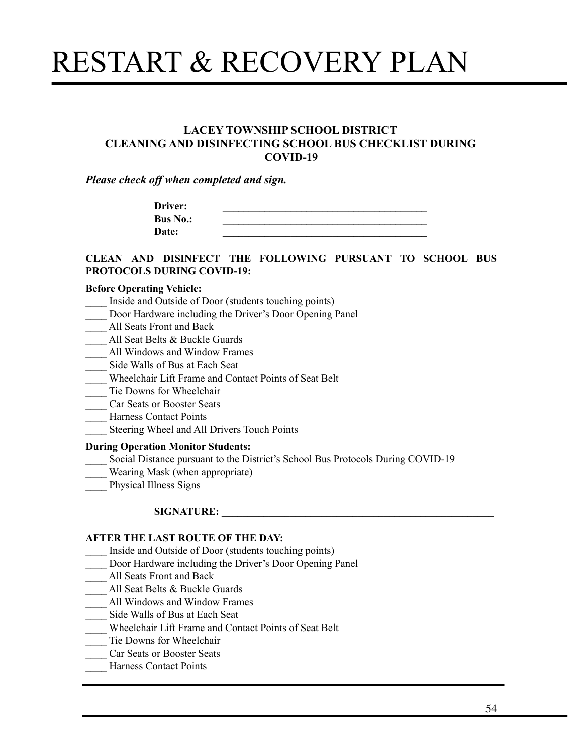# RESTART & RECOVERY PLAN

**LACEY TOWNSHIP SCHOOL DISTRICT**
**CLEANING AND DISINFECTING SCHOOL BUS CHECKLIST DURING COVID-19**

***Please check off when completed and sign.***

**Driver:** ________________________________________
**Bus No.:** ________________________________________
**Date:** ________________________________________

**CLEAN AND DISINFECT THE FOLLOWING PURSUANT TO SCHOOL BUS PROTOCOLS DURING COVID-19:**

**Before Operating Vehicle:**

____ Inside and Outside of Door (students touching points)
____ Door Hardware including the Driver's Door Opening Panel
____ All Seats Front and Back
____ All Seat Belts & Buckle Guards
____ All Windows and Window Frames
____ Side Walls of Bus at Each Seat
____ Wheelchair Lift Frame and Contact Points of Seat Belt
____ Tie Downs for Wheelchair
____ Car Seats or Booster Seats
____ Harness Contact Points
____ Steering Wheel and All Drivers Touch Points

**During Operation Monitor Students:**

____ Social Distance pursuant to the District's School Bus Protocols During COVID-19
____ Wearing Mask (when appropriate)
____ Physical Illness Signs

**SIGNATURE:** ________________________________________________________

**AFTER THE LAST ROUTE OF THE DAY:**

____ Inside and Outside of Door (students touching points)
____ Door Hardware including the Driver's Door Opening Panel
____ All Seats Front and Back
____ All Seat Belts & Buckle Guards
____ All Windows and Window Frames
____ Side Walls of Bus at Each Seat
____ Wheelchair Lift Frame and Contact Points of Seat Belt
____ Tie Downs for Wheelchair
____ Car Seats or Booster Seats
____ Harness Contact Points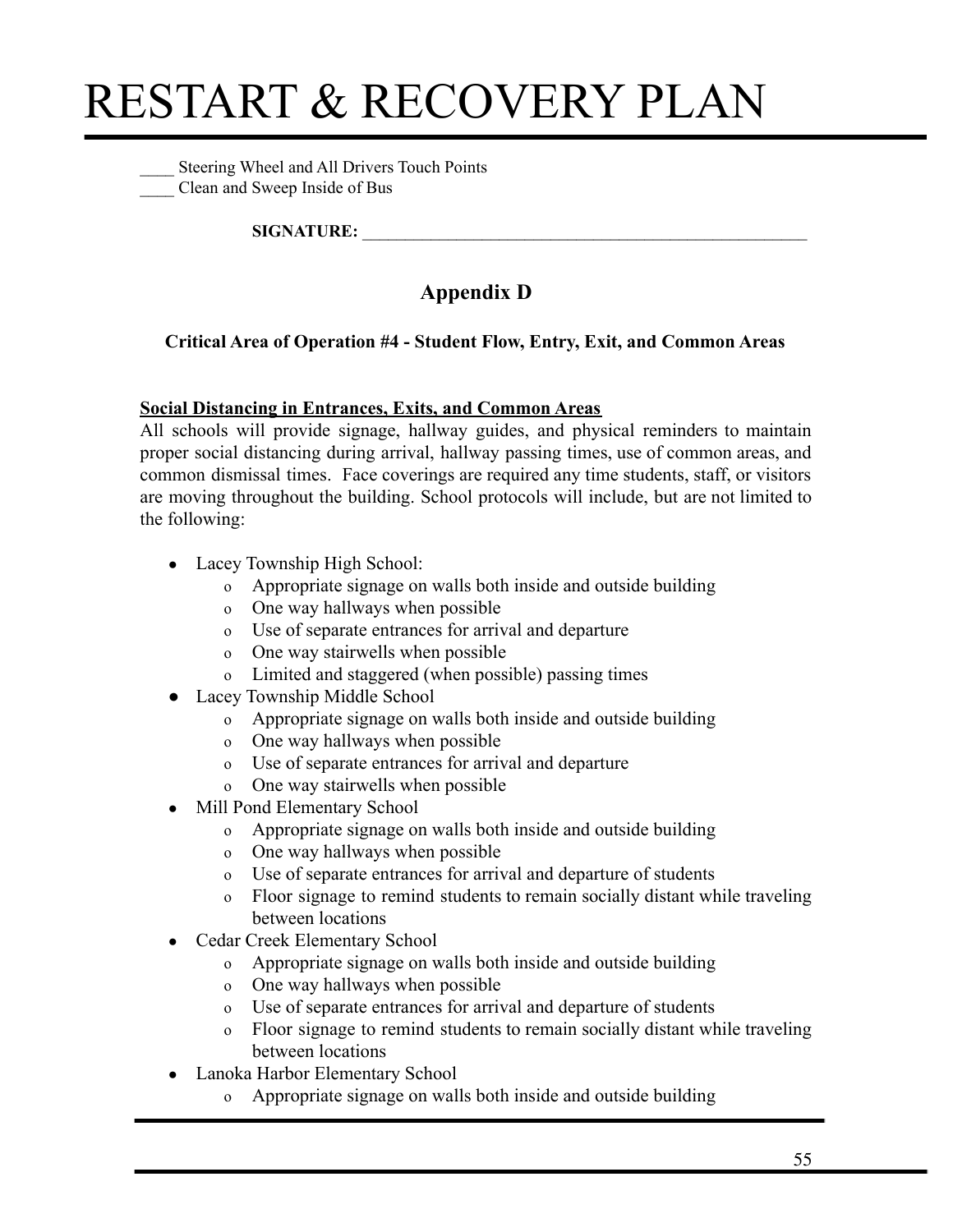____ Steering Wheel and All Drivers Touch Points
____ Clean and Sweep Inside of Bus

**SIGNATURE:** ______________________________________________________

## Appendix D

### Critical Area of Operation #4 - Student Flow, Entry, Exit, and Common Areas

**Social Distancing in Entrances, Exits, and Common Areas**

All schools will provide signage, hallway guides, and physical reminders to maintain proper social distancing during arrival, hallway passing times, use of common areas, and common dismissal times. Face coverings are required any time students, staff, or visitors are moving throughout the building. School protocols will include, but are not limited to the following:

- Lacey Township High School:
  - Appropriate signage on walls both inside and outside building
  - One way hallways when possible
  - Use of separate entrances for arrival and departure
  - One way stairwells when possible
  - Limited and staggered (when possible) passing times
- Lacey Township Middle School
  - Appropriate signage on walls both inside and outside building
  - One way hallways when possible
  - Use of separate entrances for arrival and departure
  - One way stairwells when possible
- Mill Pond Elementary School
  - Appropriate signage on walls both inside and outside building
  - One way hallways when possible
  - Use of separate entrances for arrival and departure of students
  - Floor signage to remind students to remain socially distant while traveling between locations
- Cedar Creek Elementary School
  - Appropriate signage on walls both inside and outside building
  - One way hallways when possible
  - Use of separate entrances for arrival and departure of students
  - Floor signage to remind students to remain socially distant while traveling between locations
- Lanoka Harbor Elementary School
  - Appropriate signage on walls both inside and outside building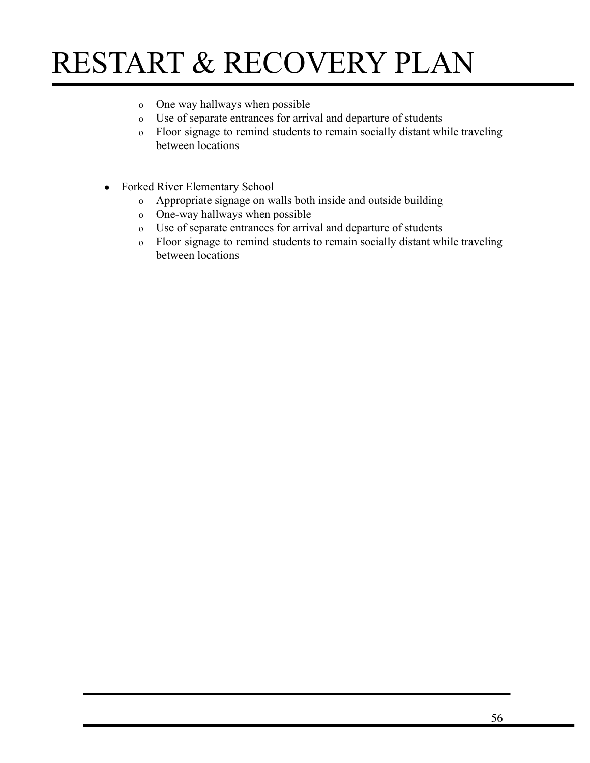- One way hallways when possible
- Use of separate entrances for arrival and departure of students
- Floor signage to remind students to remain socially distant while traveling between locations

- Forked River Elementary School
  - Appropriate signage on walls both inside and outside building
  - One-way hallways when possible
  - Use of separate entrances for arrival and departure of students
  - Floor signage to remind students to remain socially distant while traveling between locations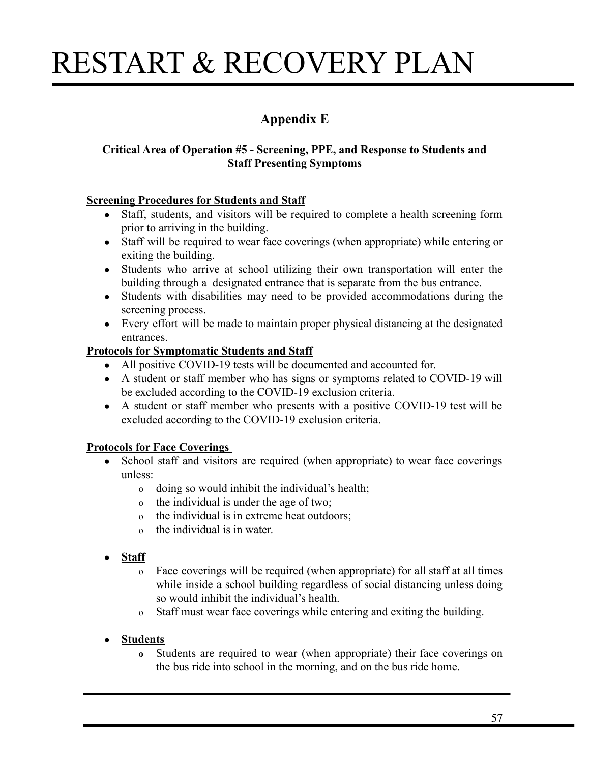## Appendix E

### Critical Area of Operation #5 - Screening, PPE, and Response to Students and Staff Presenting Symptoms

**Screening Procedures for Students and Staff**

- Staff, students, and visitors will be required to complete a health screening form prior to arriving in the building.
- Staff will be required to wear face coverings (when appropriate) while entering or exiting the building.
- Students who arrive at school utilizing their own transportation will enter the building through a designated entrance that is separate from the bus entrance.
- Students with disabilities may need to be provided accommodations during the screening process.
- Every effort will be made to maintain proper physical distancing at the designated entrances.

**Protocols for Symptomatic Students and Staff**

- All positive COVID-19 tests will be documented and accounted for.
- A student or staff member who has signs or symptoms related to COVID-19 will be excluded according to the COVID-19 exclusion criteria.
- A student or staff member who presents with a positive COVID-19 test will be excluded according to the COVID-19 exclusion criteria.

**Protocols for Face Coverings**

- School staff and visitors are required (when appropriate) to wear face coverings unless:
  - doing so would inhibit the individual's health;
  - the individual is under the age of two;
  - the individual is in extreme heat outdoors;
  - the individual is in water.

- **Staff**
  - Face coverings will be required (when appropriate) for all staff at all times while inside a school building regardless of social distancing unless doing so would inhibit the individual's health.
  - Staff must wear face coverings while entering and exiting the building.

- **Students**
  - Students are required to wear (when appropriate) their face coverings on the bus ride into school in the morning, and on the bus ride home.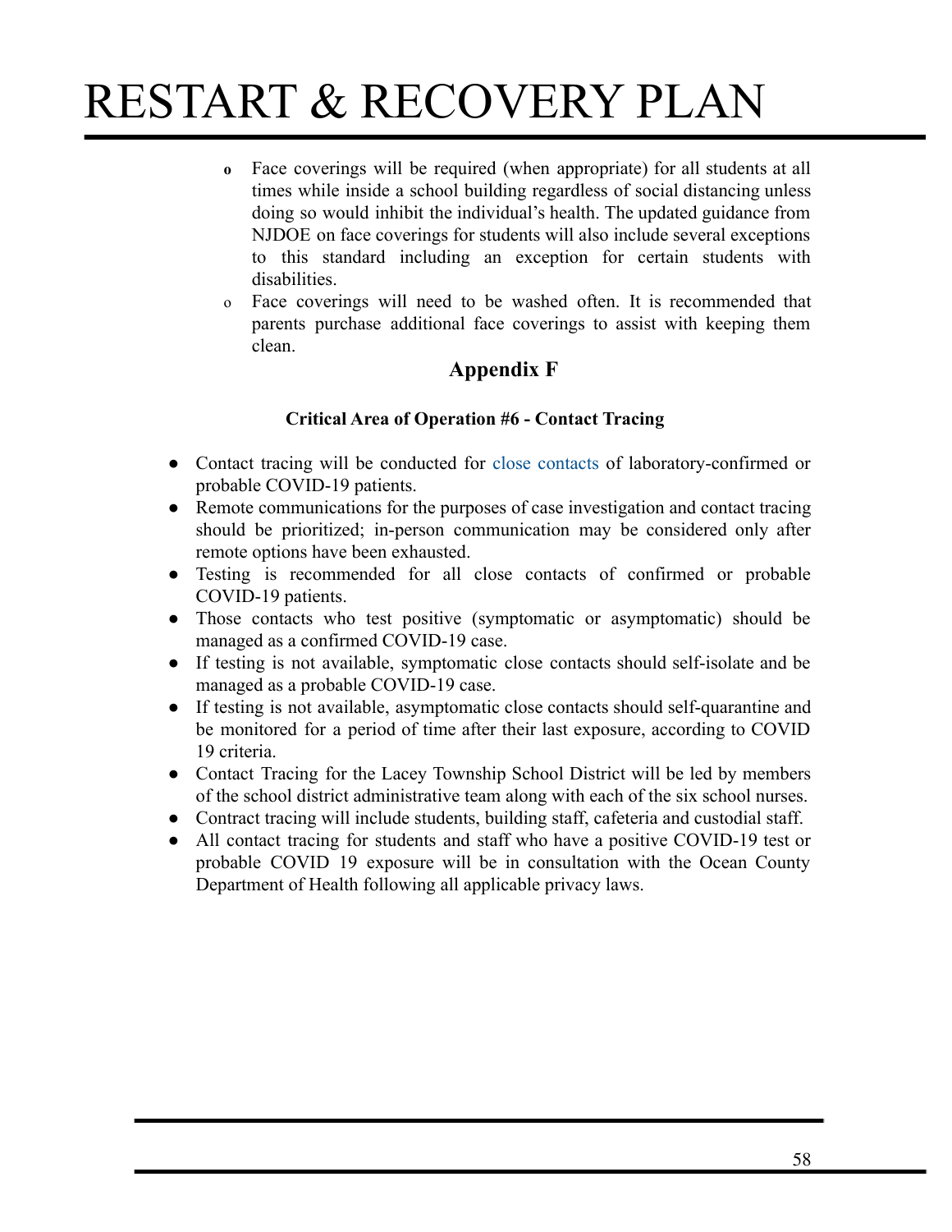- Face coverings will be required (when appropriate) for all students at all times while inside a school building regardless of social distancing unless doing so would inhibit the individual's health. The updated guidance from NJDOE on face coverings for students will also include several exceptions to this standard including an exception for certain students with disabilities.
- Face coverings will need to be washed often. It is recommended that parents purchase additional face coverings to assist with keeping them clean.

## Appendix F

### Critical Area of Operation #6 - Contact Tracing

- Contact tracing will be conducted for close contacts of laboratory-confirmed or probable COVID-19 patients.
- Remote communications for the purposes of case investigation and contact tracing should be prioritized; in-person communication may be considered only after remote options have been exhausted.
- Testing is recommended for all close contacts of confirmed or probable COVID-19 patients.
- Those contacts who test positive (symptomatic or asymptomatic) should be managed as a confirmed COVID-19 case.
- If testing is not available, symptomatic close contacts should self-isolate and be managed as a probable COVID-19 case.
- If testing is not available, asymptomatic close contacts should self-quarantine and be monitored for a period of time after their last exposure, according to COVID 19 criteria.
- Contact Tracing for the Lacey Township School District will be led by members of the school district administrative team along with each of the six school nurses.
- Contract tracing will include students, building staff, cafeteria and custodial staff.
- All contact tracing for students and staff who have a positive COVID-19 test or probable COVID 19 exposure will be in consultation with the Ocean County Department of Health following all applicable privacy laws.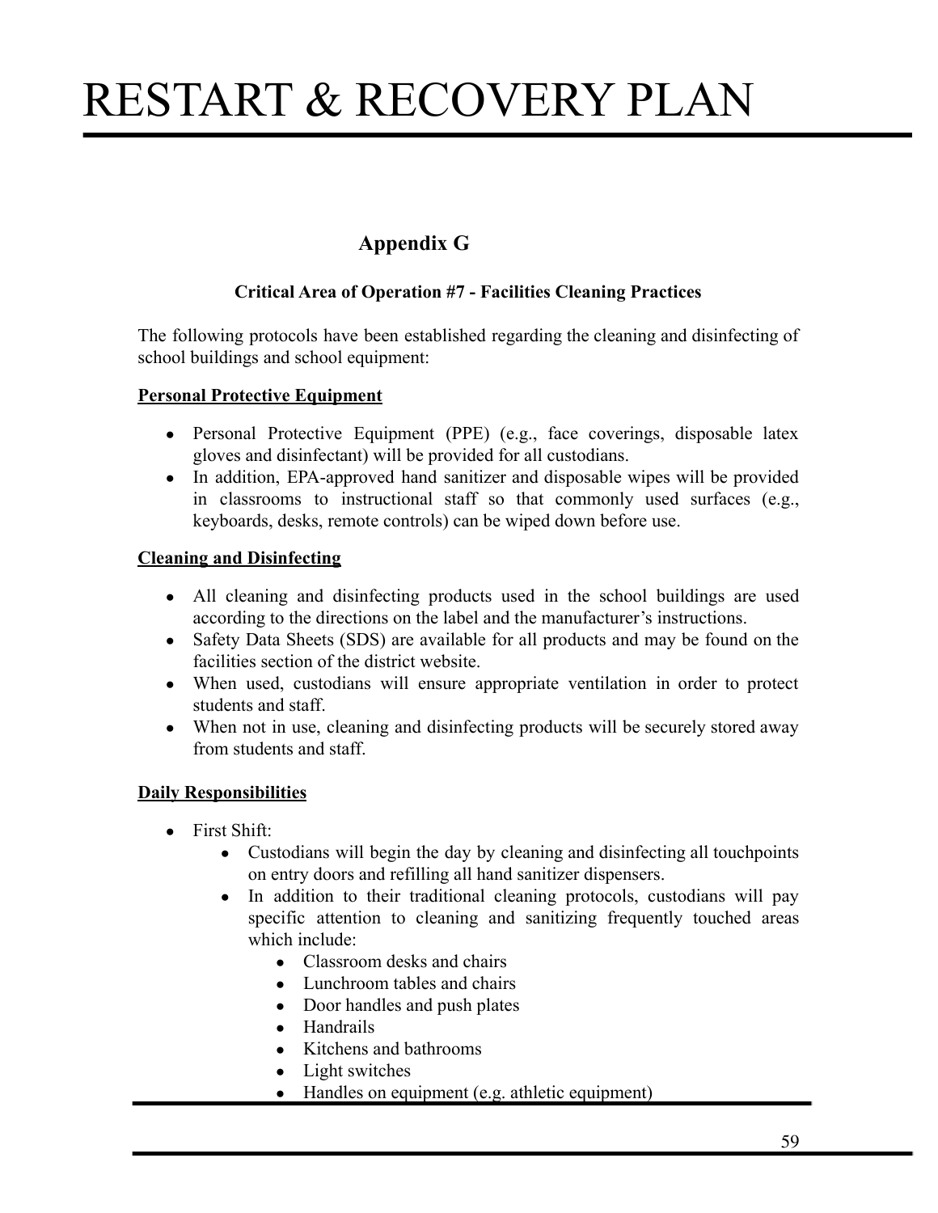## Appendix G

### Critical Area of Operation #7 - Facilities Cleaning Practices

The following protocols have been established regarding the cleaning and disinfecting of school buildings and school equipment:

**Personal Protective Equipment**

- Personal Protective Equipment (PPE) (e.g., face coverings, disposable latex gloves and disinfectant) will be provided for all custodians.
- In addition, EPA-approved hand sanitizer and disposable wipes will be provided in classrooms to instructional staff so that commonly used surfaces (e.g., keyboards, desks, remote controls) can be wiped down before use.

**Cleaning and Disinfecting**

- All cleaning and disinfecting products used in the school buildings are used according to the directions on the label and the manufacturer's instructions.
- Safety Data Sheets (SDS) are available for all products and may be found on the facilities section of the district website.
- When used, custodians will ensure appropriate ventilation in order to protect students and staff.
- When not in use, cleaning and disinfecting products will be securely stored away from students and staff.

**Daily Responsibilities**

- First Shift:
  - Custodians will begin the day by cleaning and disinfecting all touchpoints on entry doors and refilling all hand sanitizer dispensers.
  - In addition to their traditional cleaning protocols, custodians will pay specific attention to cleaning and sanitizing frequently touched areas which include:
    - Classroom desks and chairs
    - Lunchroom tables and chairs
    - Door handles and push plates
    - Handrails
    - Kitchens and bathrooms
    - Light switches
    - Handles on equipment (e.g. athletic equipment)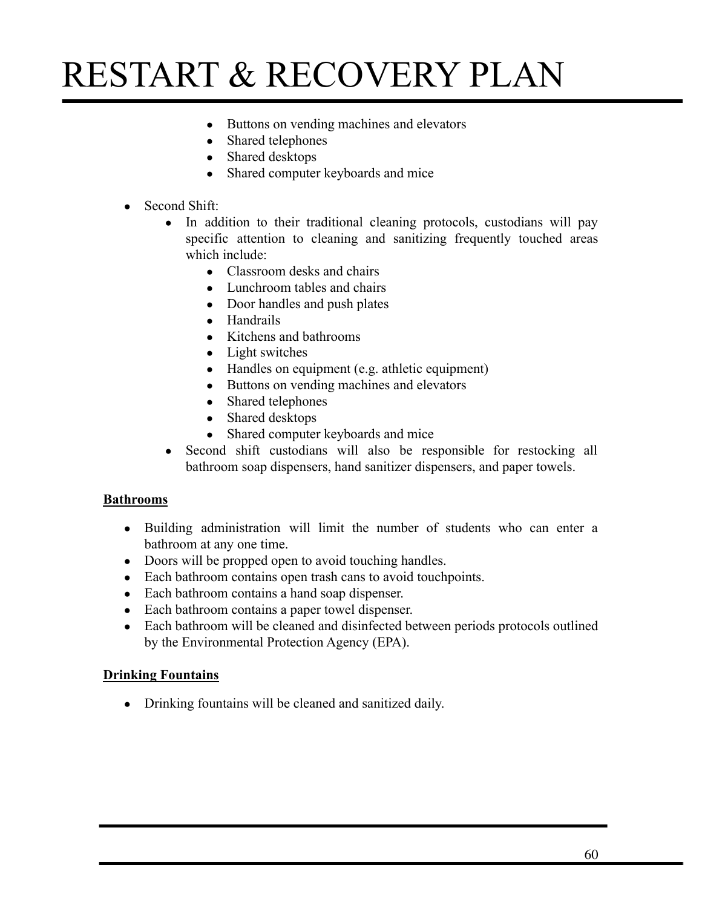- Buttons on vending machines and elevators
- Shared telephones
- Shared desktops
- Shared computer keyboards and mice

- Second Shift:
  - In addition to their traditional cleaning protocols, custodians will pay specific attention to cleaning and sanitizing frequently touched areas which include:
    - Classroom desks and chairs
    - Lunchroom tables and chairs
    - Door handles and push plates
    - Handrails
    - Kitchens and bathrooms
    - Light switches
    - Handles on equipment (e.g. athletic equipment)
    - Buttons on vending machines and elevators
    - Shared telephones
    - Shared desktops
    - Shared computer keyboards and mice
  - Second shift custodians will also be responsible for restocking all bathroom soap dispensers, hand sanitizer dispensers, and paper towels.

**Bathrooms**

- Building administration will limit the number of students who can enter a bathroom at any one time.
- Doors will be propped open to avoid touching handles.
- Each bathroom contains open trash cans to avoid touchpoints.
- Each bathroom contains a hand soap dispenser.
- Each bathroom contains a paper towel dispenser.
- Each bathroom will be cleaned and disinfected between periods protocols outlined by the Environmental Protection Agency (EPA).

**Drinking Fountains**

- Drinking fountains will be cleaned and sanitized daily.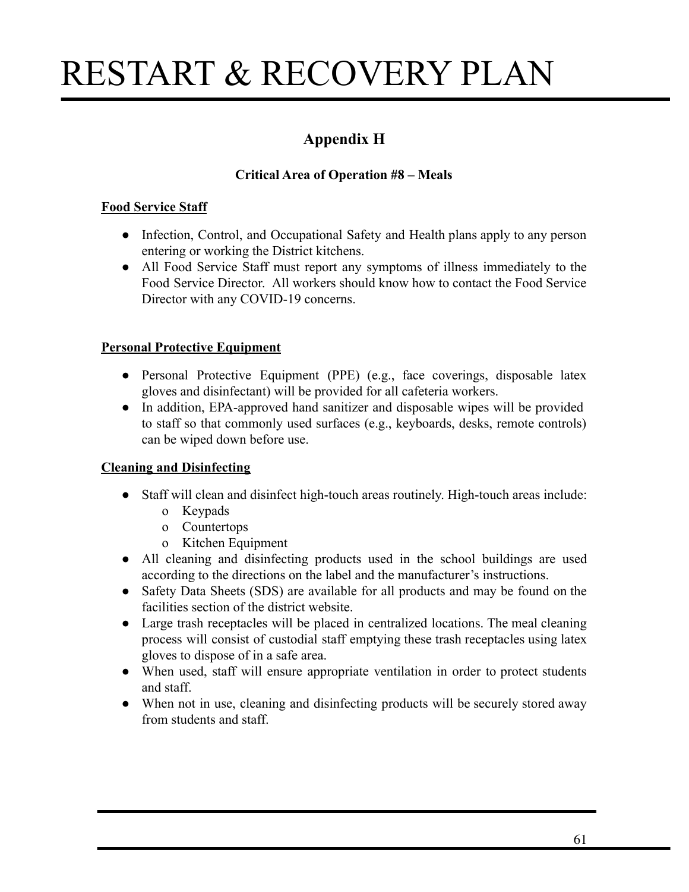## Appendix H

### Critical Area of Operation #8 – Meals

**Food Service Staff**

- Infection, Control, and Occupational Safety and Health plans apply to any person entering or working the District kitchens.
- All Food Service Staff must report any symptoms of illness immediately to the Food Service Director. All workers should know how to contact the Food Service Director with any COVID-19 concerns.

**Personal Protective Equipment**

- Personal Protective Equipment (PPE) (e.g., face coverings, disposable latex gloves and disinfectant) will be provided for all cafeteria workers.
- In addition, EPA-approved hand sanitizer and disposable wipes will be provided to staff so that commonly used surfaces (e.g., keyboards, desks, remote controls) can be wiped down before use.

**Cleaning and Disinfecting**

- Staff will clean and disinfect high-touch areas routinely. High-touch areas include:
  - Keypads
  - Countertops
  - Kitchen Equipment
- All cleaning and disinfecting products used in the school buildings are used according to the directions on the label and the manufacturer's instructions.
- Safety Data Sheets (SDS) are available for all products and may be found on the facilities section of the district website.
- Large trash receptacles will be placed in centralized locations. The meal cleaning process will consist of custodial staff emptying these trash receptacles using latex gloves to dispose of in a safe area.
- When used, staff will ensure appropriate ventilation in order to protect students and staff.
- When not in use, cleaning and disinfecting products will be securely stored away from students and staff.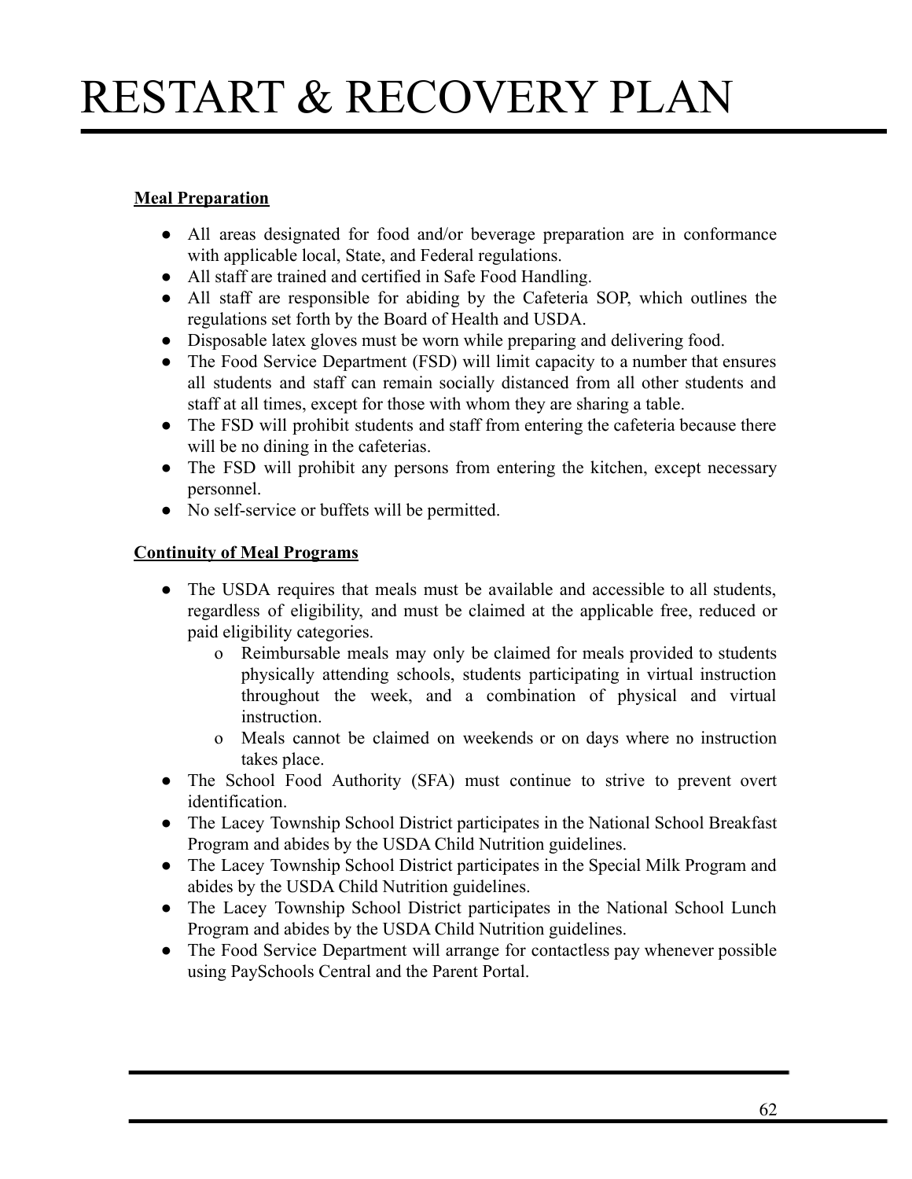**Meal Preparation**

- All areas designated for food and/or beverage preparation are in conformance with applicable local, State, and Federal regulations.
- All staff are trained and certified in Safe Food Handling.
- All staff are responsible for abiding by the Cafeteria SOP, which outlines the regulations set forth by the Board of Health and USDA.
- Disposable latex gloves must be worn while preparing and delivering food.
- The Food Service Department (FSD) will limit capacity to a number that ensures all students and staff can remain socially distanced from all other students and staff at all times, except for those with whom they are sharing a table.
- The FSD will prohibit students and staff from entering the cafeteria because there will be no dining in the cafeterias.
- The FSD will prohibit any persons from entering the kitchen, except necessary personnel.
- No self-service or buffets will be permitted.

**Continuity of Meal Programs**

- The USDA requires that meals must be available and accessible to all students, regardless of eligibility, and must be claimed at the applicable free, reduced or paid eligibility categories.
  - Reimbursable meals may only be claimed for meals provided to students physically attending schools, students participating in virtual instruction throughout the week, and a combination of physical and virtual instruction.
  - Meals cannot be claimed on weekends or on days where no instruction takes place.
- The School Food Authority (SFA) must continue to strive to prevent overt identification.
- The Lacey Township School District participates in the National School Breakfast Program and abides by the USDA Child Nutrition guidelines.
- The Lacey Township School District participates in the Special Milk Program and abides by the USDA Child Nutrition guidelines.
- The Lacey Township School District participates in the National School Lunch Program and abides by the USDA Child Nutrition guidelines.
- The Food Service Department will arrange for contactless pay whenever possible using PaySchools Central and the Parent Portal.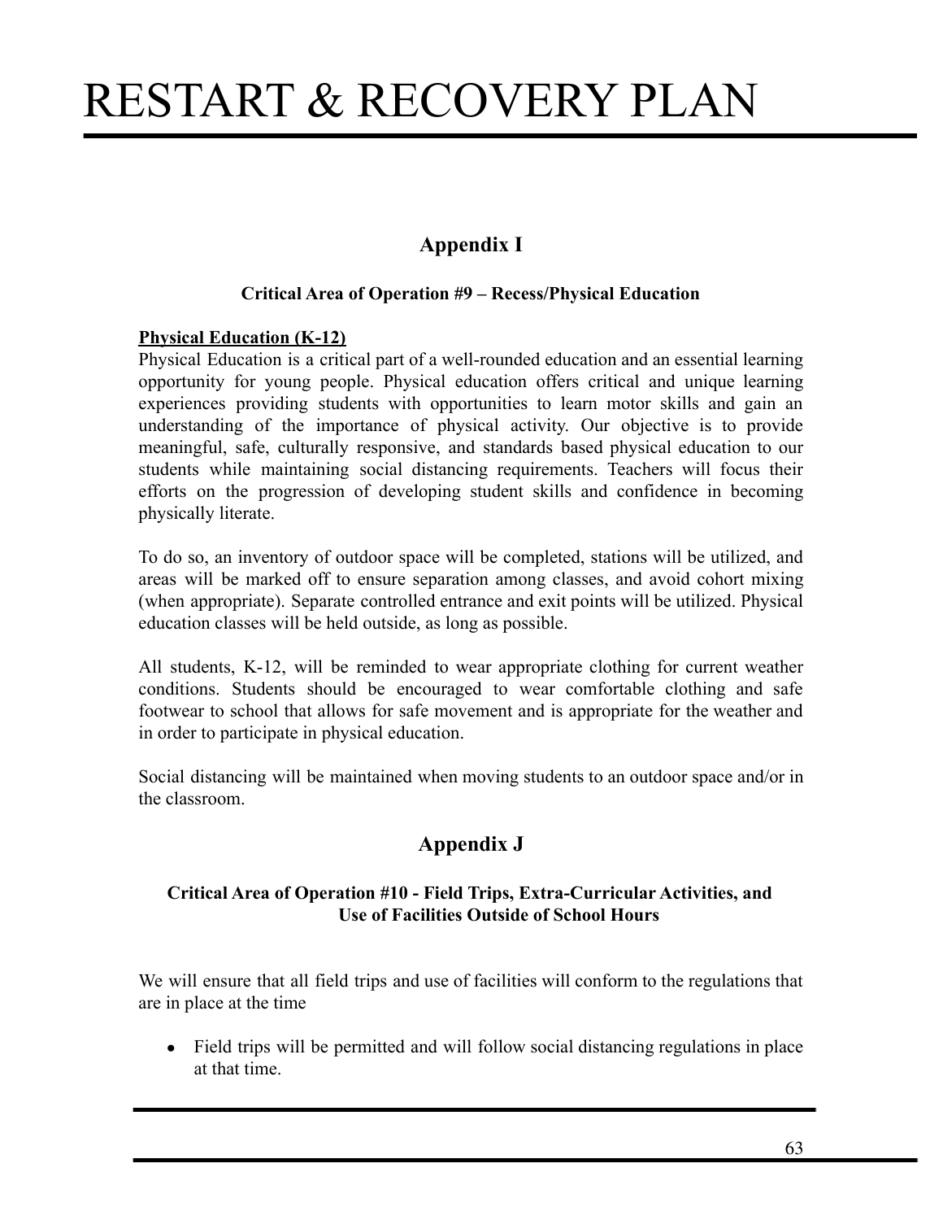## Appendix I

### Critical Area of Operation #9 – Recess/Physical Education

**Physical Education (K-12)**

Physical Education is a critical part of a well-rounded education and an essential learning opportunity for young people. Physical education offers critical and unique learning experiences providing students with opportunities to learn motor skills and gain an understanding of the importance of physical activity. Our objective is to provide meaningful, safe, culturally responsive, and standards based physical education to our students while maintaining social distancing requirements. Teachers will focus their efforts on the progression of developing student skills and confidence in becoming physically literate.

To do so, an inventory of outdoor space will be completed, stations will be utilized, and areas will be marked off to ensure separation among classes, and avoid cohort mixing (when appropriate). Separate controlled entrance and exit points will be utilized. Physical education classes will be held outside, as long as possible.

All students, K-12, will be reminded to wear appropriate clothing for current weather conditions. Students should be encouraged to wear comfortable clothing and safe footwear to school that allows for safe movement and is appropriate for the weather and in order to participate in physical education.

Social distancing will be maintained when moving students to an outdoor space and/or in the classroom.

## Appendix J

### Critical Area of Operation #10 - Field Trips, Extra-Curricular Activities, and Use of Facilities Outside of School Hours

We will ensure that all field trips and use of facilities will conform to the regulations that are in place at the time

- Field trips will be permitted and will follow social distancing regulations in place at that time.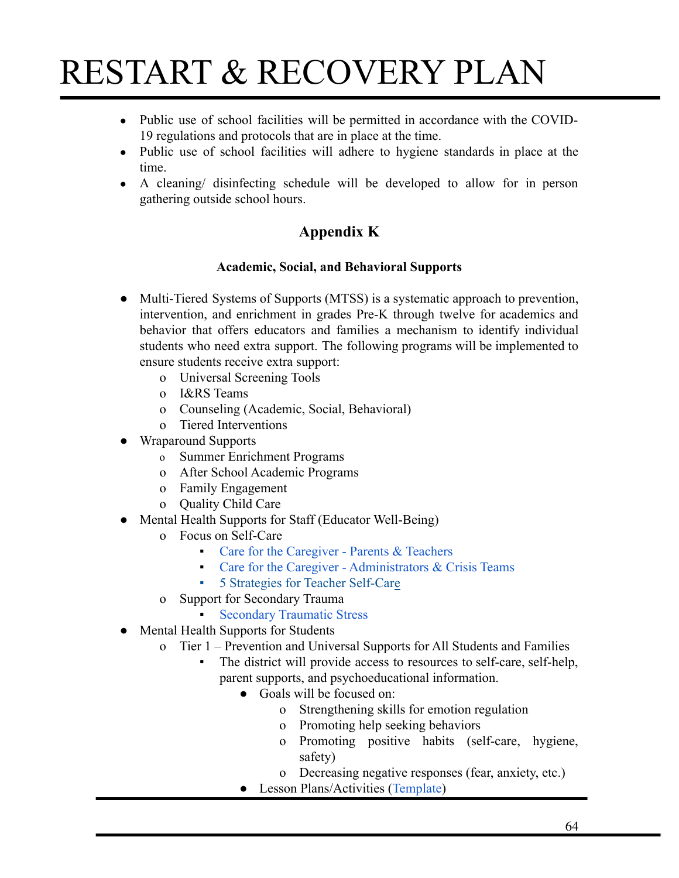- Public use of school facilities will be permitted in accordance with the COVID-19 regulations and protocols that are in place at the time.
- Public use of school facilities will adhere to hygiene standards in place at the time.
- A cleaning/ disinfecting schedule will be developed to allow for in person gathering outside school hours.

## Appendix K

### Academic, Social, and Behavioral Supports

- Multi-Tiered Systems of Supports (MTSS) is a systematic approach to prevention, intervention, and enrichment in grades Pre-K through twelve for academics and behavior that offers educators and families a mechanism to identify individual students who need extra support. The following programs will be implemented to ensure students receive extra support:
    - Universal Screening Tools
    - I&RS Teams
    - Counseling (Academic, Social, Behavioral)
    - Tiered Interventions
- Wraparound Supports
    - Summer Enrichment Programs
    - After School Academic Programs
    - Family Engagement
    - Quality Child Care
- Mental Health Supports for Staff (Educator Well-Being)
    - Focus on Self-Care
        - Care for the Caregiver - Parents & Teachers
        - Care for the Caregiver - Administrators & Crisis Teams
        - 5 Strategies for Teacher Self-Care
    - Support for Secondary Trauma
        - Secondary Traumatic Stress
- Mental Health Supports for Students
    - Tier 1 – Prevention and Universal Supports for All Students and Families
        - The district will provide access to resources to self-care, self-help, parent supports, and psychoeducational information.
            - Goals will be focused on:
                - Strengthening skills for emotion regulation
                - Promoting help seeking behaviors
                - Promoting positive habits (self-care, hygiene, safety)
                - Decreasing negative responses (fear, anxiety, etc.)
            - Lesson Plans/Activities (Template)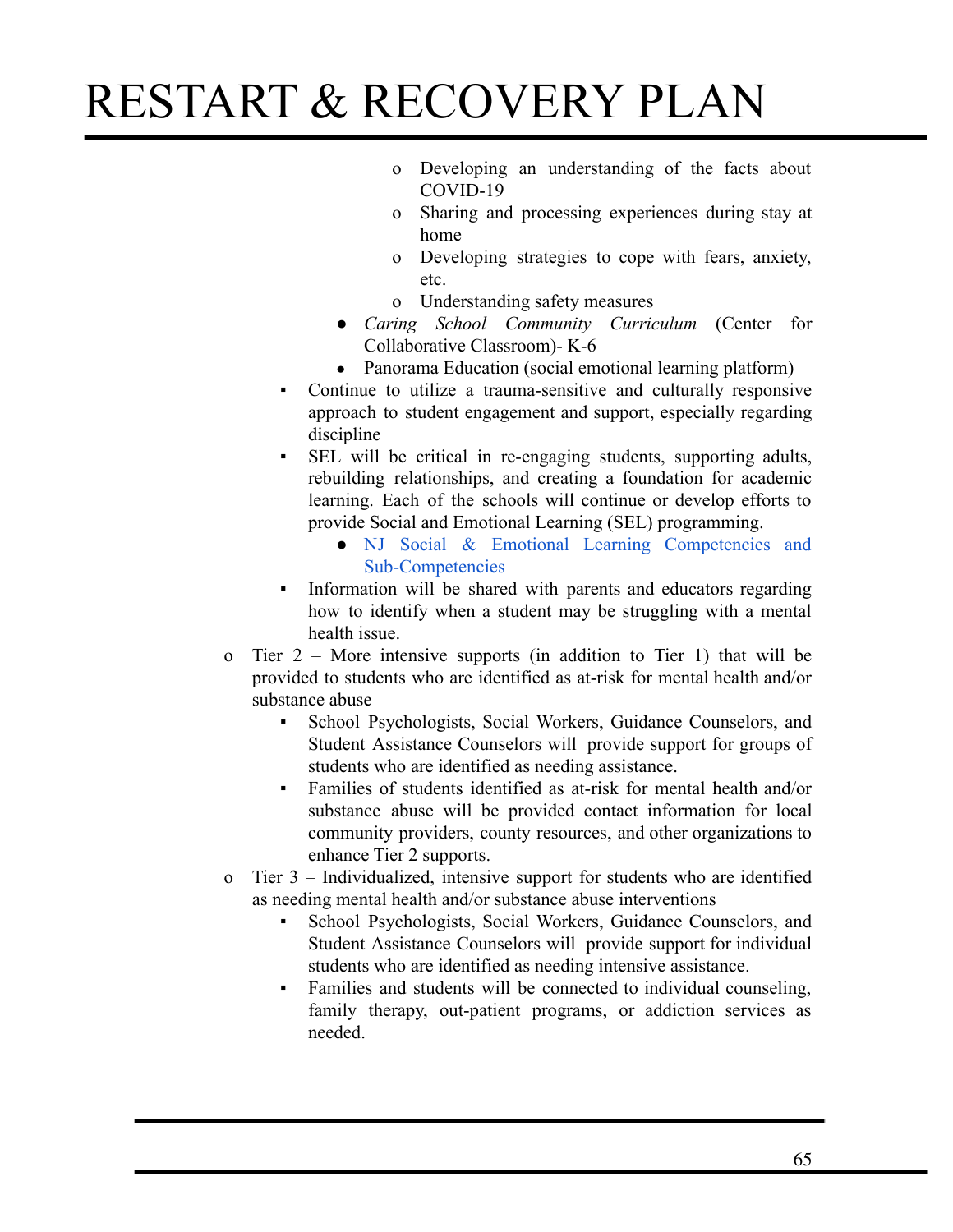- Developing an understanding of the facts about COVID-19
            - Sharing and processing experiences during stay at home
            - Developing strategies to cope with fears, anxiety, etc.
            - Understanding safety measures
          - *Caring School Community Curriculum* (Center for Collaborative Classroom)- K-6
          - Panorama Education (social emotional learning platform)
        - Continue to utilize a trauma-sensitive and culturally responsive approach to student engagement and support, especially regarding discipline
        - SEL will be critical in re-engaging students, supporting adults, rebuilding relationships, and creating a foundation for academic learning. Each of the schools will continue or develop efforts to provide Social and Emotional Learning (SEL) programming.
          - NJ Social & Emotional Learning Competencies and Sub-Competencies
        - Information will be shared with parents and educators regarding how to identify when a student may be struggling with a mental health issue.
    - Tier 2 – More intensive supports (in addition to Tier 1) that will be provided to students who are identified as at-risk for mental health and/or substance abuse
        - School Psychologists, Social Workers, Guidance Counselors, and Student Assistance Counselors will provide support for groups of students who are identified as needing assistance.
        - Families of students identified as at-risk for mental health and/or substance abuse will be provided contact information for local community providers, county resources, and other organizations to enhance Tier 2 supports.
    - Tier 3 – Individualized, intensive support for students who are identified as needing mental health and/or substance abuse interventions
        - School Psychologists, Social Workers, Guidance Counselors, and Student Assistance Counselors will provide support for individual students who are identified as needing intensive assistance.
        - Families and students will be connected to individual counseling, family therapy, out-patient programs, or addiction services as needed.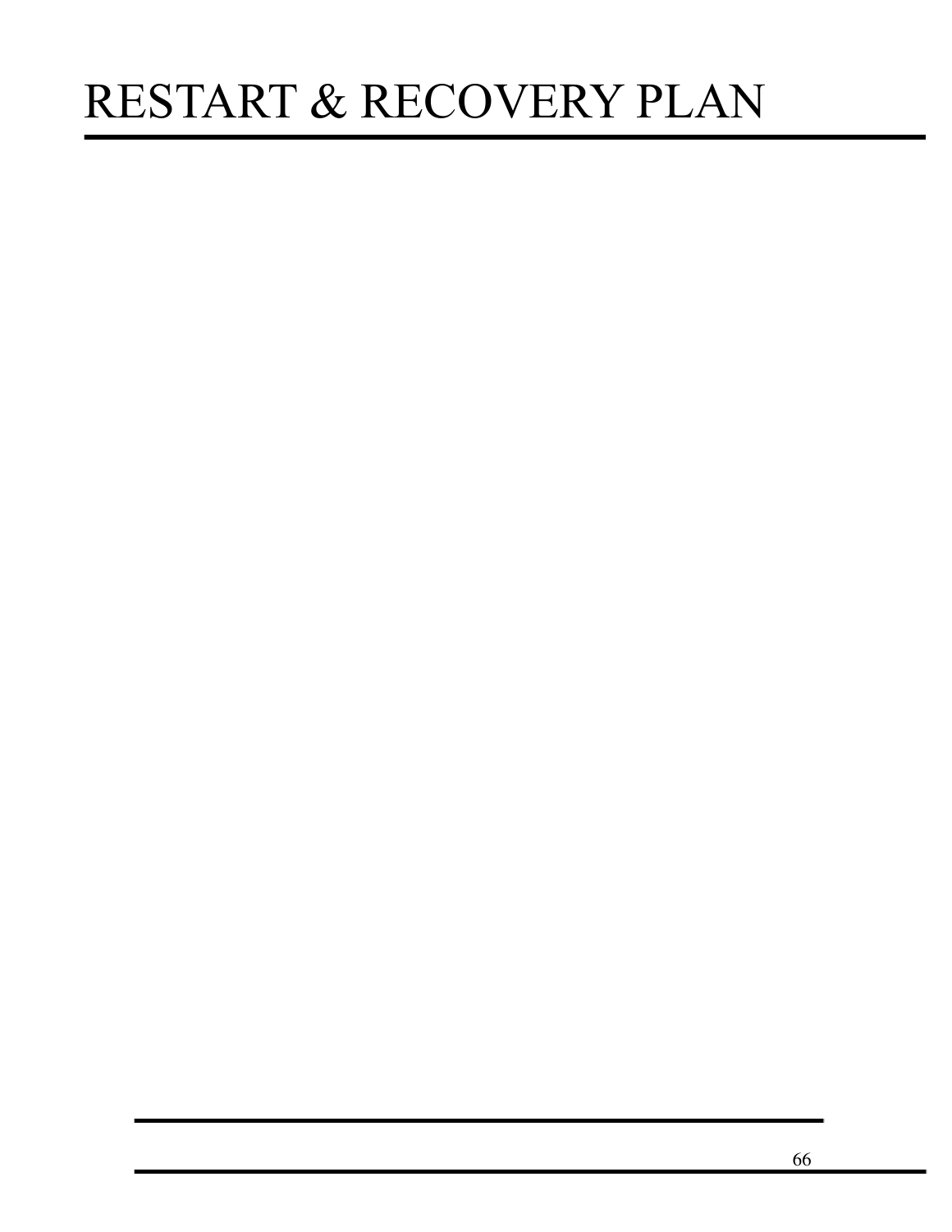# RESTART & RECOVERY PLAN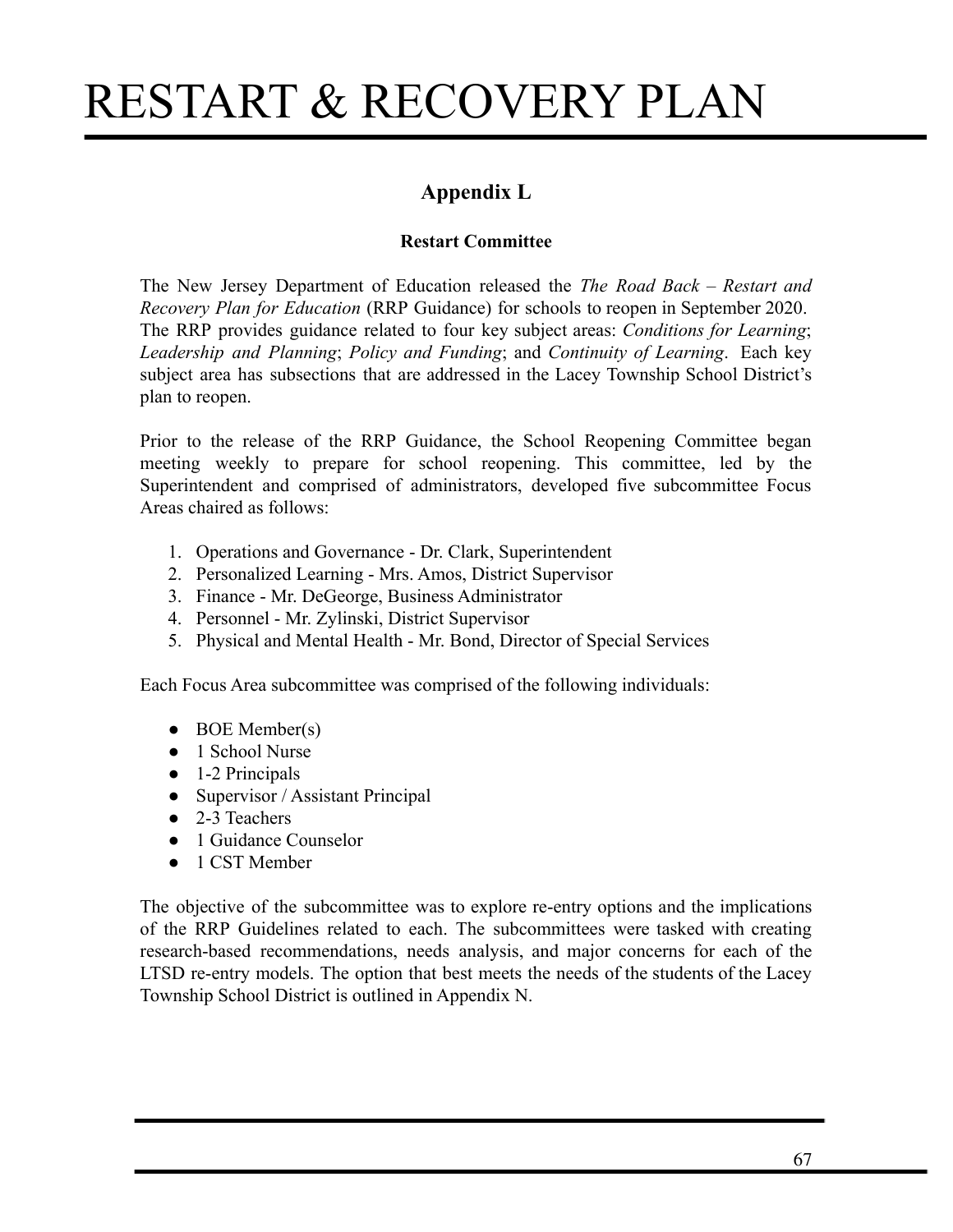## Appendix L

### Restart Committee

The New Jersey Department of Education released the *The Road Back – Restart and Recovery Plan for Education* (RRP Guidance) for schools to reopen in September 2020. The RRP provides guidance related to four key subject areas: *Conditions for Learning*; *Leadership and Planning*; *Policy and Funding*; and *Continuity of Learning*. Each key subject area has subsections that are addressed in the Lacey Township School District's plan to reopen.

Prior to the release of the RRP Guidance, the School Reopening Committee began meeting weekly to prepare for school reopening. This committee, led by the Superintendent and comprised of administrators, developed five subcommittee Focus Areas chaired as follows:

1. Operations and Governance - Dr. Clark, Superintendent
2. Personalized Learning - Mrs. Amos, District Supervisor
3. Finance - Mr. DeGeorge, Business Administrator
4. Personnel - Mr. Zylinski, District Supervisor
5. Physical and Mental Health - Mr. Bond, Director of Special Services

Each Focus Area subcommittee was comprised of the following individuals:

- BOE Member(s)
- 1 School Nurse
- 1-2 Principals
- Supervisor / Assistant Principal
- 2-3 Teachers
- 1 Guidance Counselor
- 1 CST Member

The objective of the subcommittee was to explore re-entry options and the implications of the RRP Guidelines related to each. The subcommittees were tasked with creating research-based recommendations, needs analysis, and major concerns for each of the LTSD re-entry models. The option that best meets the needs of the students of the Lacey Township School District is outlined in Appendix N.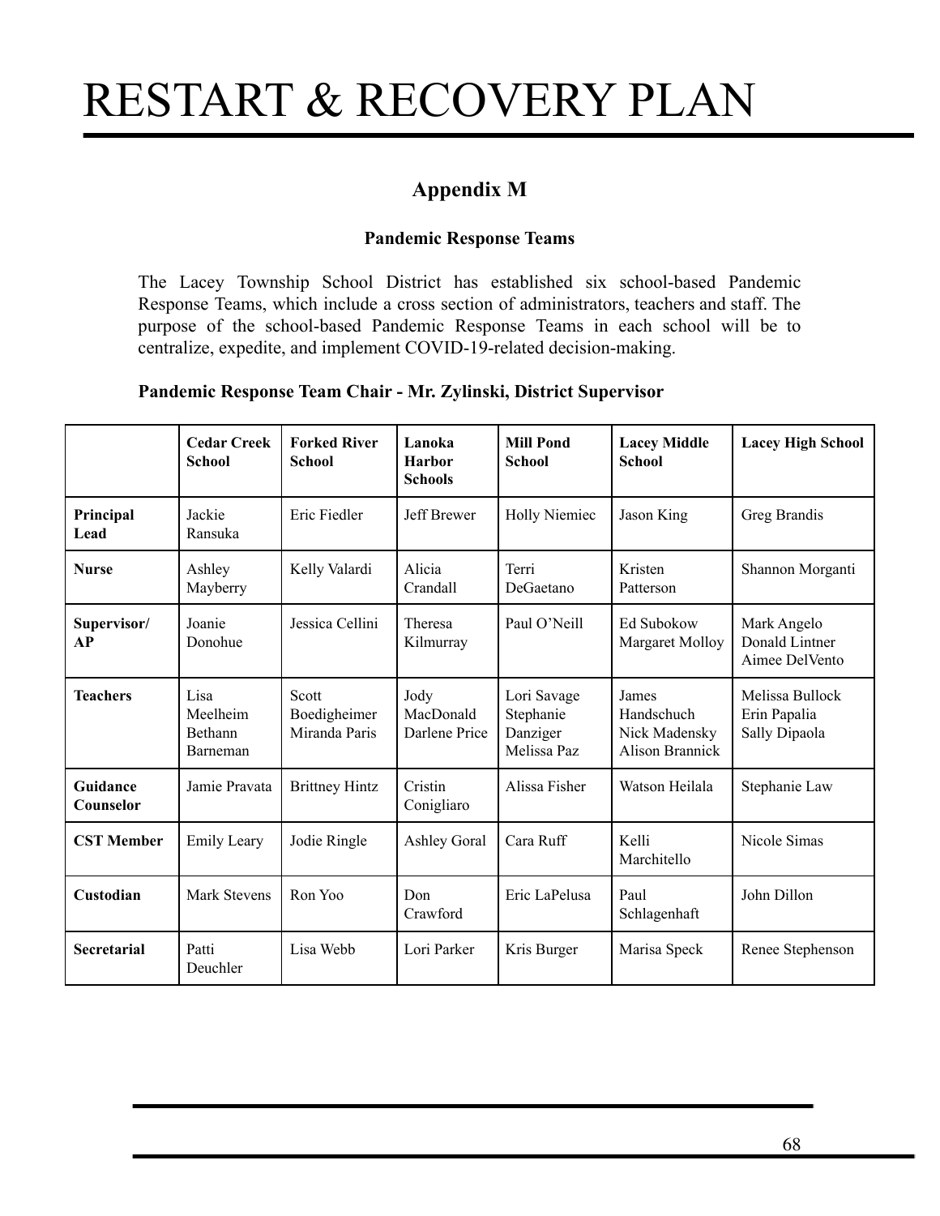# RESTART & RECOVERY PLAN

## Appendix M

### Pandemic Response Teams

The Lacey Township School District has established six school-based Pandemic Response Teams, which include a cross section of administrators, teachers and staff. The purpose of the school-based Pandemic Response Teams in each school will be to centralize, expedite, and implement COVID-19-related decision-making.

**Pandemic Response Team Chair - Mr. Zylinski, District Supervisor**

| | **Cedar Creek School** | **Forked River School** | **Lanoka Harbor Schools** | **Mill Pond School** | **Lacey Middle School** | **Lacey High School** |
|---|---|---|---|---|---|---|
| **Principal Lead** | Jackie Ransuka | Eric Fiedler | Jeff Brewer | Holly Niemiec | Jason King | Greg Brandis |
| **Nurse** | Ashley Mayberry | Kelly Valardi | Alicia Crandall | Terri DeGaetano | Kristen Patterson | Shannon Morganti |
| **Supervisor/ AP** | Joanie Donohue | Jessica Cellini | Theresa Kilmurray | Paul O'Neill | Ed Subokow<br>Margaret Molloy | Mark Angelo<br>Donald Lintner<br>Aimee DelVento |
| **Teachers** | Lisa Meelheim<br>Bethann Barneman | Scott Boedigheimer<br>Miranda Paris | Jody MacDonald<br>Darlene Price | Lori Savage<br>Stephanie Danziger<br>Melissa Paz | James Handschuch<br>Nick Madensky<br>Alison Brannick | Melissa Bullock<br>Erin Papalia<br>Sally Dipaola |
| **Guidance Counselor** | Jamie Pravata | Brittney Hintz | Cristin Conigliaro | Alissa Fisher | Watson Heilala | Stephanie Law |
| **CST Member** | Emily Leary | Jodie Ringle | Ashley Goral | Cara Ruff | Kelli Marchitello | Nicole Simas |
| **Custodian** | Mark Stevens | Ron Yoo | Don Crawford | Eric LaPelusa | Paul Schlagenhaft | John Dillon |
| **Secretarial** | Patti Deuchler | Lisa Webb | Lori Parker | Kris Burger | Marisa Speck | Renee Stephenson |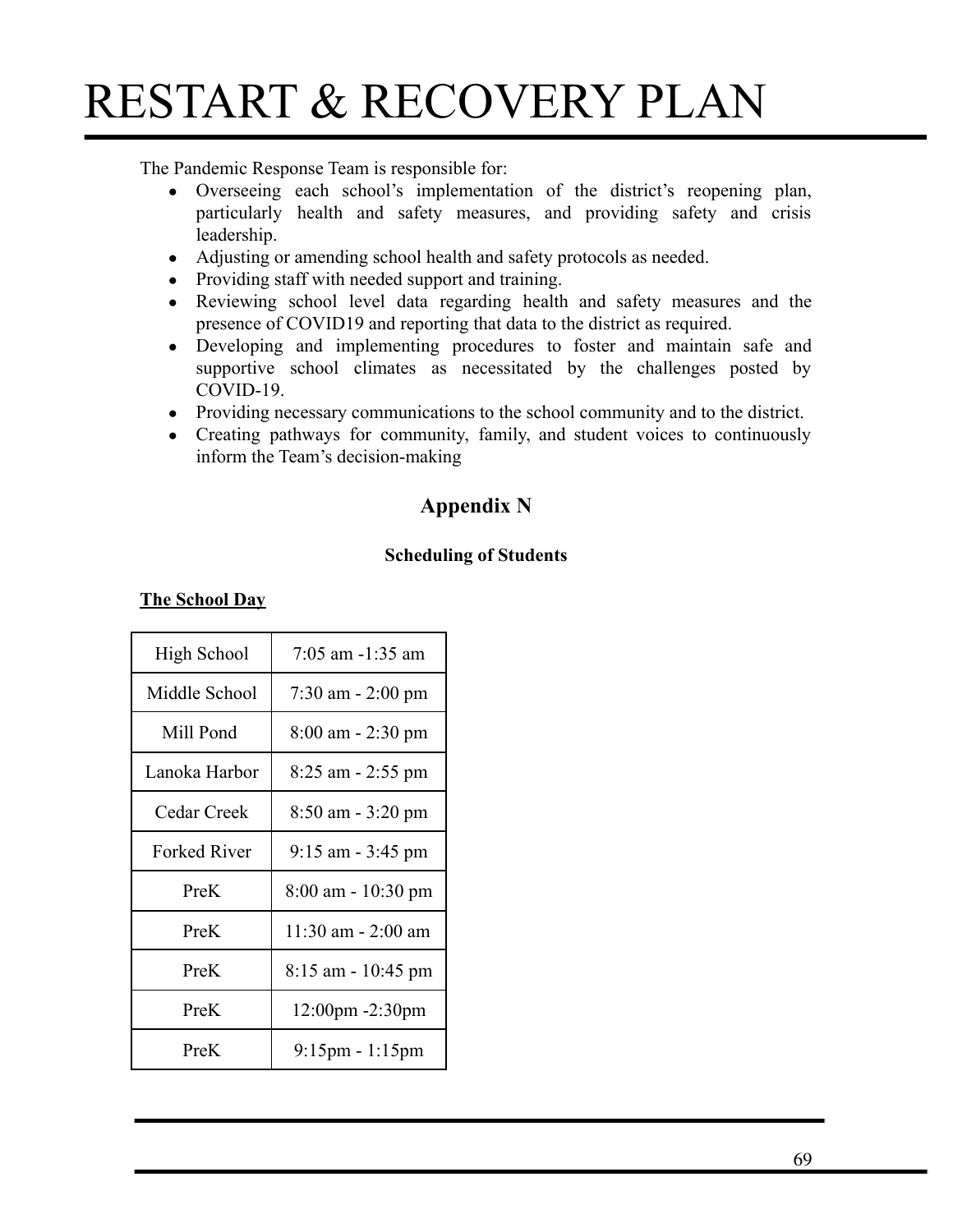# RESTART & RECOVERY PLAN

The Pandemic Response Team is responsible for:

- Overseeing each school's implementation of the district's reopening plan, particularly health and safety measures, and providing safety and crisis leadership.
- Adjusting or amending school health and safety protocols as needed.
- Providing staff with needed support and training.
- Reviewing school level data regarding health and safety measures and the presence of COVID19 and reporting that data to the district as required.
- Developing and implementing procedures to foster and maintain safe and supportive school climates as necessitated by the challenges posted by COVID-19.
- Providing necessary communications to the school community and to the district.
- Creating pathways for community, family, and student voices to continuously inform the Team's decision-making

## Appendix N

### Scheduling of Students

**The School Day**

| | |
|---|---|
| High School | 7:05 am -1:35 am |
| Middle School | 7:30 am - 2:00 pm |
| Mill Pond | 8:00 am - 2:30 pm |
| Lanoka Harbor | 8:25 am - 2:55 pm |
| Cedar Creek | 8:50 am - 3:20 pm |
| Forked River | 9:15 am - 3:45 pm |
| PreK | 8:00 am - 10:30 pm |
| PreK | 11:30 am - 2:00 am |
| PreK | 8:15 am - 10:45 pm |
| PreK | 12:00pm -2:30pm |
| PreK | 9:15pm - 1:15pm |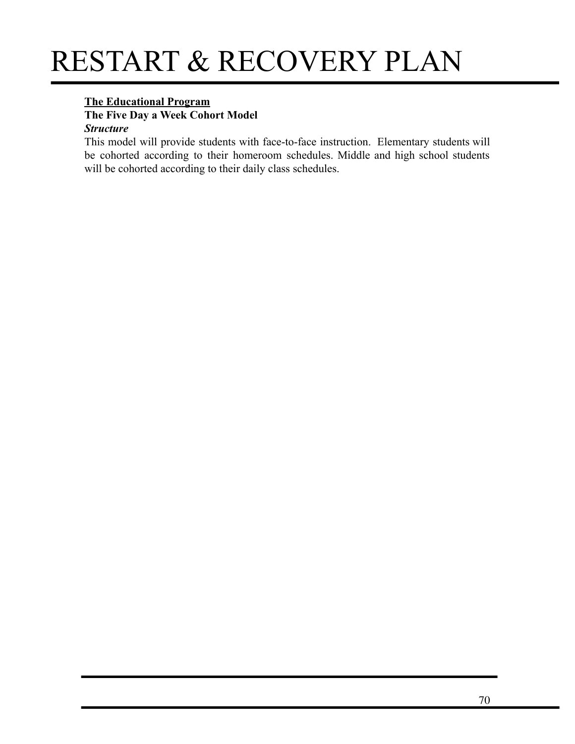**The Educational Program**

**The Five Day a Week Cohort Model**

***Structure***

This model will provide students with face-to-face instruction. Elementary students will be cohorted according to their homeroom schedules. Middle and high school students will be cohorted according to their daily class schedules.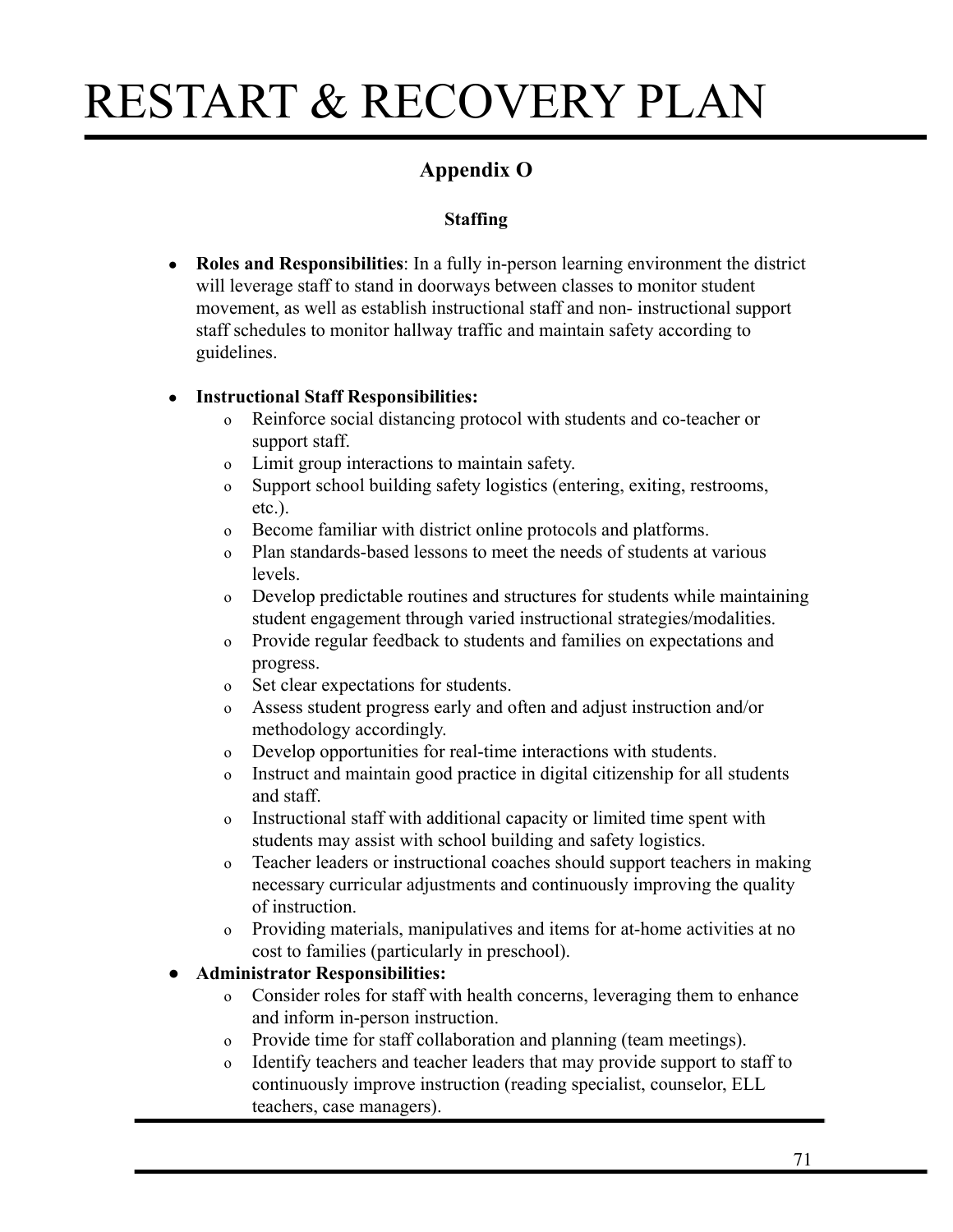## Appendix O

### Staffing

- **Roles and Responsibilities**: In a fully in-person learning environment the district will leverage staff to stand in doorways between classes to monitor student movement, as well as establish instructional staff and non- instructional support staff schedules to monitor hallway traffic and maintain safety according to guidelines.

- **Instructional Staff Responsibilities:**
  - Reinforce social distancing protocol with students and co-teacher or support staff.
  - Limit group interactions to maintain safety.
  - Support school building safety logistics (entering, exiting, restrooms, etc.).
  - Become familiar with district online protocols and platforms.
  - Plan standards-based lessons to meet the needs of students at various levels.
  - Develop predictable routines and structures for students while maintaining student engagement through varied instructional strategies/modalities.
  - Provide regular feedback to students and families on expectations and progress.
  - Set clear expectations for students.
  - Assess student progress early and often and adjust instruction and/or methodology accordingly.
  - Develop opportunities for real-time interactions with students.
  - Instruct and maintain good practice in digital citizenship for all students and staff.
  - Instructional staff with additional capacity or limited time spent with students may assist with school building and safety logistics.
  - Teacher leaders or instructional coaches should support teachers in making necessary curricular adjustments and continuously improving the quality of instruction.
  - Providing materials, manipulatives and items for at-home activities at no cost to families (particularly in preschool).
- **Administrator Responsibilities:**
  - Consider roles for staff with health concerns, leveraging them to enhance and inform in-person instruction.
  - Provide time for staff collaboration and planning (team meetings).
  - Identify teachers and teacher leaders that may provide support to staff to continuously improve instruction (reading specialist, counselor, ELL teachers, case managers).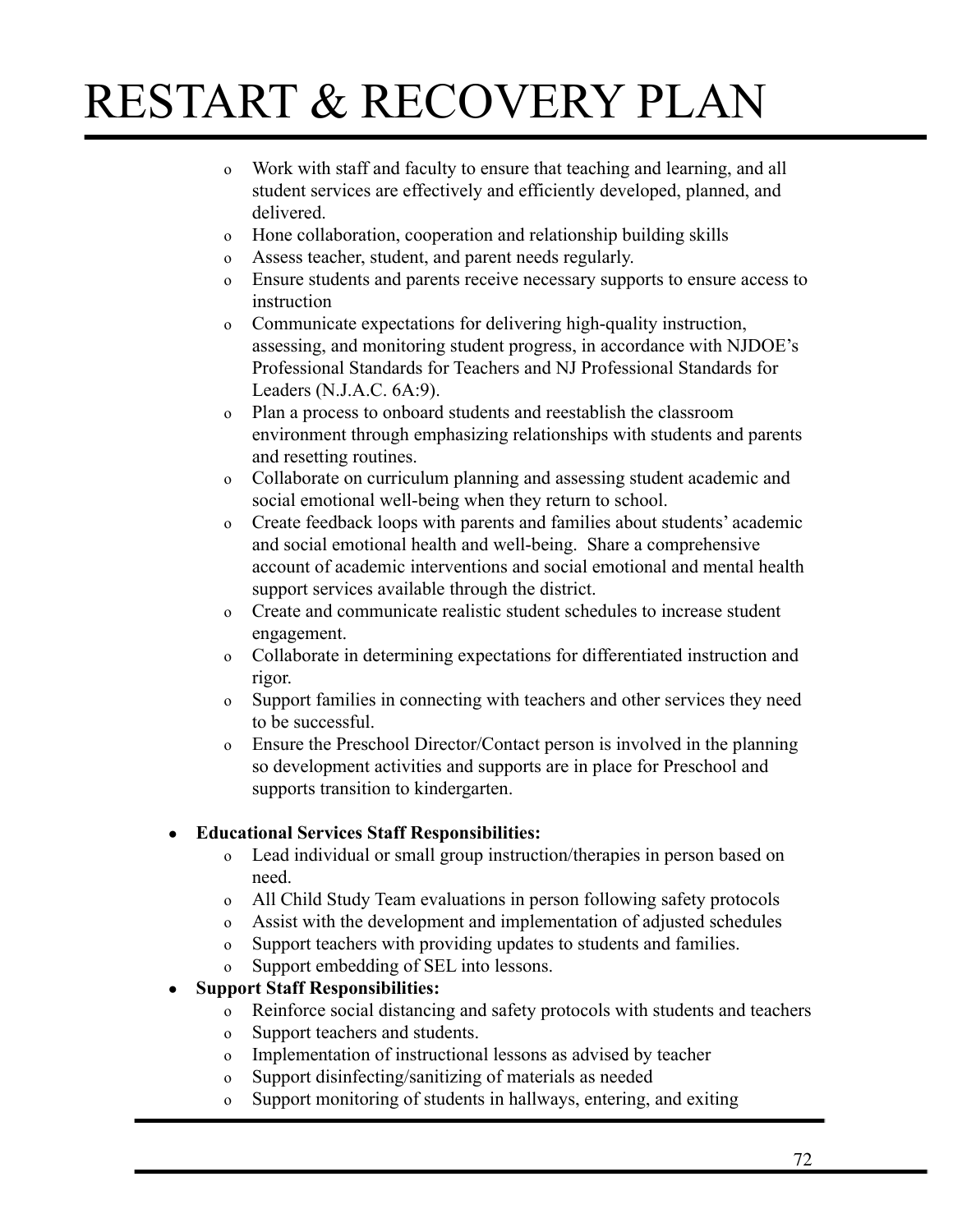- Work with staff and faculty to ensure that teaching and learning, and all student services are effectively and efficiently developed, planned, and delivered.
- Hone collaboration, cooperation and relationship building skills
- Assess teacher, student, and parent needs regularly.
- Ensure students and parents receive necessary supports to ensure access to instruction
- Communicate expectations for delivering high-quality instruction, assessing, and monitoring student progress, in accordance with NJDOE's Professional Standards for Teachers and NJ Professional Standards for Leaders (N.J.A.C. 6A:9).
- Plan a process to onboard students and reestablish the classroom environment through emphasizing relationships with students and parents and resetting routines.
- Collaborate on curriculum planning and assessing student academic and social emotional well-being when they return to school.
- Create feedback loops with parents and families about students' academic and social emotional health and well-being. Share a comprehensive account of academic interventions and social emotional and mental health support services available through the district.
- Create and communicate realistic student schedules to increase student engagement.
- Collaborate in determining expectations for differentiated instruction and rigor.
- Support families in connecting with teachers and other services they need to be successful.
- Ensure the Preschool Director/Contact person is involved in the planning so development activities and supports are in place for Preschool and supports transition to kindergarten.

- **Educational Services Staff Responsibilities:**
  - Lead individual or small group instruction/therapies in person based on need.
  - All Child Study Team evaluations in person following safety protocols
  - Assist with the development and implementation of adjusted schedules
  - Support teachers with providing updates to students and families.
  - Support embedding of SEL into lessons.
- **Support Staff Responsibilities:**
  - Reinforce social distancing and safety protocols with students and teachers
  - Support teachers and students.
  - Implementation of instructional lessons as advised by teacher
  - Support disinfecting/sanitizing of materials as needed
  - Support monitoring of students in hallways, entering, and exiting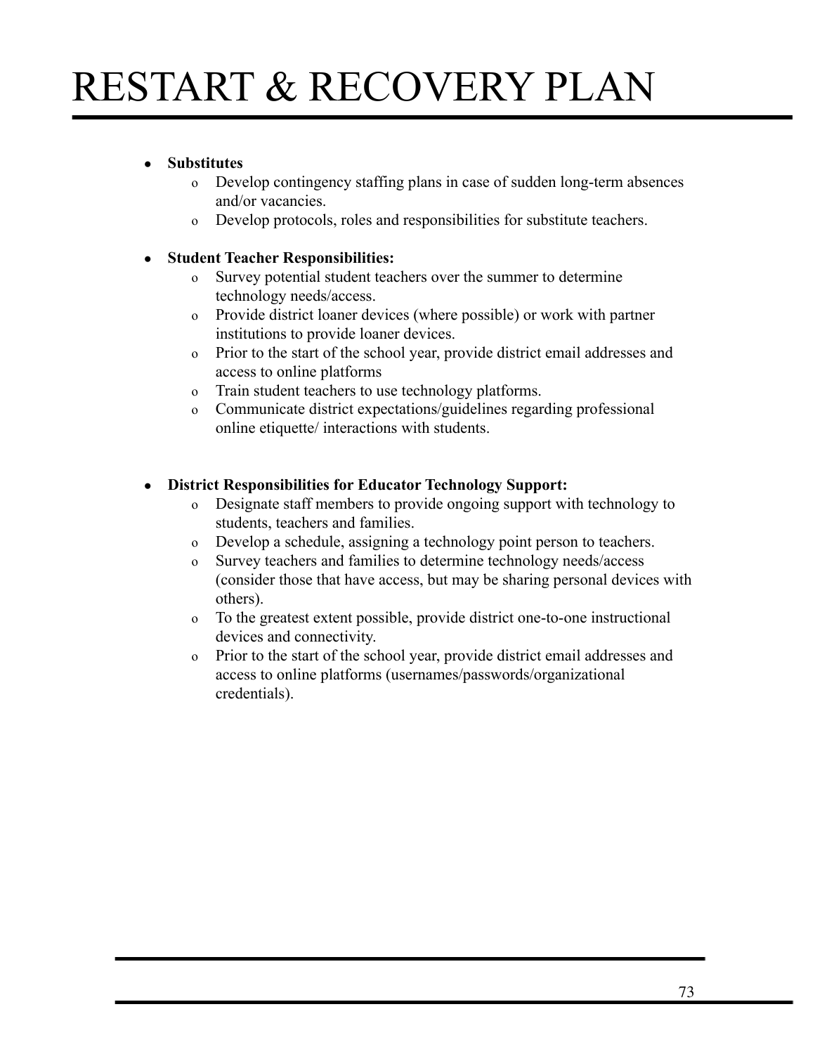- **Substitutes**
  - Develop contingency staffing plans in case of sudden long-term absences and/or vacancies.
  - Develop protocols, roles and responsibilities for substitute teachers.

- **Student Teacher Responsibilities:**
  - Survey potential student teachers over the summer to determine technology needs/access.
  - Provide district loaner devices (where possible) or work with partner institutions to provide loaner devices.
  - Prior to the start of the school year, provide district email addresses and access to online platforms
  - Train student teachers to use technology platforms.
  - Communicate district expectations/guidelines regarding professional online etiquette/ interactions with students.

- **District Responsibilities for Educator Technology Support:**
  - Designate staff members to provide ongoing support with technology to students, teachers and families.
  - Develop a schedule, assigning a technology point person to teachers.
  - Survey teachers and families to determine technology needs/access (consider those that have access, but may be sharing personal devices with others).
  - To the greatest extent possible, provide district one-to-one instructional devices and connectivity.
  - Prior to the start of the school year, provide district email addresses and access to online platforms (usernames/passwords/organizational credentials).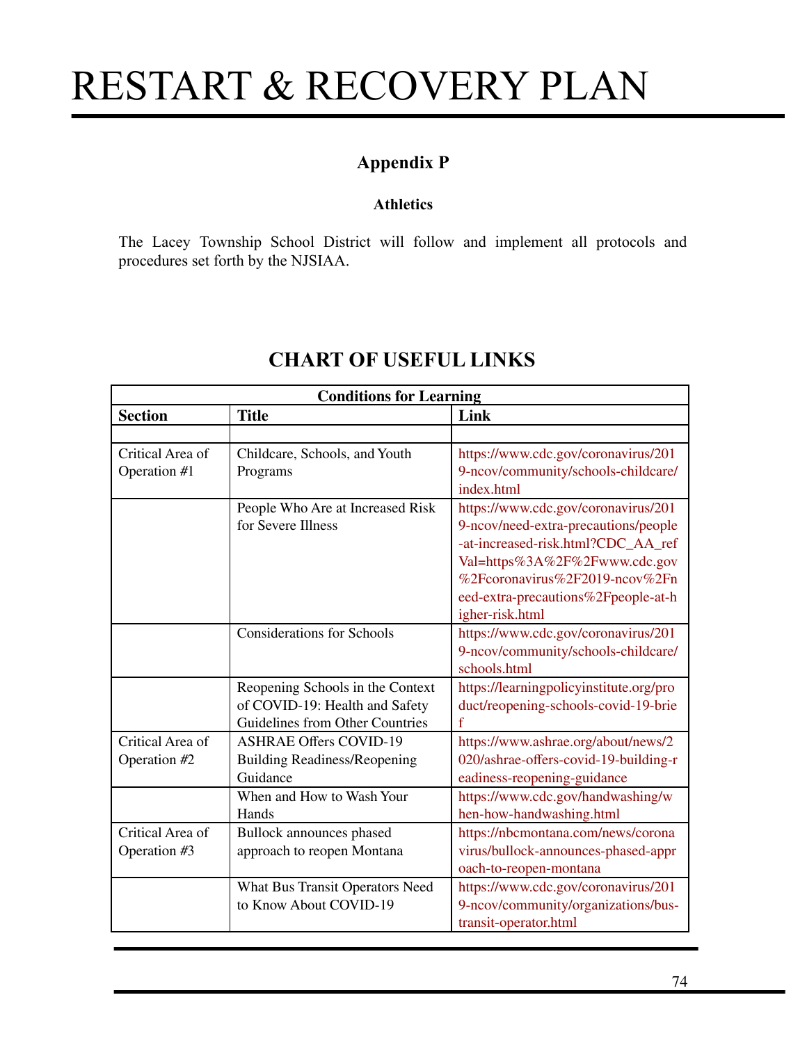# RESTART & RECOVERY PLAN

## Appendix P

### Athletics

The Lacey Township School District will follow and implement all protocols and procedures set forth by the NJSIAA.

## CHART OF USEFUL LINKS

| Conditions for Learning | | |
|---|---|---|
| **Section** | **Title** | **Link** |
| | | |
| Critical Area of Operation #1 | Childcare, Schools, and Youth Programs | https://www.cdc.gov/coronavirus/2019-ncov/community/schools-childcare/index.html |
| | People Who Are at Increased Risk for Severe Illness | https://www.cdc.gov/coronavirus/2019-ncov/need-extra-precautions/people-at-increased-risk.html?CDC_AA_refVal=https%3A%2F%2Fwww.cdc.gov%2Fcoronavirus%2F2019-ncov%2Fneed-extra-precautions%2Fpeople-at-higher-risk.html |
| | Considerations for Schools | https://www.cdc.gov/coronavirus/2019-ncov/community/schools-childcare/schools.html |
| | Reopening Schools in the Context of COVID-19: Health and Safety Guidelines from Other Countries | https://learningpolicyinstitute.org/product/reopening-schools-covid-19-brief |
| Critical Area of Operation #2 | ASHRAE Offers COVID-19 Building Readiness/Reopening Guidance | https://www.ashrae.org/about/news/2020/ashrae-offers-covid-19-building-readiness-reopening-guidance |
| | When and How to Wash Your Hands | https://www.cdc.gov/handwashing/when-how-handwashing.html |
| Critical Area of Operation #3 | Bullock announces phased approach to reopen Montana | https://nbcmontana.com/news/coronavirus/bullock-announces-phased-approach-to-reopen-montana |
| | What Bus Transit Operators Need to Know About COVID-19 | https://www.cdc.gov/coronavirus/2019-ncov/community/organizations/bus-transit-operator.html |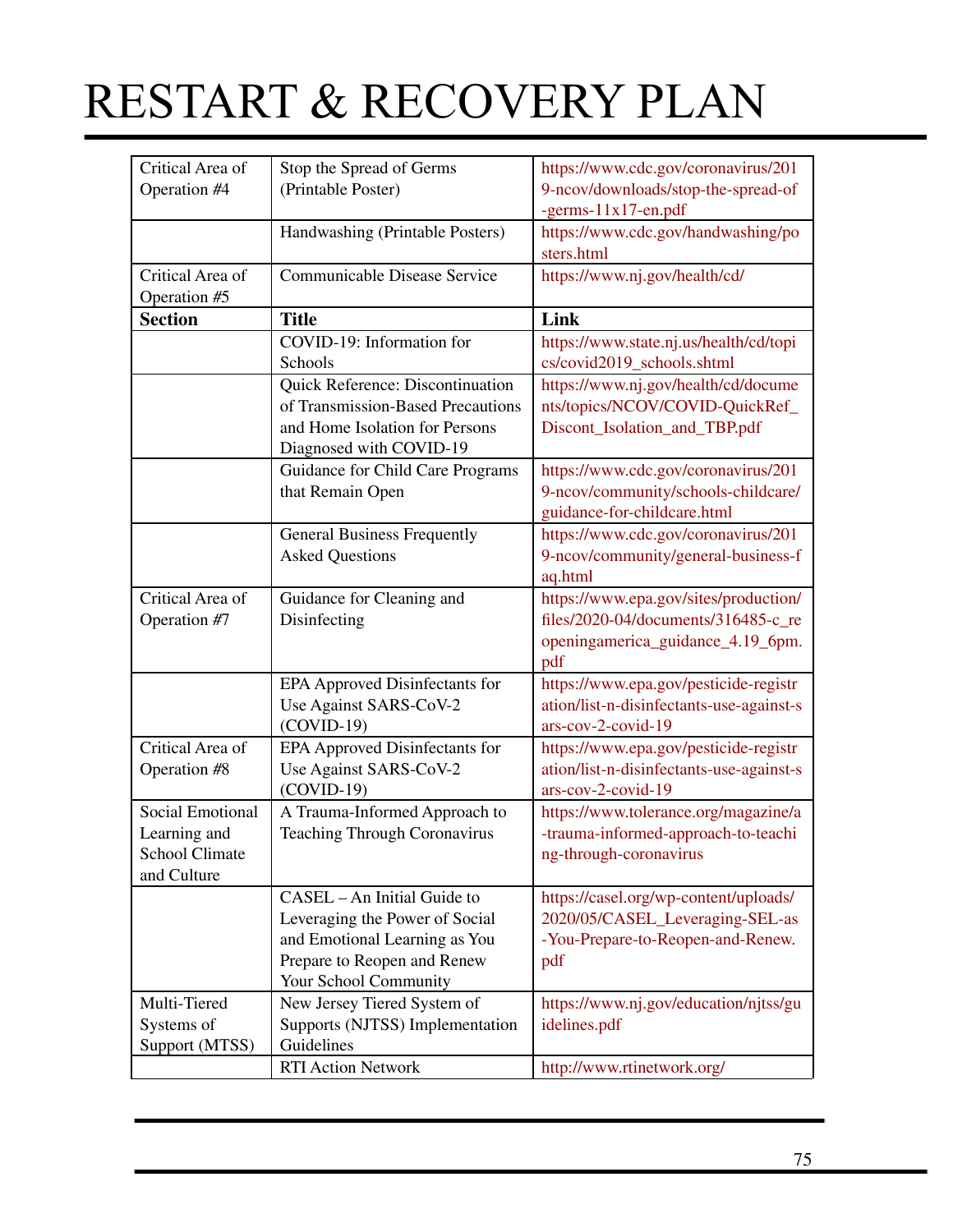# RESTART & RECOVERY PLAN

| Critical Area of Operation #4 | Stop the Spread of Germs (Printable Poster) | https://www.cdc.gov/coronavirus/2019-ncov/downloads/stop-the-spread-of-germs-11x17-en.pdf |
|---|---|---|
| | Handwashing (Printable Posters) | https://www.cdc.gov/handwashing/posters.html |
| Critical Area of Operation #5 | Communicable Disease Service | https://www.nj.gov/health/cd/ |
| **Section** | **Title** | **Link** |
| | COVID-19: Information for Schools | https://www.state.nj.us/health/cd/topics/covid2019_schools.shtml |
| | Quick Reference: Discontinuation of Transmission-Based Precautions and Home Isolation for Persons Diagnosed with COVID-19 | https://www.nj.gov/health/cd/documents/topics/NCOV/COVID-QuickRef_Discont_Isolation_and_TBP.pdf |
| | Guidance for Child Care Programs that Remain Open | https://www.cdc.gov/coronavirus/2019-ncov/community/schools-childcare/guidance-for-childcare.html |
| | General Business Frequently Asked Questions | https://www.cdc.gov/coronavirus/2019-ncov/community/general-business-faq.html |
| Critical Area of Operation #7 | Guidance for Cleaning and Disinfecting | https://www.epa.gov/sites/production/files/2020-04/documents/316485-c_reopeningamerica_guidance_4.19_6pm.pdf |
| | EPA Approved Disinfectants for Use Against SARS-CoV-2 (COVID-19) | https://www.epa.gov/pesticide-registration/list-n-disinfectants-use-against-sars-cov-2-covid-19 |
| Critical Area of Operation #8 | EPA Approved Disinfectants for Use Against SARS-CoV-2 (COVID-19) | https://www.epa.gov/pesticide-registration/list-n-disinfectants-use-against-sars-cov-2-covid-19 |
| Social Emotional Learning and School Climate and Culture | A Trauma-Informed Approach to Teaching Through Coronavirus | https://www.tolerance.org/magazine/a-trauma-informed-approach-to-teaching-through-coronavirus |
| | CASEL – An Initial Guide to Leveraging the Power of Social and Emotional Learning as You Prepare to Reopen and Renew Your School Community | https://casel.org/wp-content/uploads/2020/05/CASEL_Leveraging-SEL-as-You-Prepare-to-Reopen-and-Renew.pdf |
| Multi-Tiered Systems of Support (MTSS) | New Jersey Tiered System of Supports (NJTSS) Implementation Guidelines | https://www.nj.gov/education/njtss/guidelines.pdf |
| | RTI Action Network | http://www.rtinetwork.org/ |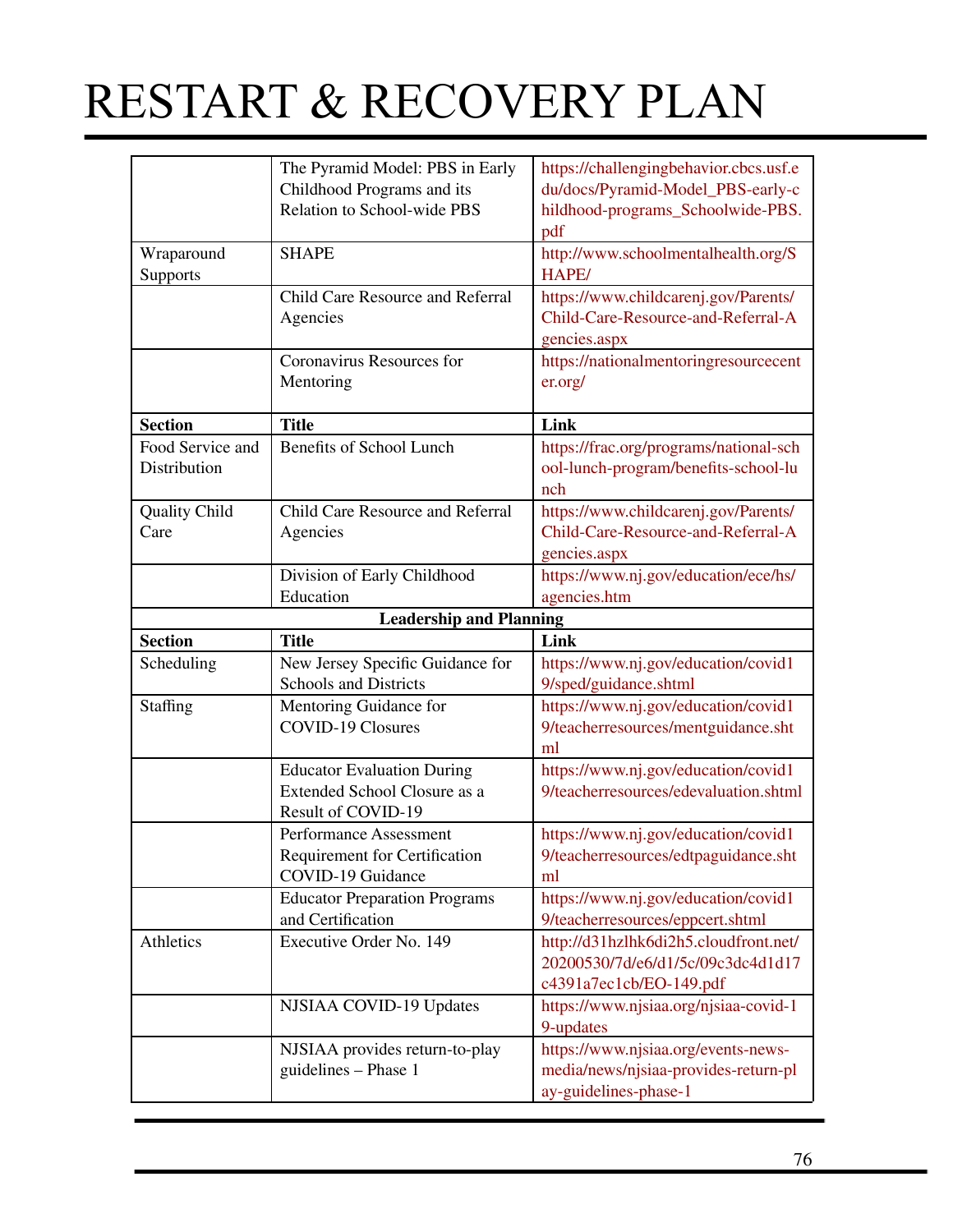# RESTART & RECOVERY PLAN

| | | |
|---|---|---|
| | The Pyramid Model: PBS in Early Childhood Programs and its Relation to School-wide PBS | https://challengingbehavior.cbcs.usf.edu/docs/Pyramid-Model_PBS-early-childhood-programs_Schoolwide-PBS.pdf |
| Wraparound Supports | SHAPE | http://www.schoolmentalhealth.org/SHAPE/ |
| | Child Care Resource and Referral Agencies | https://www.childcarenj.gov/Parents/Child-Care-Resource-and-Referral-Agencies.aspx |
| | Coronavirus Resources for Mentoring | https://nationalmentoringresourcecenter.org/ |
| **Section** | **Title** | **Link** |
| Food Service and Distribution | Benefits of School Lunch | https://frac.org/programs/national-school-lunch-program/benefits-school-lunch |
| Quality Child Care | Child Care Resource and Referral Agencies | https://www.childcarenj.gov/Parents/Child-Care-Resource-and-Referral-Agencies.aspx |
| | Division of Early Childhood Education | https://www.nj.gov/education/ece/hs/agencies.htm |
| | **Leadership and Planning** | |
| **Section** | **Title** | **Link** |
| Scheduling | New Jersey Specific Guidance for Schools and Districts | https://www.nj.gov/education/covid19/sped/guidance.shtml |
| Staffing | Mentoring Guidance for COVID-19 Closures | https://www.nj.gov/education/covid19/teacherresources/mentguidance.shtml |
| | Educator Evaluation During Extended School Closure as a Result of COVID-19 | https://www.nj.gov/education/covid19/teacherresources/edevaluation.shtml |
| | Performance Assessment Requirement for Certification COVID-19 Guidance | https://www.nj.gov/education/covid19/teacherresources/edtpaguidance.shtml |
| | Educator Preparation Programs and Certification | https://www.nj.gov/education/covid19/teacherresources/eppcert.shtml |
| Athletics | Executive Order No. 149 | http://d31hzlhk6di2h5.cloudfront.net/20200530/7d/e6/d1/5c/09c3dc4d1d17c4391a7ec1cb/EO-149.pdf |
| | NJSIAA COVID-19 Updates | https://www.njsiaa.org/njsiaa-covid-19-updates |
| | NJSIAA provides return-to-play guidelines – Phase 1 | https://www.njsiaa.org/events-news-media/news/njsiaa-provides-return-play-guidelines-phase-1 |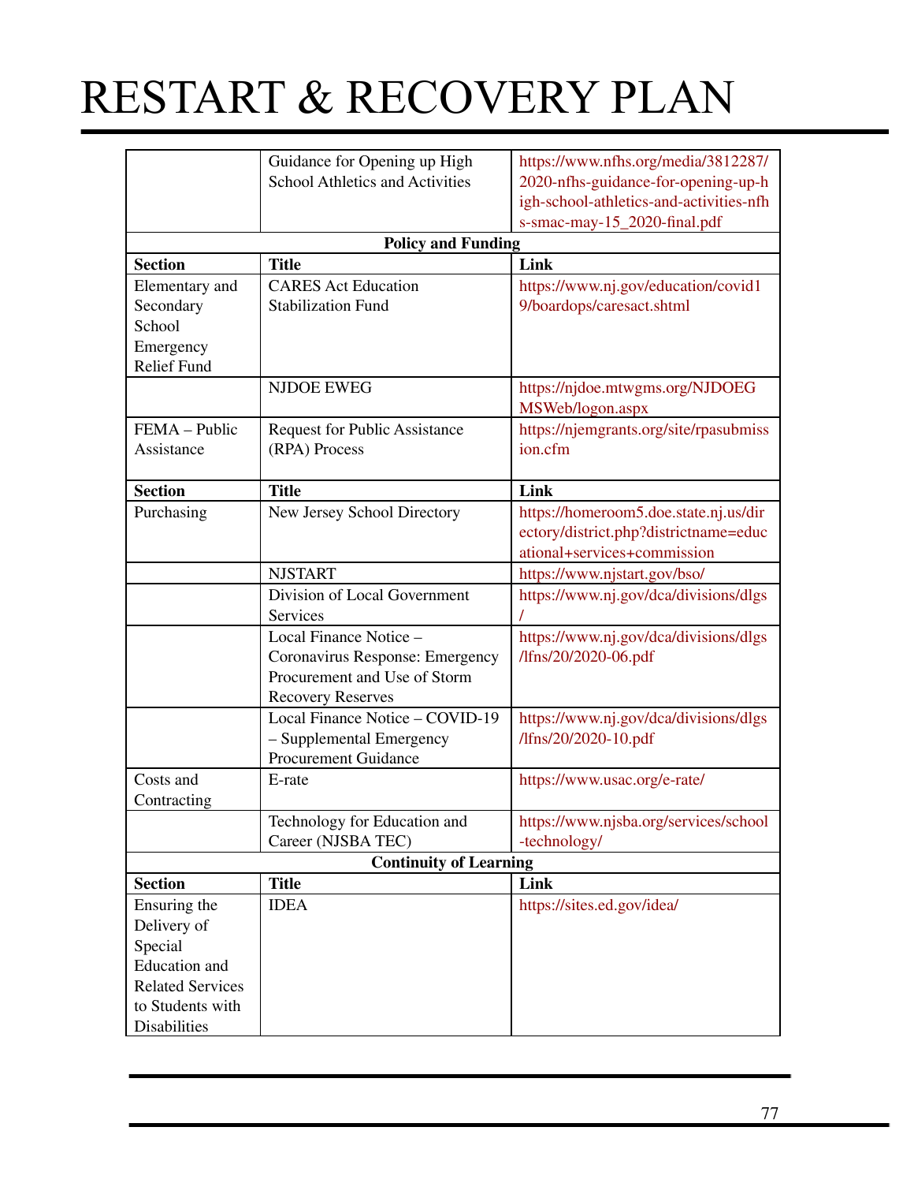# RESTART & RECOVERY PLAN

| | | |
|---|---|---|
| | Guidance for Opening up High School Athletics and Activities | https://www.nfhs.org/media/3812287/2020-nfhs-guidance-for-opening-up-high-school-athletics-and-activities-nfhs-smac-may-15_2020-final.pdf |
| **Policy and Funding** | | |
| **Section** | **Title** | **Link** |
| Elementary and Secondary School Emergency Relief Fund | CARES Act Education Stabilization Fund | https://www.nj.gov/education/covid19/boardops/caresact.shtml |
| | NJDOE EWEG | https://njdoe.mtwgms.org/NJDOEGMSWeb/logon.aspx |
| FEMA – Public Assistance | Request for Public Assistance (RPA) Process | https://njemgrants.org/site/rpasubmission.cfm |
| **Section** | **Title** | **Link** |
| Purchasing | New Jersey School Directory | https://homeroom5.doe.state.nj.us/directory/district.php?districtname=educational+services+commission |
| | NJSTART | https://www.njstart.gov/bso/ |
| | Division of Local Government Services | https://www.nj.gov/dca/divisions/dlgs/ |
| | Local Finance Notice – Coronavirus Response: Emergency Procurement and Use of Storm Recovery Reserves | https://www.nj.gov/dca/divisions/dlgs/lfns/20/2020-06.pdf |
| | Local Finance Notice – COVID-19 – Supplemental Emergency Procurement Guidance | https://www.nj.gov/dca/divisions/dlgs/lfns/20/2020-10.pdf |
| Costs and Contracting | E-rate | https://www.usac.org/e-rate/ |
| | Technology for Education and Career (NJSBA TEC) | https://www.njsba.org/services/school-technology/ |
| **Continuity of Learning** | | |
| **Section** | **Title** | **Link** |
| Ensuring the Delivery of Special Education and Related Services to Students with Disabilities | IDEA | https://sites.ed.gov/idea/ |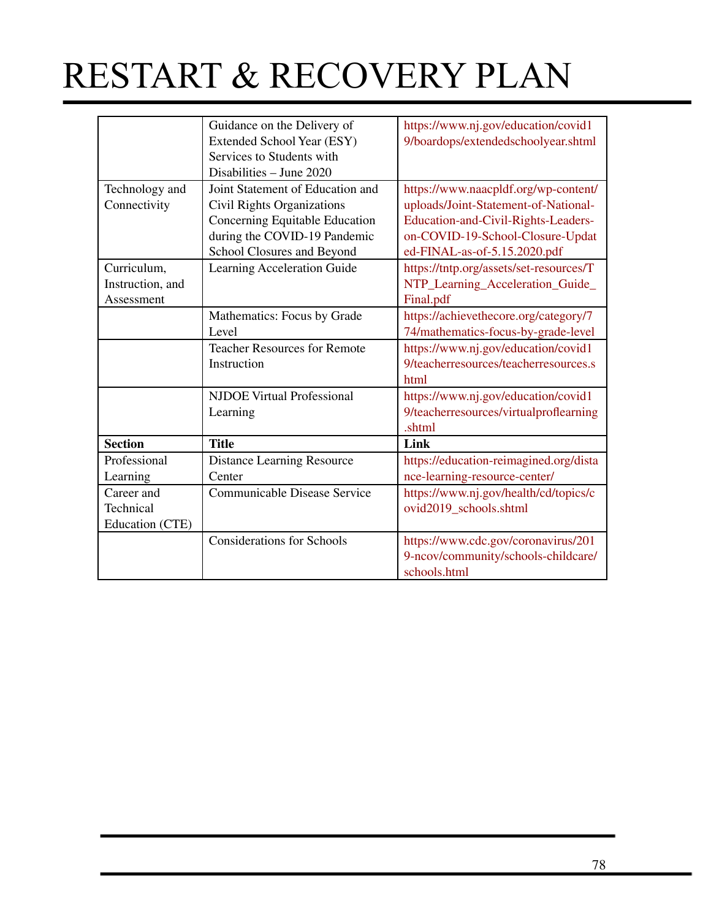| | | |
|---|---|---|
| | Guidance on the Delivery of Extended School Year (ESY) Services to Students with Disabilities – June 2020 | https://www.nj.gov/education/covid19/boardops/extendedschoolyear.shtml |
| Technology and Connectivity | Joint Statement of Education and Civil Rights Organizations Concerning Equitable Education during the COVID-19 Pandemic School Closures and Beyond | https://www.naacpldf.org/wp-content/uploads/Joint-Statement-of-National-Education-and-Civil-Rights-Leaders-on-COVID-19-School-Closure-Updated-FINAL-as-of-5.15.2020.pdf |
| Curriculum, Instruction, and Assessment | Learning Acceleration Guide | https://tntp.org/assets/set-resources/TNTP_Learning_Acceleration_Guide_Final.pdf |
| | Mathematics: Focus by Grade Level | https://achievethecore.org/category/774/mathematics-focus-by-grade-level |
| | Teacher Resources for Remote Instruction | https://www.nj.gov/education/covid19/teacherresources/teacherresources.shtml |
| | NJDOE Virtual Professional Learning | https://www.nj.gov/education/covid19/teacherresources/virtualproflearning.shtml |
| **Section** | **Title** | **Link** |
| Professional Learning | Distance Learning Resource Center | https://education-reimagined.org/distance-learning-resource-center/ |
| Career and Technical Education (CTE) | Communicable Disease Service | https://www.nj.gov/health/cd/topics/covid2019_schools.shtml |
| | Considerations for Schools | https://www.cdc.gov/coronavirus/2019-ncov/community/schools-childcare/schools.html |